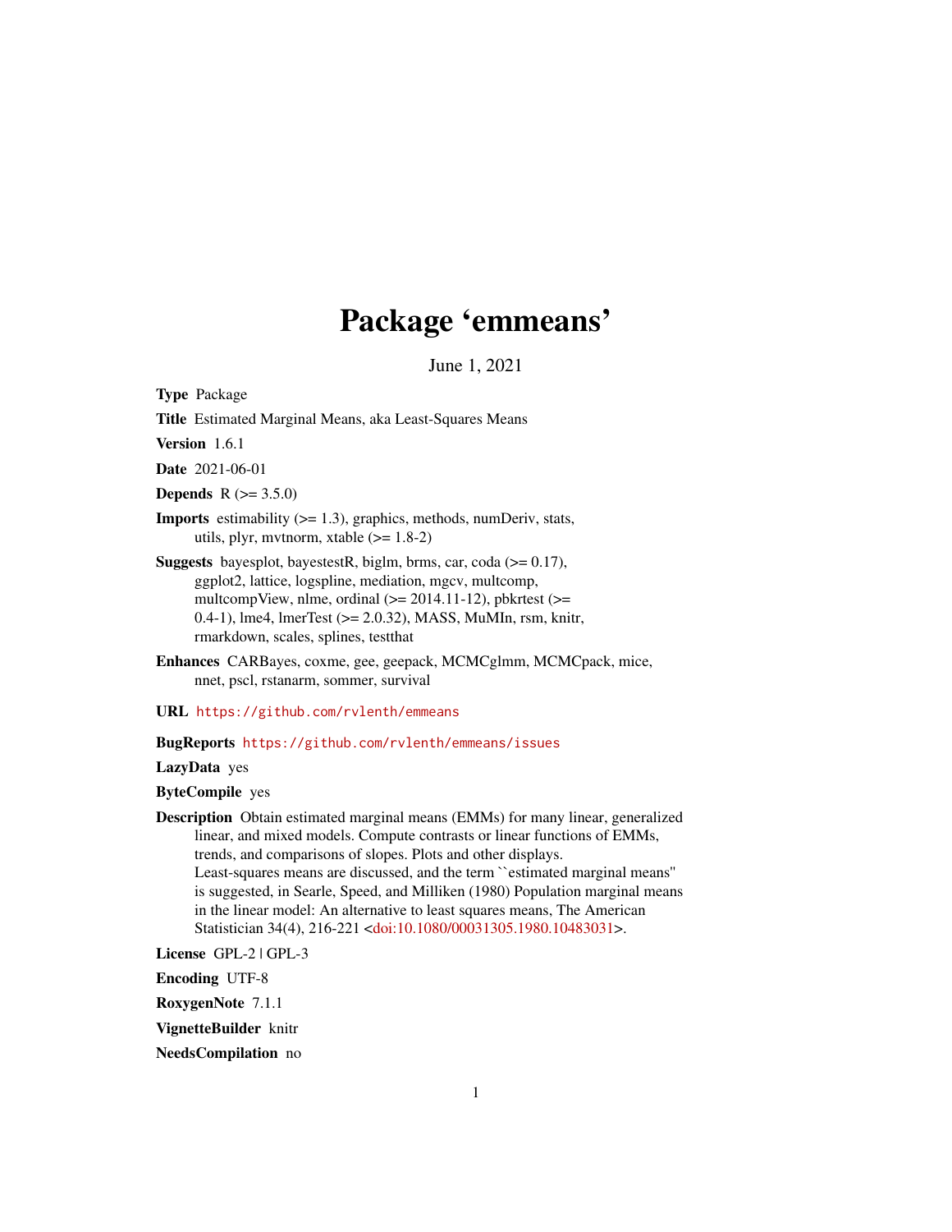# Package 'emmeans'

June 1, 2021

**Type** Package

**Title** Estimated Marginal Means, aka Least-Squares Means

**Version** 1.6.1

**Date** 2021-06-01

**Depends** R (>= 3.5.0)

**Imports** estimability (>= 1.3), graphics, methods, numDeriv, stats, utils, plyr, mvtnorm, xtable (>= 1.8-2)

**Suggests** bayesplot, bayestestR, biglm, brms, car, coda (>= 0.17), ggplot2, lattice, logspline, mediation, mgcv, multcomp, multcompView, nlme, ordinal (>= 2014.11-12), pbkrtest (>= 0.4-1), lme4, lmerTest (>= 2.0.32), MASS, MuMIn, rsm, knitr, rmarkdown, scales, splines, testthat

**Enhances** CARBayes, coxme, gee, geepack, MCMCglmm, MCMCpack, mice, nnet, pscl, rstanarm, sommer, survival

**URL** https://github.com/rvlenth/emmeans

**BugReports** https://github.com/rvlenth/emmeans/issues

**LazyData** yes

**ByteCompile** yes

**Description** Obtain estimated marginal means (EMMs) for many linear, generalized linear, and mixed models. Compute contrasts or linear functions of EMMs, trends, and comparisons of slopes. Plots and other displays. Least-squares means are discussed, and the term ``estimated marginal means'' is suggested, in Searle, Speed, and Milliken (1980) Population marginal means in the linear model: An alternative to least squares means, The American Statistician 34(4), 216-221 <doi:10.1080/00031305.1980.10483031>.

**License** GPL-2 | GPL-3

**Encoding** UTF-8

**RoxygenNote** 7.1.1

**VignetteBuilder** knitr

**NeedsCompilation** no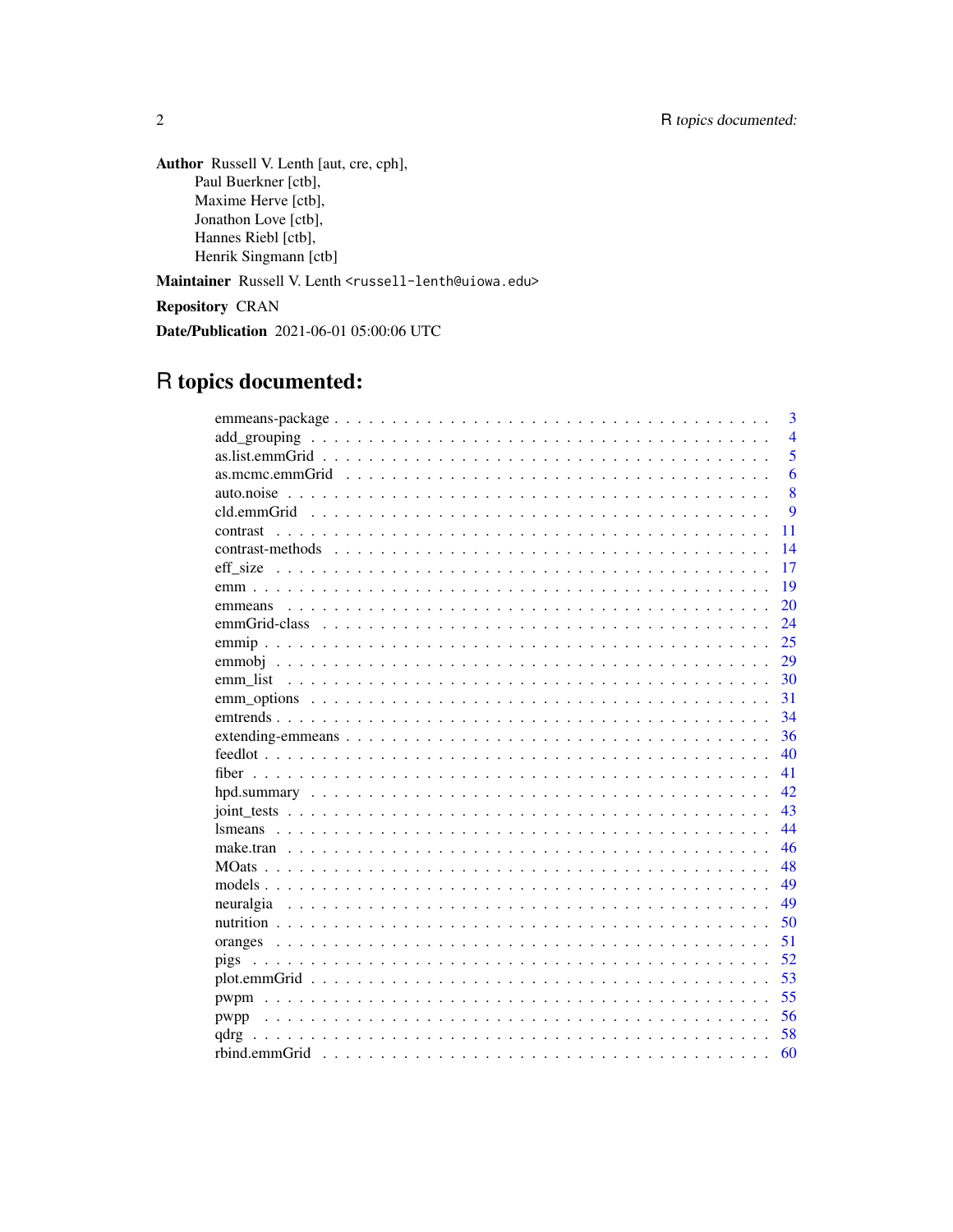**Author** Russell V. Lenth [aut, cre, cph],
Paul Buerkner [ctb],
Maxime Herve [ctb],
Jonathon Love [ctb],
Hannes Riebl [ctb],
Henrik Singmann [ctb]

**Maintainer** Russell V. Lenth <russell-lenth@uiowa.edu>

**Repository** CRAN

**Date/Publication** 2021-06-01 05:00:06 UTC

# R topics documented:

| | |
|---|---|
| emmeans-package | 3 |
| add_grouping | 4 |
| as.list.emmGrid | 5 |
| as.mcmc.emmGrid | 6 |
| auto.noise | 8 |
| cld.emmGrid | 9 |
| contrast | 11 |
| contrast-methods | 14 |
| eff_size | 17 |
| emm | 19 |
| emmeans | 20 |
| emmGrid-class | 24 |
| emmip | 25 |
| emmobj | 29 |
| emm_list | 30 |
| emm_options | 31 |
| emtrends | 34 |
| extending-emmeans | 36 |
| feedlot | 40 |
| fiber | 41 |
| hpd.summary | 42 |
| joint_tests | 43 |
| lsmeans | 44 |
| make.tran | 46 |
| MOats | 48 |
| models | 49 |
| neuralgia | 49 |
| nutrition | 50 |
| oranges | 51 |
| pigs | 52 |
| plot.emmGrid | 53 |
| pwpm | 55 |
| pwpp | 56 |
| qdrg | 58 |
| rbind.emmGrid | 60 |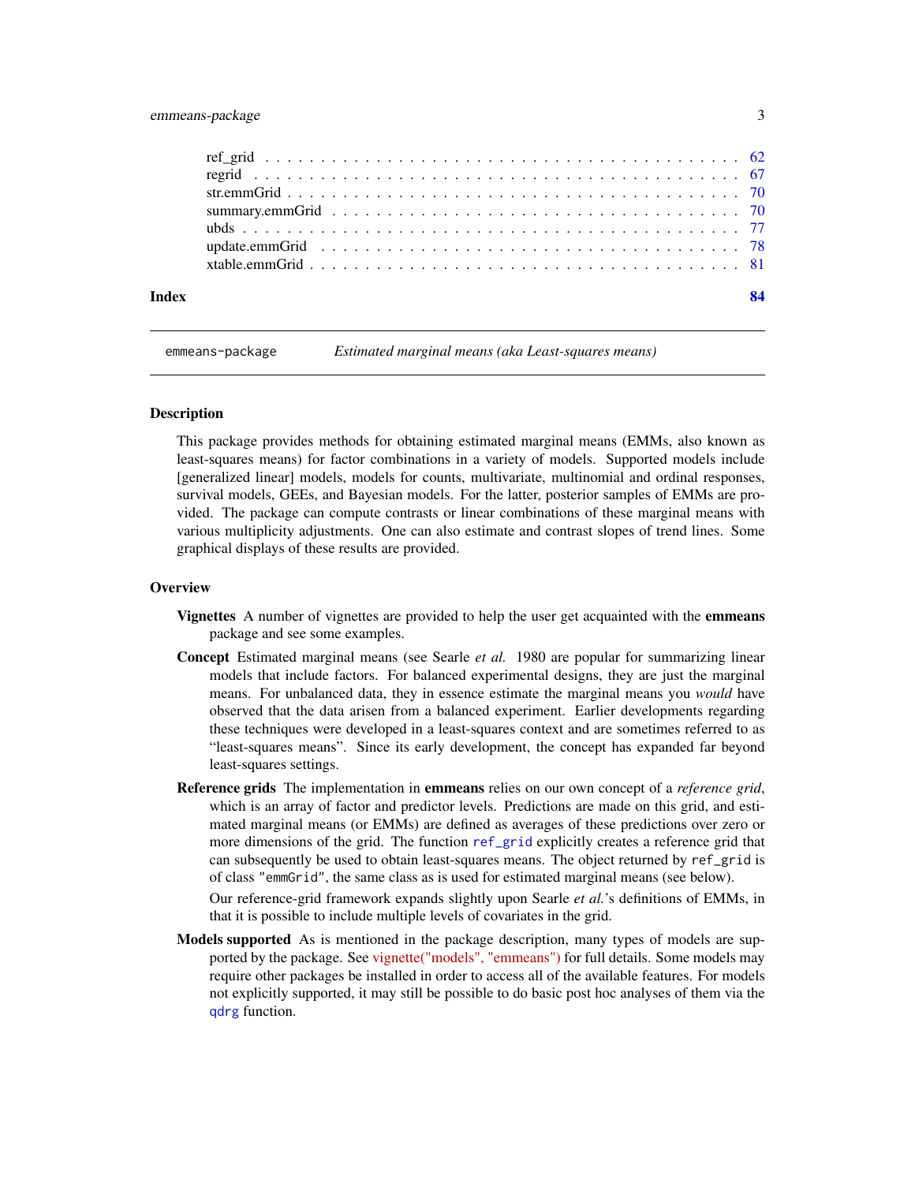| | |
|---|---|
| ref_grid | 62 |
| regrid | 67 |
| str.emmGrid | 70 |
| summary.emmGrid | 70 |
| ubds | 77 |
| update.emmGrid | 78 |
| xtable.emmGrid | 81 |

**Index** **84**

---

emmeans-package *Estimated marginal means (aka Least-squares means)*

---

### Description

This package provides methods for obtaining estimated marginal means (EMMs, also known as least-squares means) for factor combinations in a variety of models. Supported models include [generalized linear] models, models for counts, multivariate, multinomial and ordinal responses, survival models, GEEs, and Bayesian models. For the latter, posterior samples of EMMs are provided. The package can compute contrasts or linear combinations of these marginal means with various multiplicity adjustments. One can also estimate and contrast slopes of trend lines. Some graphical displays of these results are provided.

### Overview

**Vignettes** A number of vignettes are provided to help the user get acquainted with the **emmeans** package and see some examples.

**Concept** Estimated marginal means (see Searle *et al.* 1980 are popular for summarizing linear models that include factors. For balanced experimental designs, they are just the marginal means. For unbalanced data, they in essence estimate the marginal means you *would* have observed that the data arisen from a balanced experiment. Earlier developments regarding these techniques were developed in a least-squares context and are sometimes referred to as "least-squares means". Since its early development, the concept has expanded far beyond least-squares settings.

**Reference grids** The implementation in **emmeans** relies on our own concept of a *reference grid*, which is an array of factor and predictor levels. Predictions are made on this grid, and estimated marginal means (or EMMs) are defined as averages of these predictions over zero or more dimensions of the grid. The function `ref_grid` explicitly creates a reference grid that can subsequently be used to obtain least-squares means. The object returned by `ref_grid` is of class `"emmGrid"`, the same class as is used for estimated marginal means (see below).

Our reference-grid framework expands slightly upon Searle *et al.*'s definitions of EMMs, in that it is possible to include multiple levels of covariates in the grid.

**Models supported** As is mentioned in the package description, many types of models are supported by the package. See vignette("models", "emmeans") for full details. Some models may require other packages be installed in order to access all of the available features. For models not explicitly supported, it may still be possible to do basic post hoc analyses of them via the `qdrg` function.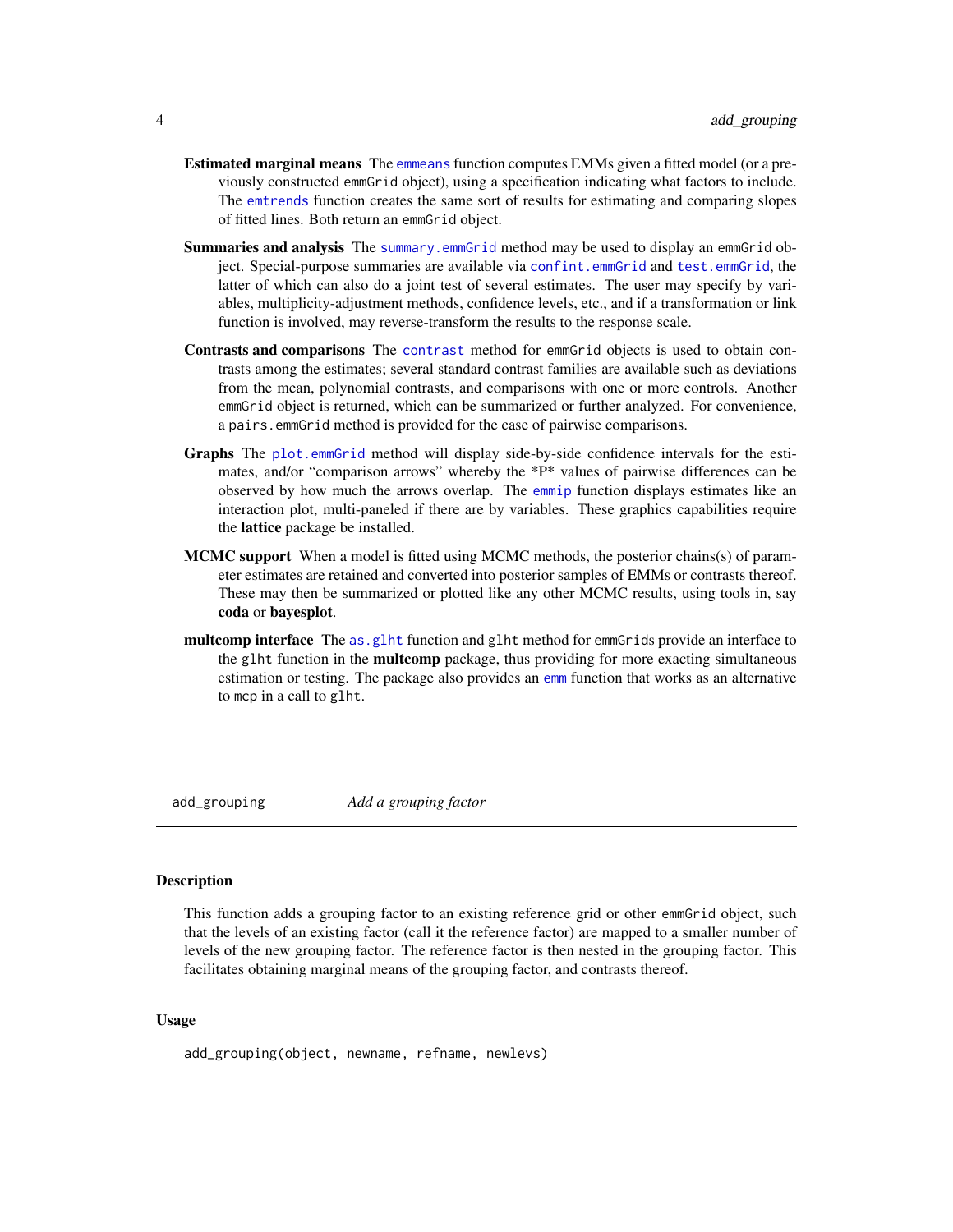**Estimated marginal means** The emmeans function computes EMMs given a fitted model (or a previously constructed emmGrid object), using a specification indicating what factors to include. The emtrends function creates the same sort of results for estimating and comparing slopes of fitted lines. Both return an emmGrid object.

**Summaries and analysis** The summary.emmGrid method may be used to display an emmGrid object. Special-purpose summaries are available via confint.emmGrid and test.emmGrid, the latter of which can also do a joint test of several estimates. The user may specify by variables, multiplicity-adjustment methods, confidence levels, etc., and if a transformation or link function is involved, may reverse-transform the results to the response scale.

**Contrasts and comparisons** The contrast method for emmGrid objects is used to obtain contrasts among the estimates; several standard contrast families are available such as deviations from the mean, polynomial contrasts, and comparisons with one or more controls. Another emmGrid object is returned, which can be summarized or further analyzed. For convenience, a pairs.emmGrid method is provided for the case of pairwise comparisons.

**Graphs** The plot.emmGrid method will display side-by-side confidence intervals for the estimates, and/or "comparison arrows" whereby the *P* values of pairwise differences can be observed by how much the arrows overlap. The emmip function displays estimates like an interaction plot, multi-paneled if there are by variables. These graphics capabilities require the **lattice** package be installed.

**MCMC support** When a model is fitted using MCMC methods, the posterior chains(s) of parameter estimates are retained and converted into posterior samples of EMMs or contrasts thereof. These may then be summarized or plotted like any other MCMC results, using tools in, say **coda** or **bayesplot**.

**multcomp interface** The as.glht function and glht method for emmGrids provide an interface to the glht function in the **multcomp** package, thus providing for more exacting simultaneous estimation or testing. The package also provides an emm function that works as an alternative to mcp in a call to glht.

---

## add_grouping *Add a grouping factor*

### Description

This function adds a grouping factor to an existing reference grid or other emmGrid object, such that the levels of an existing factor (call it the reference factor) are mapped to a smaller number of levels of the new grouping factor. The reference factor is then nested in the grouping factor. This facilitates obtaining marginal means of the grouping factor, and contrasts thereof.

### Usage

```
add_grouping(object, newname, refname, newlevs)
```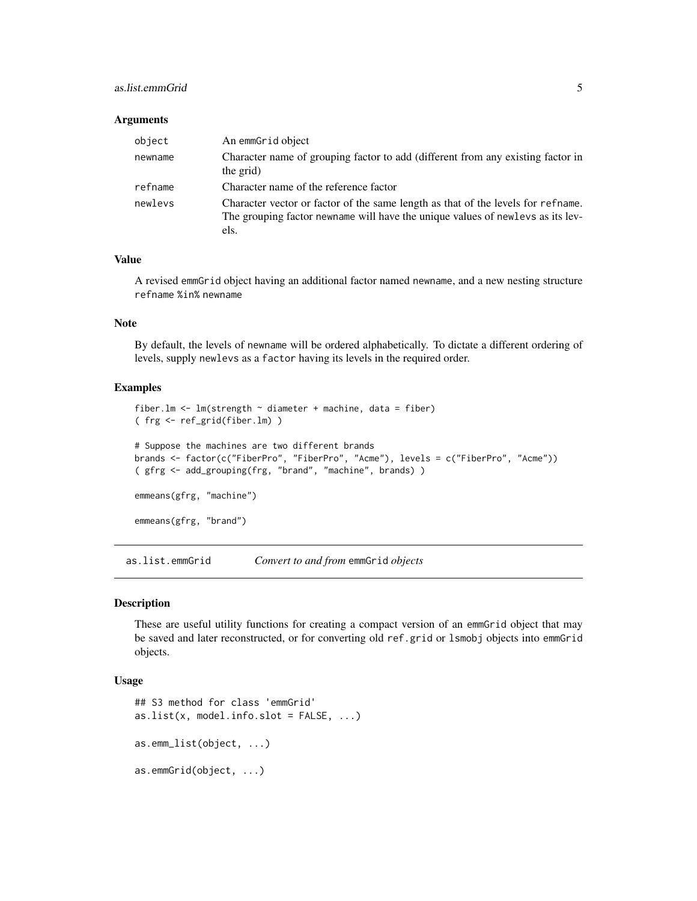### Arguments

| | |
|---|---|
| object | An emmGrid object |
| newname | Character name of grouping factor to add (different from any existing factor in the grid) |
| refname | Character name of the reference factor |
| newlevs | Character vector or factor of the same length as that of the levels for refname. The grouping factor newname will have the unique values of newlevs as its levels. |

### Value

A revised emmGrid object having an additional factor named newname, and a new nesting structure refname %in% newname

### Note

By default, the levels of newname will be ordered alphabetically. To dictate a different ordering of levels, supply newlevs as a factor having its levels in the required order.

### Examples

```
fiber.lm <- lm(strength ~ diameter + machine, data = fiber)
( frg <- ref_grid(fiber.lm) )

# Suppose the machines are two different brands
brands <- factor(c("FiberPro", "FiberPro", "Acme"), levels = c("FiberPro", "Acme"))
( gfrg <- add_grouping(frg, "brand", "machine", brands) )

emmeans(gfrg, "machine")

emmeans(gfrg, "brand")
```

## as.list.emmGrid — *Convert to and from* emmGrid *objects*

### Description

These are useful utility functions for creating a compact version of an emmGrid object that may be saved and later reconstructed, or for converting old ref.grid or lsmobj objects into emmGrid objects.

### Usage

```
## S3 method for class 'emmGrid'
as.list(x, model.info.slot = FALSE, ...)

as.emm_list(object, ...)

as.emmGrid(object, ...)
```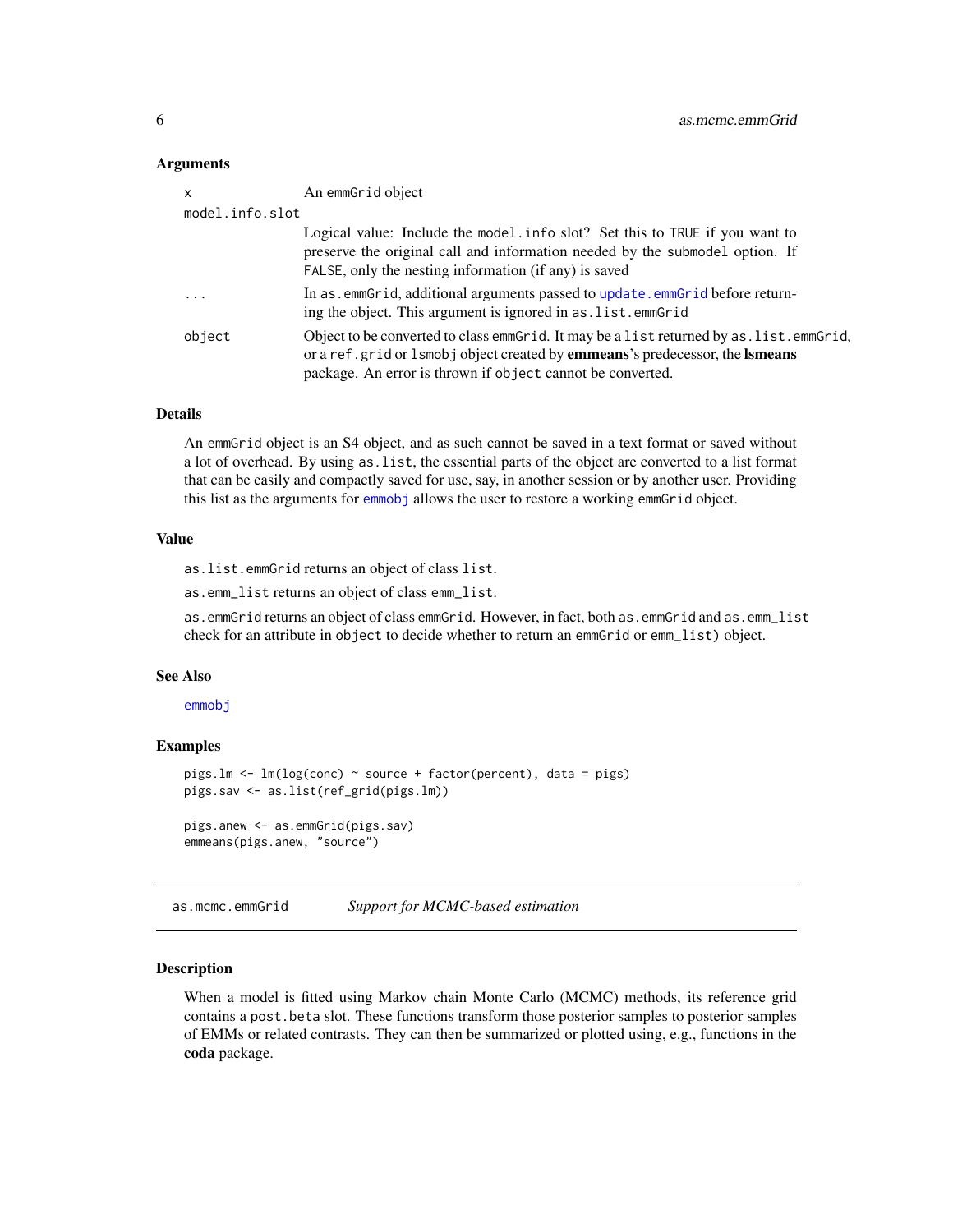### Arguments

| | |
|---|---|
| `x` | An `emmGrid` object |
| `model.info.slot` | Logical value: Include the `model.info` slot? Set this to `TRUE` if you want to preserve the original call and information needed by the `submodel` option. If `FALSE`, only the nesting information (if any) is saved |
| `...` | In `as.emmGrid`, additional arguments passed to `update.emmGrid` before returning the object. This argument is ignored in `as.list.emmGrid` |
| `object` | Object to be converted to class `emmGrid`. It may be a `list` returned by `as.list.emmGrid`, or a `ref.grid` or `lsmobj` object created by **emmeans**'s predecessor, the **lsmeans** package. An error is thrown if `object` cannot be converted. |

### Details

An `emmGrid` object is an S4 object, and as such cannot be saved in a text format or saved without a lot of overhead. By using `as.list`, the essential parts of the object are converted to a list format that can be easily and compactly saved for use, say, in another session or by another user. Providing this list as the arguments for `emmobj` allows the user to restore a working `emmGrid` object.

### Value

`as.list.emmGrid` returns an object of class `list`.

`as.emm_list` returns an object of class `emm_list`.

`as.emmGrid` returns an object of class `emmGrid`. However, in fact, both `as.emmGrid` and `as.emm_list` check for an attribute in `object` to decide whether to return an `emmGrid` or `emm_list`) object.

### See Also

`emmobj`

### Examples

```
pigs.lm <- lm(log(conc) ~ source + factor(percent), data = pigs)
pigs.sav <- as.list(ref_grid(pigs.lm))

pigs.anew <- as.emmGrid(pigs.sav)
emmeans(pigs.anew, "source")
```

---

## as.mcmc.emmGrid — *Support for MCMC-based estimation*

### Description

When a model is fitted using Markov chain Monte Carlo (MCMC) methods, its reference grid contains a `post.beta` slot. These functions transform those posterior samples to posterior samples of EMMs or related contrasts. They can then be summarized or plotted using, e.g., functions in the **coda** package.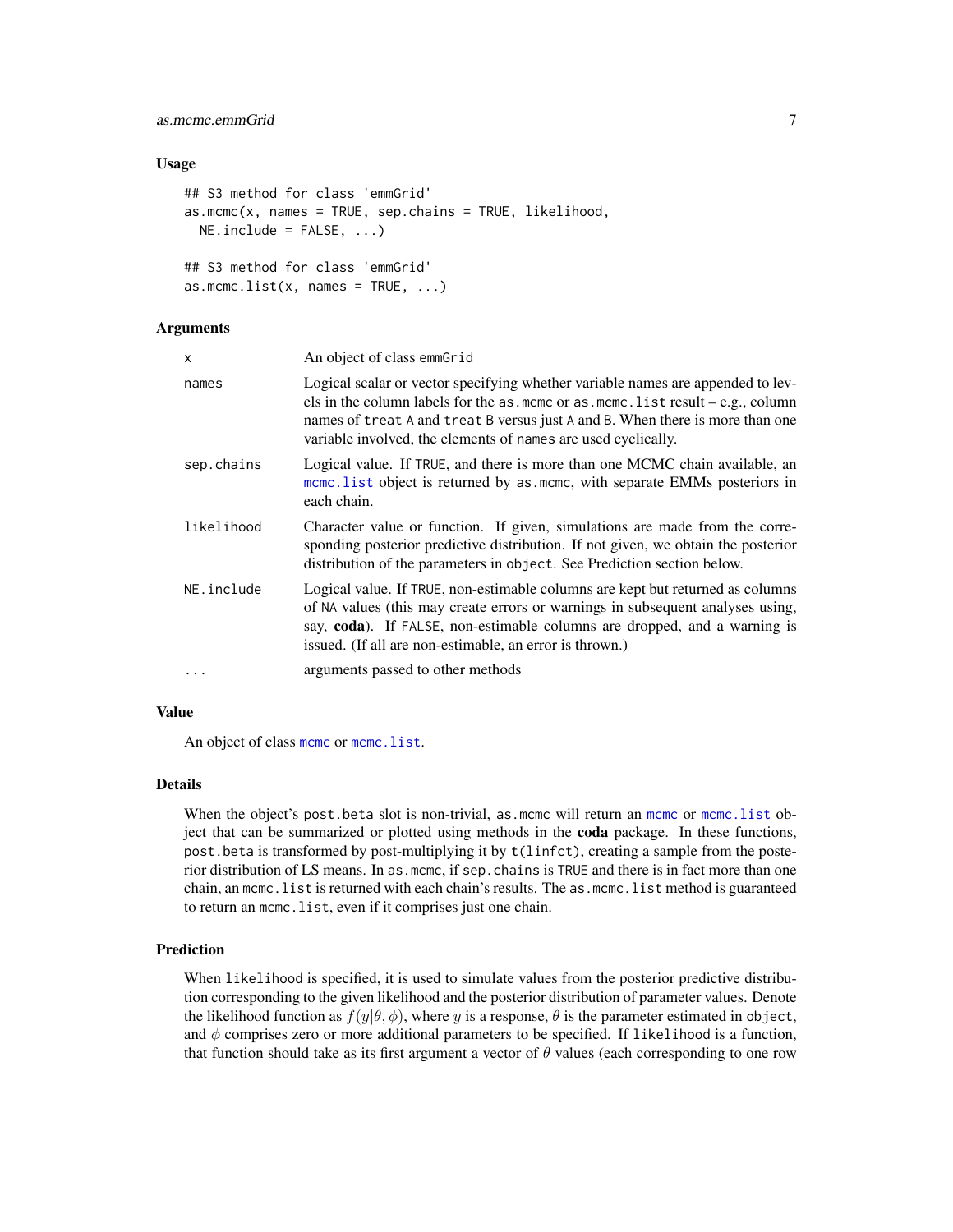### Usage

```
## S3 method for class 'emmGrid'
as.mcmc(x, names = TRUE, sep.chains = TRUE, likelihood,
  NE.include = FALSE, ...)

## S3 method for class 'emmGrid'
as.mcmc.list(x, names = TRUE, ...)
```

### Arguments

| | |
|---|---|
| `x` | An object of class `emmGrid` |
| `names` | Logical scalar or vector specifying whether variable names are appended to levels in the column labels for the `as.mcmc` or `as.mcmc.list` result – e.g., column names of `treat A` and `treat B` versus just `A` and `B`. When there is more than one variable involved, the elements of `names` are used cyclically. |
| `sep.chains` | Logical value. If `TRUE`, and there is more than one MCMC chain available, an `mcmc.list` object is returned by `as.mcmc`, with separate EMMs posteriors in each chain. |
| `likelihood` | Character value or function. If given, simulations are made from the corresponding posterior predictive distribution. If not given, we obtain the posterior distribution of the parameters in `object`. See Prediction section below. |
| `NE.include` | Logical value. If `TRUE`, non-estimable columns are kept but returned as columns of `NA` values (this may create errors or warnings in subsequent analyses using, say, **coda**). If `FALSE`, non-estimable columns are dropped, and a warning is issued. (If all are non-estimable, an error is thrown.) |
| `...` | arguments passed to other methods |

### Value

An object of class `mcmc` or `mcmc.list`.

### Details

When the object's `post.beta` slot is non-trivial, `as.mcmc` will return an `mcmc` or `mcmc.list` object that can be summarized or plotted using methods in the **coda** package. In these functions, `post.beta` is transformed by post-multiplying it by `t(linfct)`, creating a sample from the posterior distribution of LS means. In `as.mcmc`, if `sep.chains` is `TRUE` and there is in fact more than one chain, an `mcmc.list` is returned with each chain's results. The `as.mcmc.list` method is guaranteed to return an `mcmc.list`, even if it comprises just one chain.

### Prediction

When `likelihood` is specified, it is used to simulate values from the posterior predictive distribution corresponding to the given likelihood and the posterior distribution of parameter values. Denote the likelihood function as $f(y|\theta, \phi)$, where $y$ is a response, $\theta$ is the parameter estimated in `object`, and $\phi$ comprises zero or more additional parameters to be specified. If `likelihood` is a function, that function should take as its first argument a vector of $\theta$ values (each corresponding to one row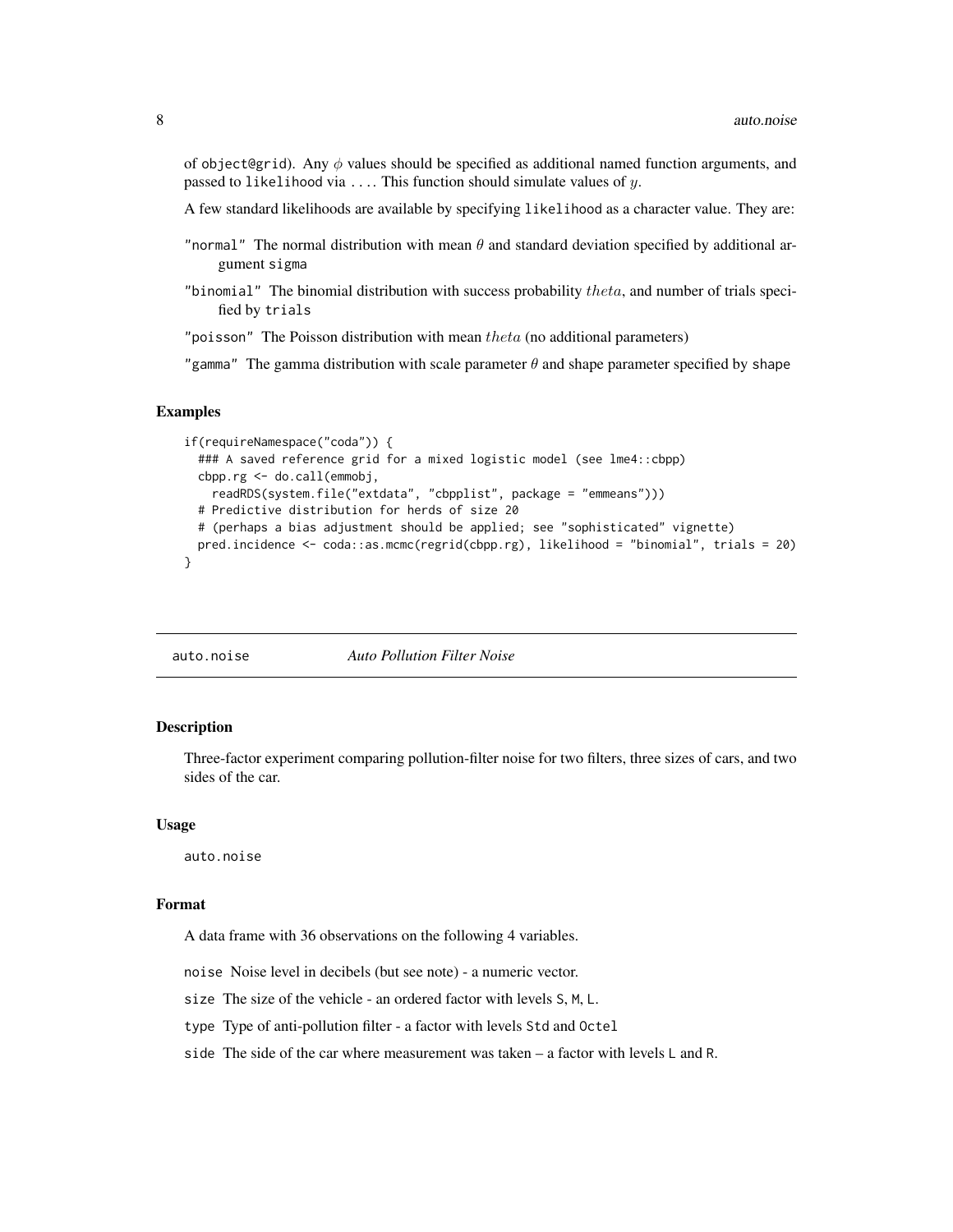of object@grid). Any $\phi$ values should be specified as additional named function arguments, and passed to likelihood via .... This function should simulate values of $y$.

A few standard likelihoods are available by specifying likelihood as a character value. They are:

"normal" The normal distribution with mean $\theta$ and standard deviation specified by additional argument sigma

"binomial" The binomial distribution with success probability $theta$, and number of trials specified by trials

"poisson" The Poisson distribution with mean $theta$ (no additional parameters)

"gamma" The gamma distribution with scale parameter $\theta$ and shape parameter specified by shape

### Examples

```
if(requireNamespace("coda")) {
  ### A saved reference grid for a mixed logistic model (see lme4::cbpp)
  cbpp.rg <- do.call(emmobj,
    readRDS(system.file("extdata", "cbpplist", package = "emmeans")))
  # Predictive distribution for herds of size 20
  # (perhaps a bias adjustment should be applied; see "sophisticated" vignette)
  pred.incidence <- coda::as.mcmc(regrid(cbpp.rg), likelihood = "binomial", trials = 20)
}
```

---

## auto.noise — *Auto Pollution Filter Noise*

### Description

Three-factor experiment comparing pollution-filter noise for two filters, three sizes of cars, and two sides of the car.

### Usage

```
auto.noise
```

### Format

A data frame with 36 observations on the following 4 variables.

noise Noise level in decibels (but see note) - a numeric vector.

size The size of the vehicle - an ordered factor with levels S, M, L.

type Type of anti-pollution filter - a factor with levels Std and Octel

side The side of the car where measurement was taken – a factor with levels L and R.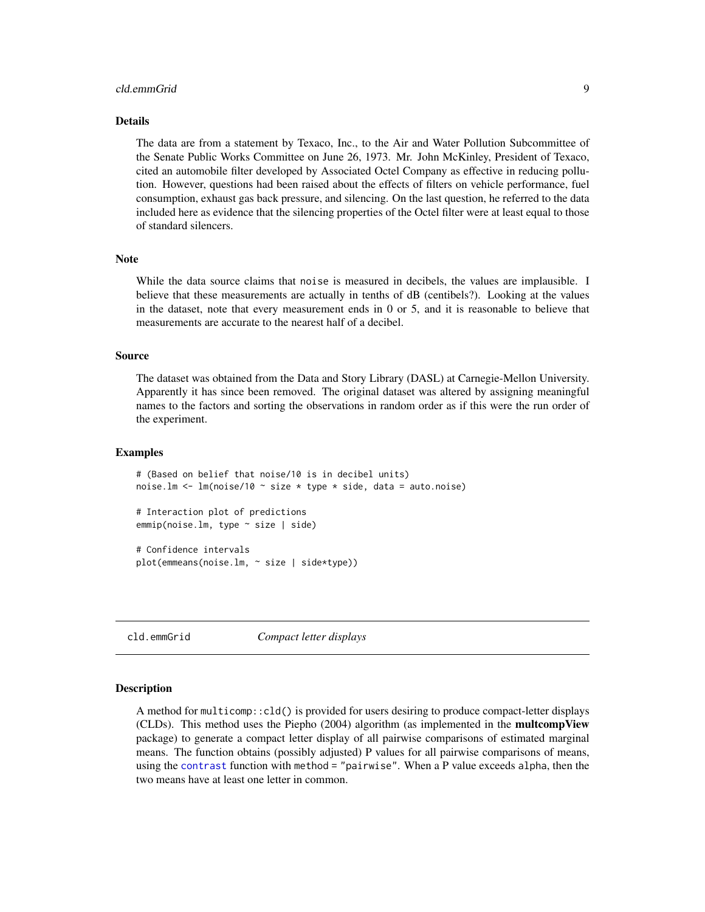## Details

The data are from a statement by Texaco, Inc., to the Air and Water Pollution Subcommittee of the Senate Public Works Committee on June 26, 1973. Mr. John McKinley, President of Texaco, cited an automobile filter developed by Associated Octel Company as effective in reducing pollution. However, questions had been raised about the effects of filters on vehicle performance, fuel consumption, exhaust gas back pressure, and silencing. On the last question, he referred to the data included here as evidence that the silencing properties of the Octel filter were at least equal to those of standard silencers.

## Note

While the data source claims that `noise` is measured in decibels, the values are implausible. I believe that these measurements are actually in tenths of dB (centibels?). Looking at the values in the dataset, note that every measurement ends in 0 or 5, and it is reasonable to believe that measurements are accurate to the nearest half of a decibel.

## Source

The dataset was obtained from the Data and Story Library (DASL) at Carnegie-Mellon University. Apparently it has since been removed. The original dataset was altered by assigning meaningful names to the factors and sorting the observations in random order as if this were the run order of the experiment.

## Examples

```
# (Based on belief that noise/10 is in decibel units)
noise.lm <- lm(noise/10 ~ size * type * side, data = auto.noise)

# Interaction plot of predictions
emmip(noise.lm, type ~ size | side)

# Confidence intervals
plot(emmeans(noise.lm, ~ size | side*type))
```

---

# cld.emmGrid — *Compact letter displays*

## Description

A method for `multicomp::cld()` is provided for users desiring to produce compact-letter displays (CLDs). This method uses the Piepho (2004) algorithm (as implemented in the **multcompView** package) to generate a compact letter display of all pairwise comparisons of estimated marginal means. The function obtains (possibly adjusted) P values for all pairwise comparisons of means, using the `contrast` function with `method = "pairwise"`. When a P value exceeds `alpha`, then the two means have at least one letter in common.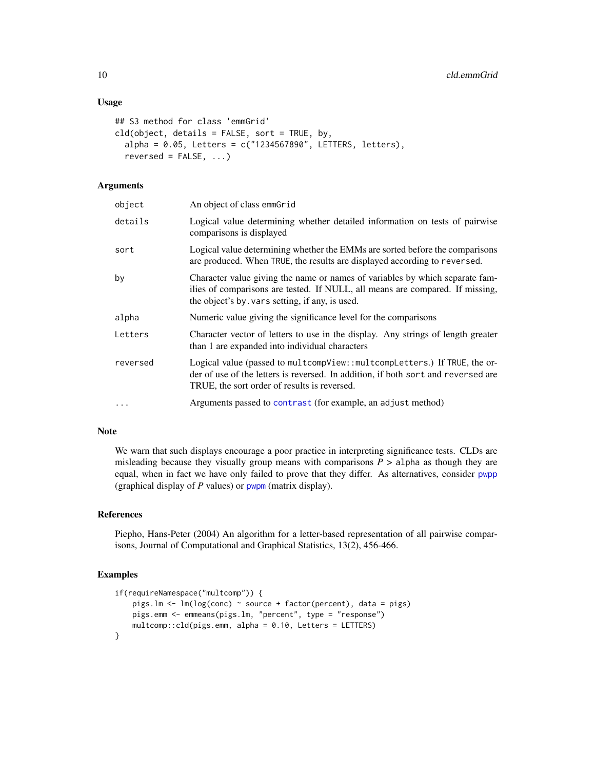### Usage

```
## S3 method for class 'emmGrid'
cld(object, details = FALSE, sort = TRUE, by,
  alpha = 0.05, Letters = c("1234567890", LETTERS, letters),
  reversed = FALSE, ...)
```

### Arguments

| | |
|---|---|
| `object` | An object of class `emmGrid` |
| `details` | Logical value determining whether detailed information on tests of pairwise comparisons is displayed |
| `sort` | Logical value determining whether the EMMs are sorted before the comparisons are produced. When `TRUE`, the results are displayed according to `reversed`. |
| `by` | Character value giving the name or names of variables by which separate families of comparisons are tested. If NULL, all means are compared. If missing, the object's `by.vars` setting, if any, is used. |
| `alpha` | Numeric value giving the significance level for the comparisons |
| `Letters` | Character vector of letters to use in the display. Any strings of length greater than 1 are expanded into individual characters |
| `reversed` | Logical value (passed to `multcompView::multcompLetters`.) If `TRUE`, the order of use of the letters is reversed. In addition, if both `sort` and `reversed` are TRUE, the sort order of results is reversed. |
| `...` | Arguments passed to `contrast` (for example, an `adjust` method) |

### Note

We warn that such displays encourage a poor practice in interpreting significance tests. CLDs are misleading because they visually group means with comparisons $P >$ `alpha` as though they are equal, when in fact we have only failed to prove that they differ. As alternatives, consider `pwpp` (graphical display of $P$ values) or `pwpm` (matrix display).

### References

Piepho, Hans-Peter (2004) An algorithm for a letter-based representation of all pairwise comparisons, Journal of Computational and Graphical Statistics, 13(2), 456-466.

### Examples

```
if(requireNamespace("multcomp")) {
    pigs.lm <- lm(log(conc) ~ source + factor(percent), data = pigs)
    pigs.emm <- emmeans(pigs.lm, "percent", type = "response")
    multcomp::cld(pigs.emm, alpha = 0.10, Letters = LETTERS)
}
```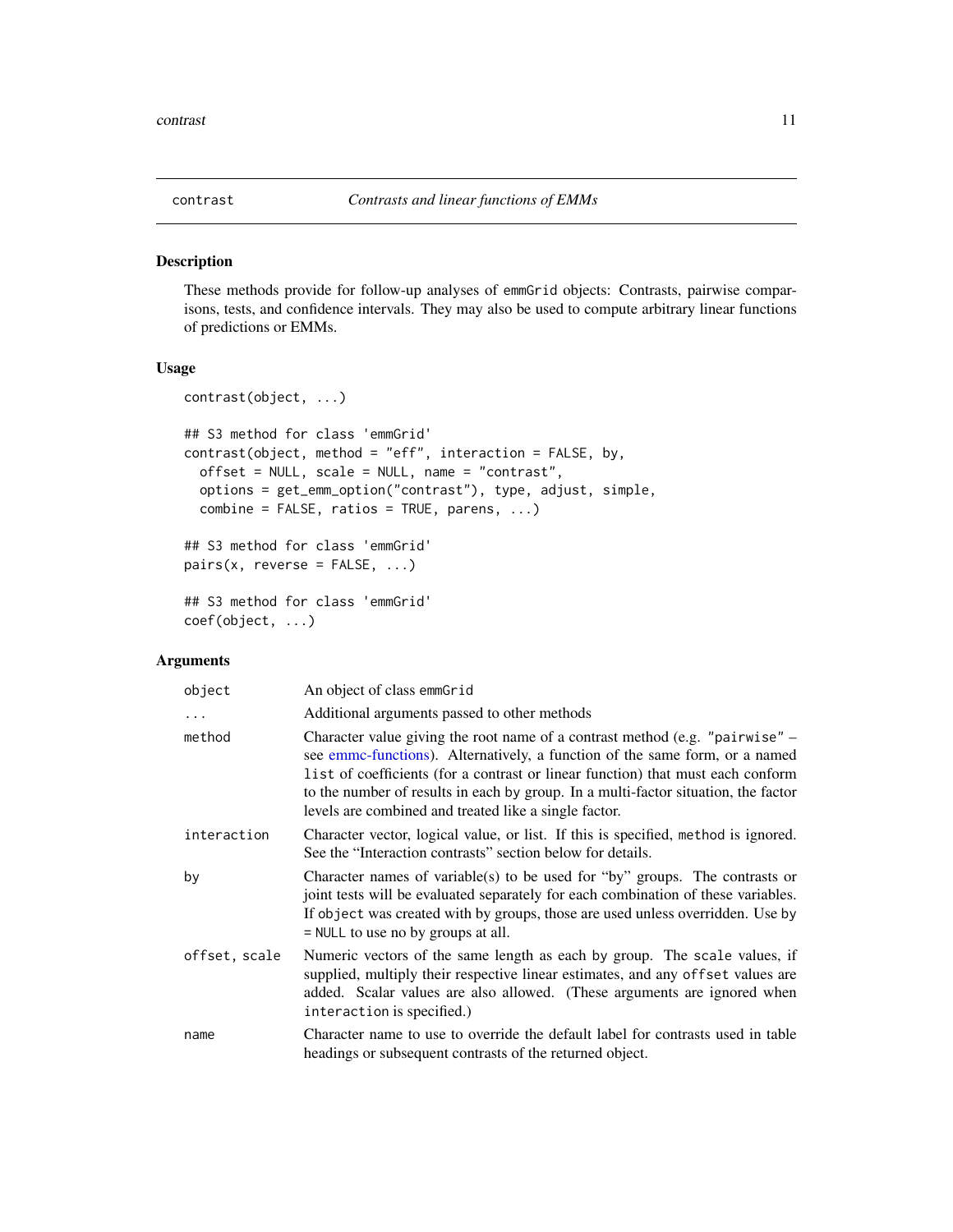contract | *Contrasts and linear functions of EMMs*

## Description

These methods provide for follow-up analyses of emmGrid objects: Contrasts, pairwise comparisons, tests, and confidence intervals. They may also be used to compute arbitrary linear functions of predictions or EMMs.

## Usage

```
contrast(object, ...)

## S3 method for class 'emmGrid'
contrast(object, method = "eff", interaction = FALSE, by,
  offset = NULL, scale = NULL, name = "contrast",
  options = get_emm_option("contrast"), type, adjust, simple,
  combine = FALSE, ratios = TRUE, parens, ...)

## S3 method for class 'emmGrid'
pairs(x, reverse = FALSE, ...)

## S3 method for class 'emmGrid'
coef(object, ...)
```

## Arguments

| | |
|---|---|
| `object` | An object of class emmGrid |
| `...` | Additional arguments passed to other methods |
| `method` | Character value giving the root name of a contrast method (e.g. "pairwise" – see emmc-functions). Alternatively, a function of the same form, or a named list of coefficients (for a contrast or linear function) that must each conform to the number of results in each by group. In a multi-factor situation, the factor levels are combined and treated like a single factor. |
| `interaction` | Character vector, logical value, or list. If this is specified, method is ignored. See the "Interaction contrasts" section below for details. |
| `by` | Character names of variable(s) to be used for "by" groups. The contrasts or joint tests will be evaluated separately for each combination of these variables. If object was created with by groups, those are used unless overridden. Use by = NULL to use no by groups at all. |
| `offset, scale` | Numeric vectors of the same length as each by group. The scale values, if supplied, multiply their respective linear estimates, and any offset values are added. Scalar values are also allowed. (These arguments are ignored when interaction is specified.) |
| `name` | Character name to use to override the default label for contrasts used in table headings or subsequent contrasts of the returned object. |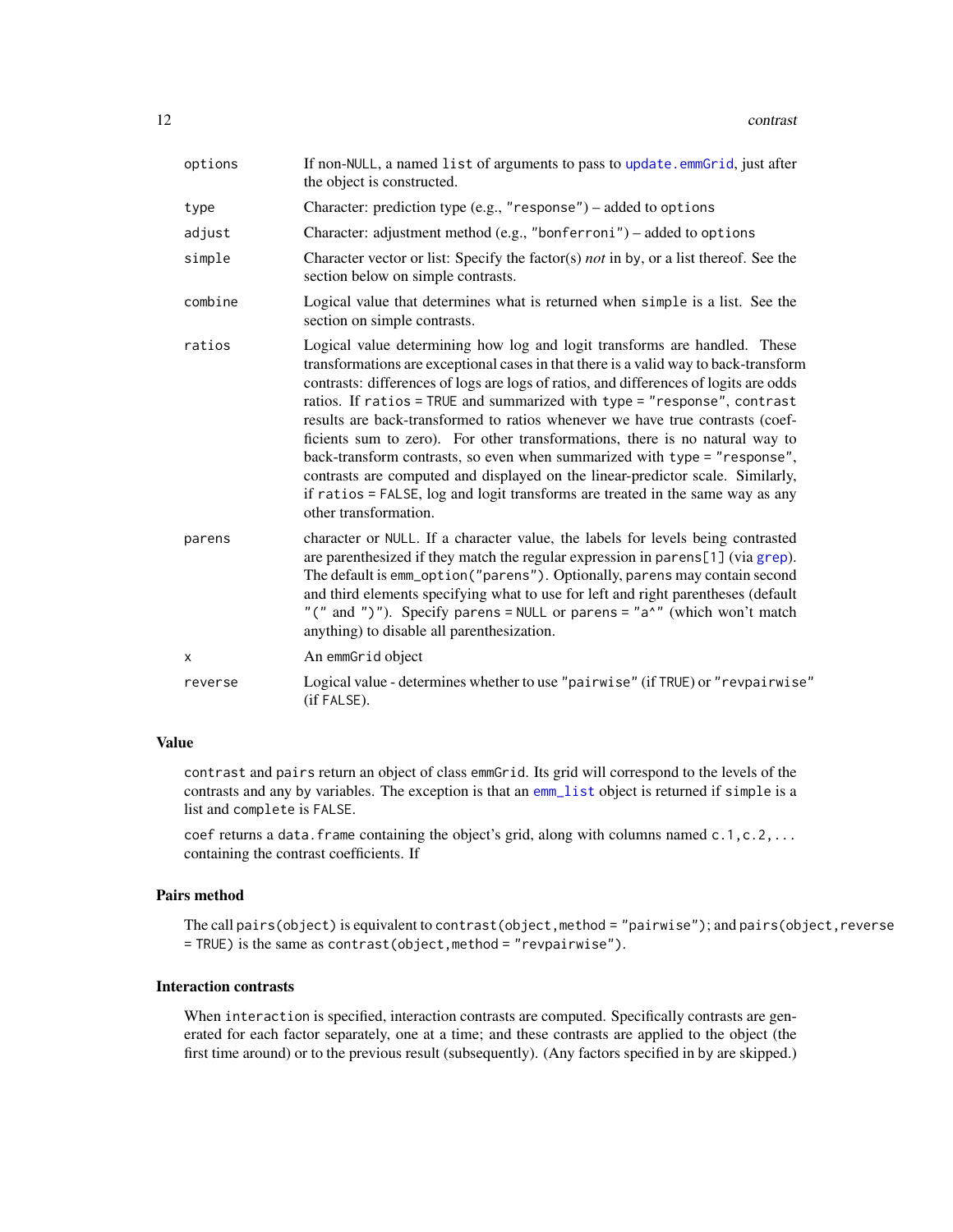| | |
|---|---|
| options | If non-NULL, a named list of arguments to pass to update.emmGrid, just after the object is constructed. |
| type | Character: prediction type (e.g., "response") – added to options |
| adjust | Character: adjustment method (e.g., "bonferroni") – added to options |
| simple | Character vector or list: Specify the factor(s) *not* in by, or a list thereof. See the section below on simple contrasts. |
| combine | Logical value that determines what is returned when simple is a list. See the section on simple contrasts. |
| ratios | Logical value determining how log and logit transforms are handled. These transformations are exceptional cases in that there is a valid way to back-transform contrasts: differences of logs are logs of ratios, and differences of logits are odds ratios. If ratios = TRUE and summarized with type = "response", contrast results are back-transformed to ratios whenever we have true contrasts (coefficients sum to zero). For other transformations, there is no natural way to back-transform contrasts, so even when summarized with type = "response", contrasts are computed and displayed on the linear-predictor scale. Similarly, if ratios = FALSE, log and logit transforms are treated in the same way as any other transformation. |
| parens | character or NULL. If a character value, the labels for levels being contrasted are parenthesized if they match the regular expression in parens[1] (via grep). The default is emm_option("parens"). Optionally, parens may contain second and third elements specifying what to use for left and right parentheses (default "(" and ")"). Specify parens = NULL or parens = "a^" (which won't match anything) to disable all parenthesization. |
| x | An emmGrid object |
| reverse | Logical value - determines whether to use "pairwise" (if TRUE) or "revpairwise" (if FALSE). |

## Value

contrast and pairs return an object of class emmGrid. Its grid will correspond to the levels of the contrasts and any by variables. The exception is that an emm_list object is returned if simple is a list and complete is FALSE.

coef returns a data.frame containing the object's grid, along with columns named c.1, c.2, ... containing the contrast coefficients. If

## Pairs method

The call pairs(object) is equivalent to contrast(object, method = "pairwise"); and pairs(object, reverse = TRUE) is the same as contrast(object, method = "revpairwise").

## Interaction contrasts

When interaction is specified, interaction contrasts are computed. Specifically contrasts are generated for each factor separately, one at a time; and these contrasts are applied to the object (the first time around) or to the previous result (subsequently). (Any factors specified in by are skipped.)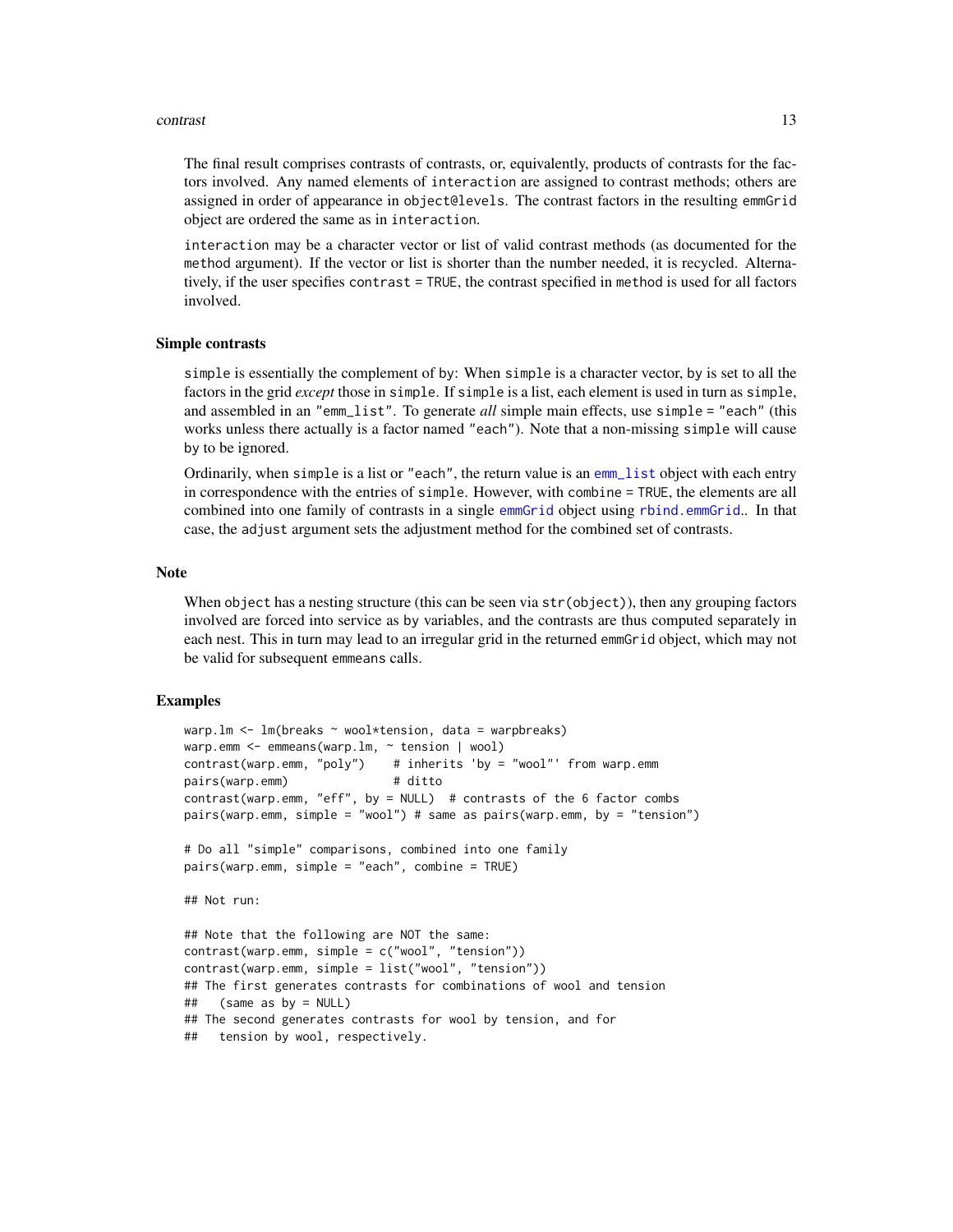The final result comprises contrasts of contrasts, or, equivalently, products of contrasts for the factors involved. Any named elements of `interaction` are assigned to contrast methods; others are assigned in order of appearance in `object@levels`. The contrast factors in the resulting `emmGrid` object are ordered the same as in `interaction`.

`interaction` may be a character vector or list of valid contrast methods (as documented for the `method` argument). If the vector or list is shorter than the number needed, it is recycled. Alternatively, if the user specifies `contrast = TRUE`, the contrast specified in `method` is used for all factors involved.

### Simple contrasts

`simple` is essentially the complement of `by`: When `simple` is a character vector, `by` is set to all the factors in the grid *except* those in `simple`. If `simple` is a list, each element is used in turn as `simple`, and assembled in an `"emm_list"`. To generate *all* simple main effects, use `simple = "each"` (this works unless there actually is a factor named `"each"`). Note that a non-missing `simple` will cause `by` to be ignored.

Ordinarily, when `simple` is a list or `"each"`, the return value is an `emm_list` object with each entry in correspondence with the entries of `simple`. However, with `combine = TRUE`, the elements are all combined into one family of contrasts in a single `emmGrid` object using `rbind.emmGrid`.. In that case, the `adjust` argument sets the adjustment method for the combined set of contrasts.

### Note

When `object` has a nesting structure (this can be seen via `str(object)`), then any grouping factors involved are forced into service as `by` variables, and the contrasts are thus computed separately in each nest. This in turn may lead to an irregular grid in the returned `emmGrid` object, which may not be valid for subsequent `emmeans` calls.

### Examples

```
warp.lm <- lm(breaks ~ wool*tension, data = warpbreaks)
warp.emm <- emmeans(warp.lm, ~ tension | wool)
contrast(warp.emm, "poly")    # inherits 'by = "wool"' from warp.emm
pairs(warp.emm)               # ditto
contrast(warp.emm, "eff", by = NULL)  # contrasts of the 6 factor combs
pairs(warp.emm, simple = "wool") # same as pairs(warp.emm, by = "tension")

# Do all "simple" comparisons, combined into one family
pairs(warp.emm, simple = "each", combine = TRUE)

## Not run:

## Note that the following are NOT the same:
contrast(warp.emm, simple = c("wool", "tension"))
contrast(warp.emm, simple = list("wool", "tension"))
## The first generates contrasts for combinations of wool and tension
##   (same as by = NULL)
## The second generates contrasts for wool by tension, and for
##   tension by wool, respectively.
```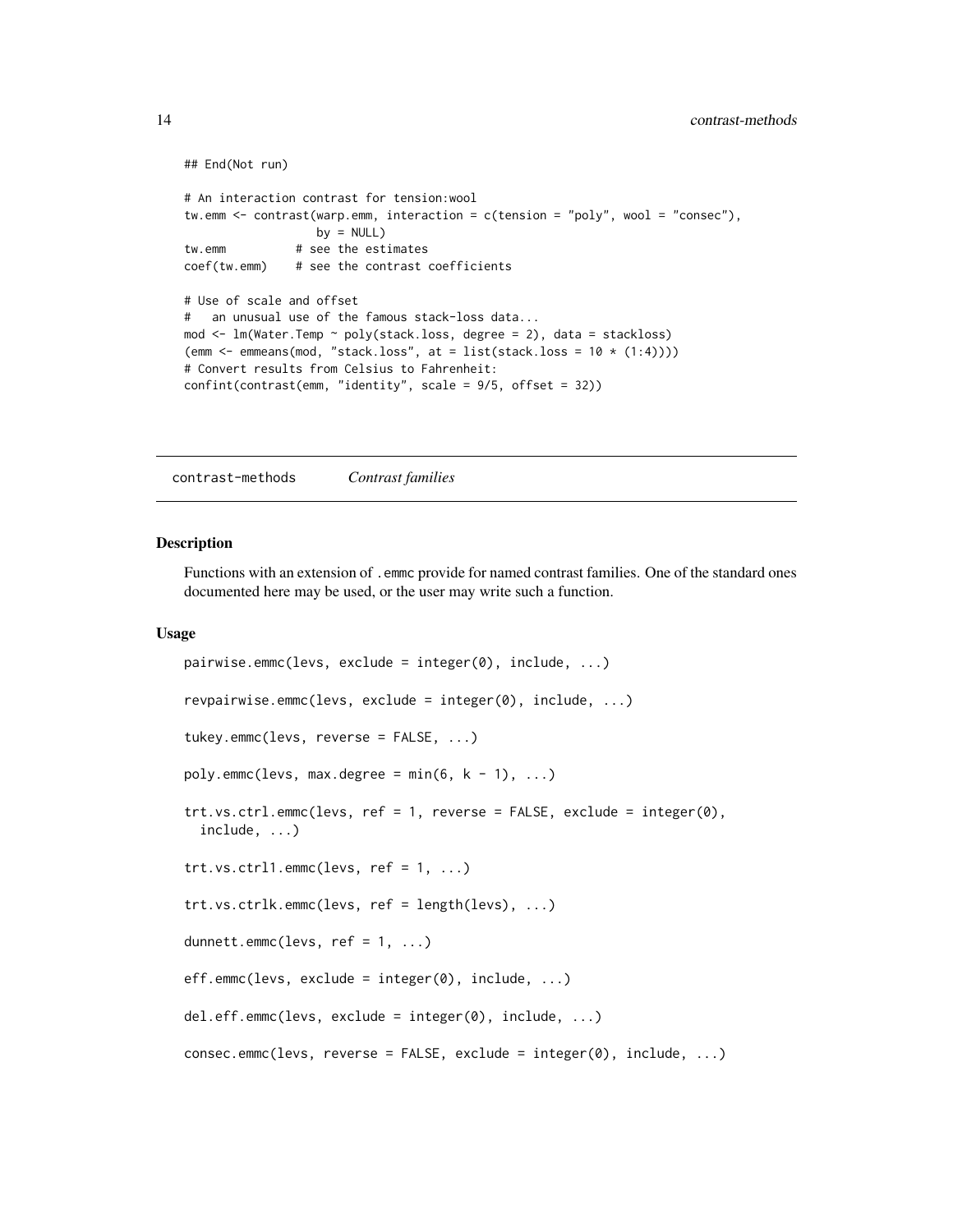```
## End(Not run)

# An interaction contrast for tension:wool
tw.emm <- contrast(warp.emm, interaction = c(tension = "poly", wool = "consec"),
                   by = NULL)
tw.emm          # see the estimates
coef(tw.emm)    # see the contrast coefficients

# Use of scale and offset
#   an unusual use of the famous stack-loss data...
mod <- lm(Water.Temp ~ poly(stack.loss, degree = 2), data = stackloss)
(emm <- emmeans(mod, "stack.loss", at = list(stack.loss = 10 * (1:4))))
# Convert results from Celsius to Fahrenheit:
confint(contrast(emm, "identity", scale = 9/5, offset = 32))
```

---

## contrast-methods *Contrast families*

---

### Description

Functions with an extension of .emmc provide for named contrast families. One of the standard ones documented here may be used, or the user may write such a function.

### Usage

```
pairwise.emmc(levs, exclude = integer(0), include, ...)

revpairwise.emmc(levs, exclude = integer(0), include, ...)

tukey.emmc(levs, reverse = FALSE, ...)

poly.emmc(levs, max.degree = min(6, k - 1), ...)

trt.vs.ctrl.emmc(levs, ref = 1, reverse = FALSE, exclude = integer(0),
  include, ...)

trt.vs.ctrl1.emmc(levs, ref = 1, ...)

trt.vs.ctrlk.emmc(levs, ref = length(levs), ...)

dunnett.emmc(levs, ref = 1, ...)

eff.emmc(levs, exclude = integer(0), include, ...)

del.eff.emmc(levs, exclude = integer(0), include, ...)

consec.emmc(levs, reverse = FALSE, exclude = integer(0), include, ...)
```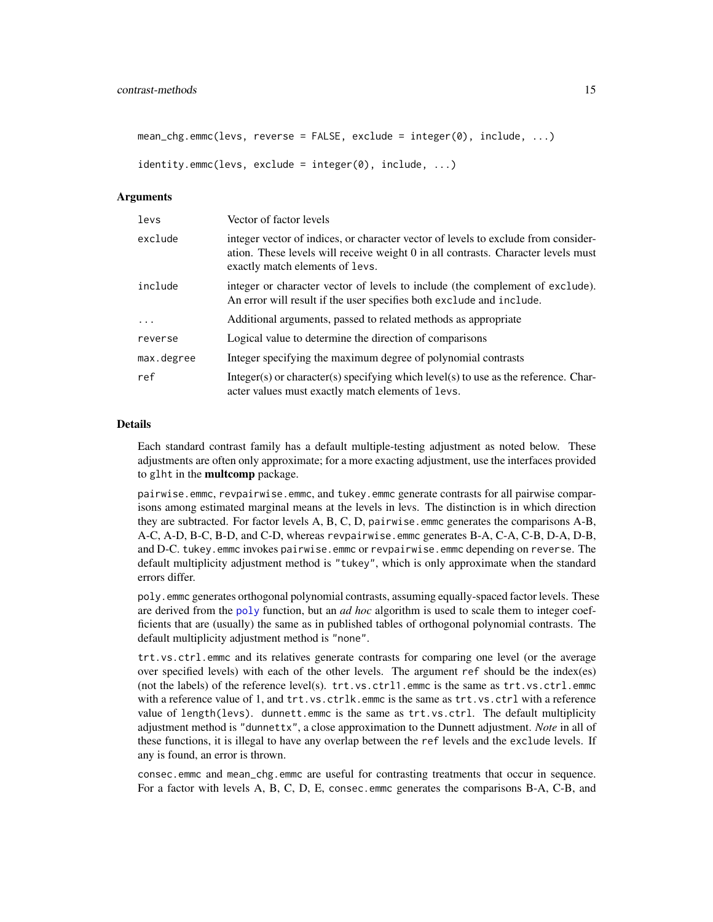```
mean_chg.emmc(levs, reverse = FALSE, exclude = integer(0), include, ...)

identity.emmc(levs, exclude = integer(0), include, ...)
```

### Arguments

| | |
|---|---|
| `levs` | Vector of factor levels |
| `exclude` | integer vector of indices, or character vector of levels to exclude from consideration. These levels will receive weight 0 in all contrasts. Character levels must exactly match elements of `levs`. |
| `include` | integer or character vector of levels to include (the complement of `exclude`). An error will result if the user specifies both `exclude` and `include`. |
| `...` | Additional arguments, passed to related methods as appropriate |
| `reverse` | Logical value to determine the direction of comparisons |
| `max.degree` | Integer specifying the maximum degree of polynomial contrasts |
| `ref` | Integer(s) or character(s) specifying which level(s) to use as the reference. Character values must exactly match elements of `levs`. |

### Details

Each standard contrast family has a default multiple-testing adjustment as noted below. These adjustments are often only approximate; for a more exacting adjustment, use the interfaces provided to `glht` in the **multcomp** package.

`pairwise.emmc`, `revpairwise.emmc`, and `tukey.emmc` generate contrasts for all pairwise comparisons among estimated marginal means at the levels in levs. The distinction is in which direction they are subtracted. For factor levels A, B, C, D, `pairwise.emmc` generates the comparisons A-B, A-C, A-D, B-C, B-D, and C-D, whereas `revpairwise.emmc` generates B-A, C-A, C-B, D-A, D-B, and D-C. `tukey.emmc` invokes `pairwise.emmc` or `revpairwise.emmc` depending on `reverse`. The default multiplicity adjustment method is `"tukey"`, which is only approximate when the standard errors differ.

`poly.emmc` generates orthogonal polynomial contrasts, assuming equally-spaced factor levels. These are derived from the `poly` function, but an *ad hoc* algorithm is used to scale them to integer coefficients that are (usually) the same as in published tables of orthogonal polynomial contrasts. The default multiplicity adjustment method is `"none"`.

`trt.vs.ctrl.emmc` and its relatives generate contrasts for comparing one level (or the average over specified levels) with each of the other levels. The argument `ref` should be the index(es) (not the labels) of the reference level(s). `trt.vs.ctrl1.emmc` is the same as `trt.vs.ctrl.emmc` with a reference value of 1, and `trt.vs.ctrlk.emmc` is the same as `trt.vs.ctrl` with a reference value of `length(levs)`. `dunnett.emmc` is the same as `trt.vs.ctrl`. The default multiplicity adjustment method is `"dunnettx"`, a close approximation to the Dunnett adjustment. *Note* in all of these functions, it is illegal to have any overlap between the `ref` levels and the `exclude` levels. If any is found, an error is thrown.

`consec.emmc` and `mean_chg.emmc` are useful for contrasting treatments that occur in sequence. For a factor with levels A, B, C, D, E, `consec.emmc` generates the comparisons B-A, C-B, and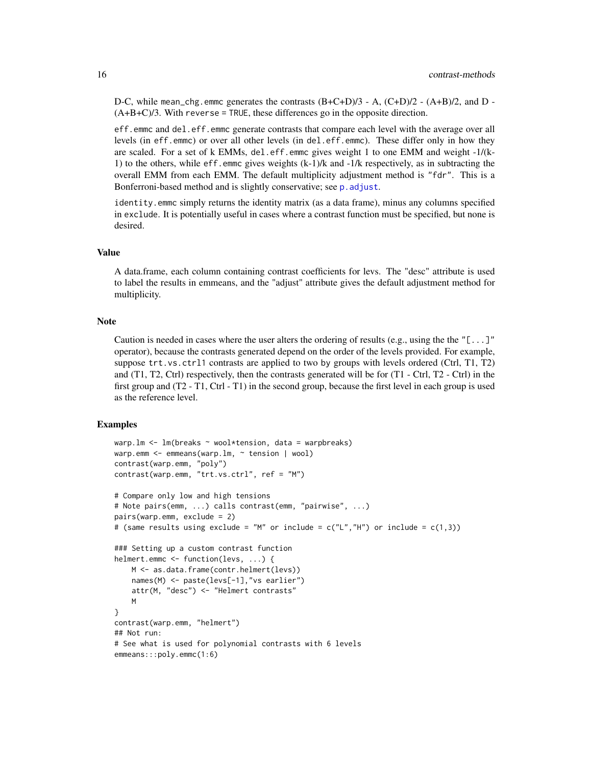D-C, while `mean_chg.emmc` generates the contrasts (B+C+D)/3 - A, (C+D)/2 - (A+B)/2, and D - (A+B+C)/3. With `reverse = TRUE`, these differences go in the opposite direction.

`eff.emmc` and `del.eff.emmc` generate contrasts that compare each level with the average over all levels (in `eff.emmc`) or over all other levels (in `del.eff.emmc`). These differ only in how they are scaled. For a set of k EMMs, `del.eff.emmc` gives weight 1 to one EMM and weight -1/(k-1) to the others, while `eff.emmc` gives weights (k-1)/k and -1/k respectively, as in subtracting the overall EMM from each EMM. The default multiplicity adjustment method is `"fdr"`. This is a Bonferroni-based method and is slightly conservative; see `p.adjust`.

`identity.emmc` simply returns the identity matrix (as a data frame), minus any columns specified in `exclude`. It is potentially useful in cases where a contrast function must be specified, but none is desired.

## Value

A data.frame, each column containing contrast coefficients for levs. The "desc" attribute is used to label the results in emmeans, and the "adjust" attribute gives the default adjustment method for multiplicity.

## Note

Caution is needed in cases where the user alters the ordering of results (e.g., using the the `"[...]"` operator), because the contrasts generated depend on the order of the levels provided. For example, suppose `trt.vs.ctrl1` contrasts are applied to two by groups with levels ordered (Ctrl, T1, T2) and (T1, T2, Ctrl) respectively, then the contrasts generated will be for (T1 - Ctrl, T2 - Ctrl) in the first group and (T2 - T1, Ctrl - T1) in the second group, because the first level in each group is used as the reference level.

## Examples

```
warp.lm <- lm(breaks ~ wool*tension, data = warpbreaks)
warp.emm <- emmeans(warp.lm, ~ tension | wool)
contrast(warp.emm, "poly")
contrast(warp.emm, "trt.vs.ctrl", ref = "M")

# Compare only low and high tensions
# Note pairs(emm, ...) calls contrast(emm, "pairwise", ...)
pairs(warp.emm, exclude = 2)
# (same results using exclude = "M" or include = c("L","H") or include = c(1,3))

### Setting up a custom contrast function
helmert.emmc <- function(levs, ...) {
    M <- as.data.frame(contr.helmert(levs))
    names(M) <- paste(levs[-1],"vs earlier")
    attr(M, "desc") <- "Helmert contrasts"
    M
}
contrast(warp.emm, "helmert")
## Not run:
# See what is used for polynomial contrasts with 6 levels
emmeans:::poly.emmc(1:6)
```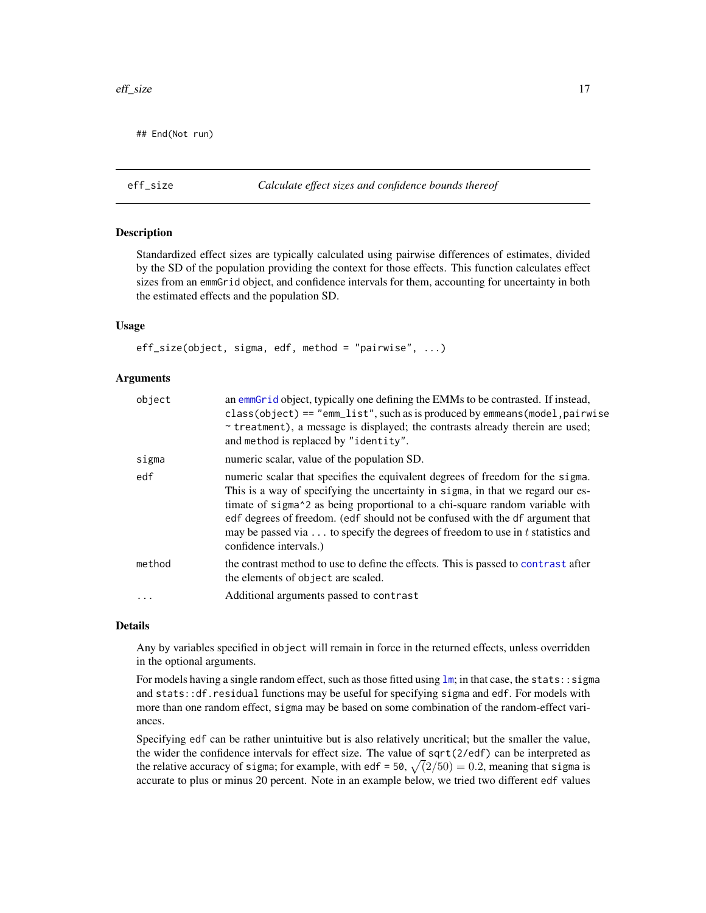```
## End(Not run)
```

## eff_size — *Calculate effect sizes and confidence bounds thereof*

### Description

Standardized effect sizes are typically calculated using pairwise differences of estimates, divided by the SD of the population providing the context for those effects. This function calculates effect sizes from an emmGrid object, and confidence intervals for them, accounting for uncertainty in both the estimated effects and the population SD.

### Usage

```
eff_size(object, sigma, edf, method = "pairwise", ...)
```

### Arguments

| | |
|---|---|
| object | an emmGrid object, typically one defining the EMMs to be contrasted. If instead, class(object) == "emm_list", such as is produced by emmeans(model,pairwise ~ treatment), a message is displayed; the contrasts already therein are used; and method is replaced by "identity". |
| sigma | numeric scalar, value of the population SD. |
| edf | numeric scalar that specifies the equivalent degrees of freedom for the sigma. This is a way of specifying the uncertainty in sigma, in that we regard our estimate of sigma^2 as being proportional to a chi-square random variable with edf degrees of freedom. (edf should not be confused with the df argument that may be passed via ... to specify the degrees of freedom to use in $t$ statistics and confidence intervals.) |
| method | the contrast method to use to define the effects. This is passed to contrast after the elements of object are scaled. |
| ... | Additional arguments passed to contrast |

### Details

Any by variables specified in object will remain in force in the returned effects, unless overridden in the optional arguments.

For models having a single random effect, such as those fitted using lm; in that case, the stats::sigma and stats::df.residual functions may be useful for specifying sigma and edf. For models with more than one random effect, sigma may be based on some combination of the random-effect variances.

Specifying edf can be rather unintuitive but is also relatively uncritical; but the smaller the value, the wider the confidence intervals for effect size. The value of sqrt(2/edf) can be interpreted as the relative accuracy of sigma; for example, with edf = 50, $\sqrt{(2/50)} = 0.2$, meaning that sigma is accurate to plus or minus 20 percent. Note in an example below, we tried two different edf values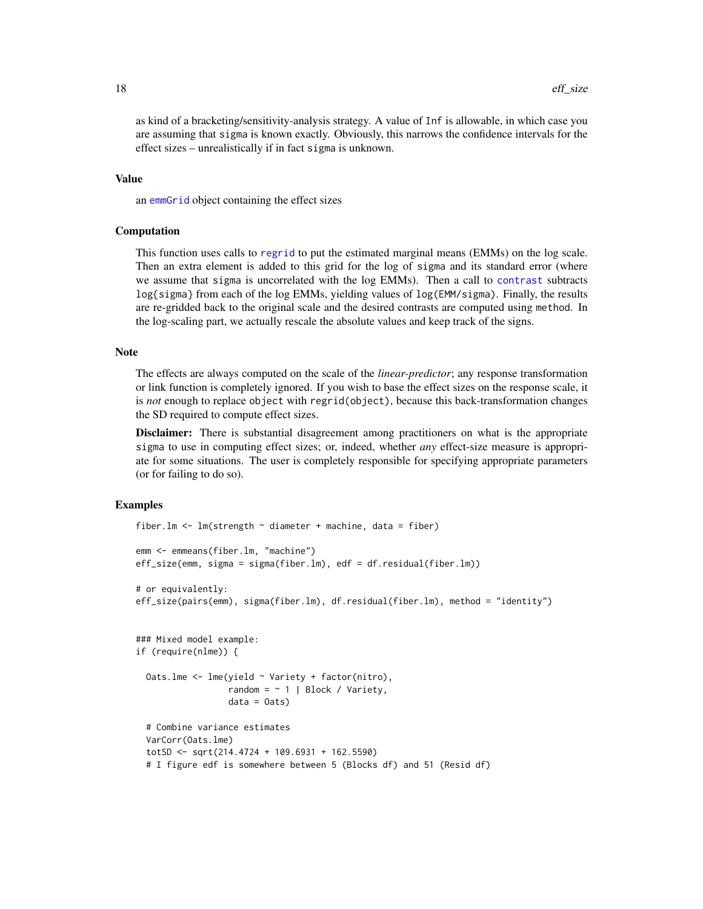as kind of a bracketing/sensitivity-analysis strategy. A value of `Inf` is allowable, in which case you are assuming that `sigma` is known exactly. Obviously, this narrows the confidence intervals for the effect sizes – unrealistically if in fact `sigma` is unknown.

## Value

an `emmGrid` object containing the effect sizes

## Computation

This function uses calls to `regrid` to put the estimated marginal means (EMMs) on the log scale. Then an extra element is added to this grid for the log of `sigma` and its standard error (where we assume that `sigma` is uncorrelated with the log EMMs). Then a call to `contrast` subtracts `log{sigma}` from each of the log EMMs, yielding values of `log(EMM/sigma)`. Finally, the results are re-gridded back to the original scale and the desired contrasts are computed using `method`. In the log-scaling part, we actually rescale the absolute values and keep track of the signs.

## Note

The effects are always computed on the scale of the *linear-predictor*; any response transformation or link function is completely ignored. If you wish to base the effect sizes on the response scale, it is *not* enough to replace `object` with `regrid(object)`, because this back-transformation changes the SD required to compute effect sizes.

**Disclaimer:** There is substantial disagreement among practitioners on what is the appropriate `sigma` to use in computing effect sizes; or, indeed, whether *any* effect-size measure is appropriate for some situations. The user is completely responsible for specifying appropriate parameters (or for failing to do so).

## Examples

```
fiber.lm <- lm(strength ~ diameter + machine, data = fiber)

emm <- emmeans(fiber.lm, "machine")
eff_size(emm, sigma = sigma(fiber.lm), edf = df.residual(fiber.lm))

# or equivalently:
eff_size(pairs(emm), sigma(fiber.lm), df.residual(fiber.lm), method = "identity")


### Mixed model example:
if (require(nlme)) {

  Oats.lme <- lme(yield ~ Variety + factor(nitro),
                  random = ~ 1 | Block / Variety,
                  data = Oats)

  # Combine variance estimates
  VarCorr(Oats.lme)
  totSD <- sqrt(214.4724 + 109.6931 + 162.5590)
  # I figure edf is somewhere between 5 (Blocks df) and 51 (Resid df)
```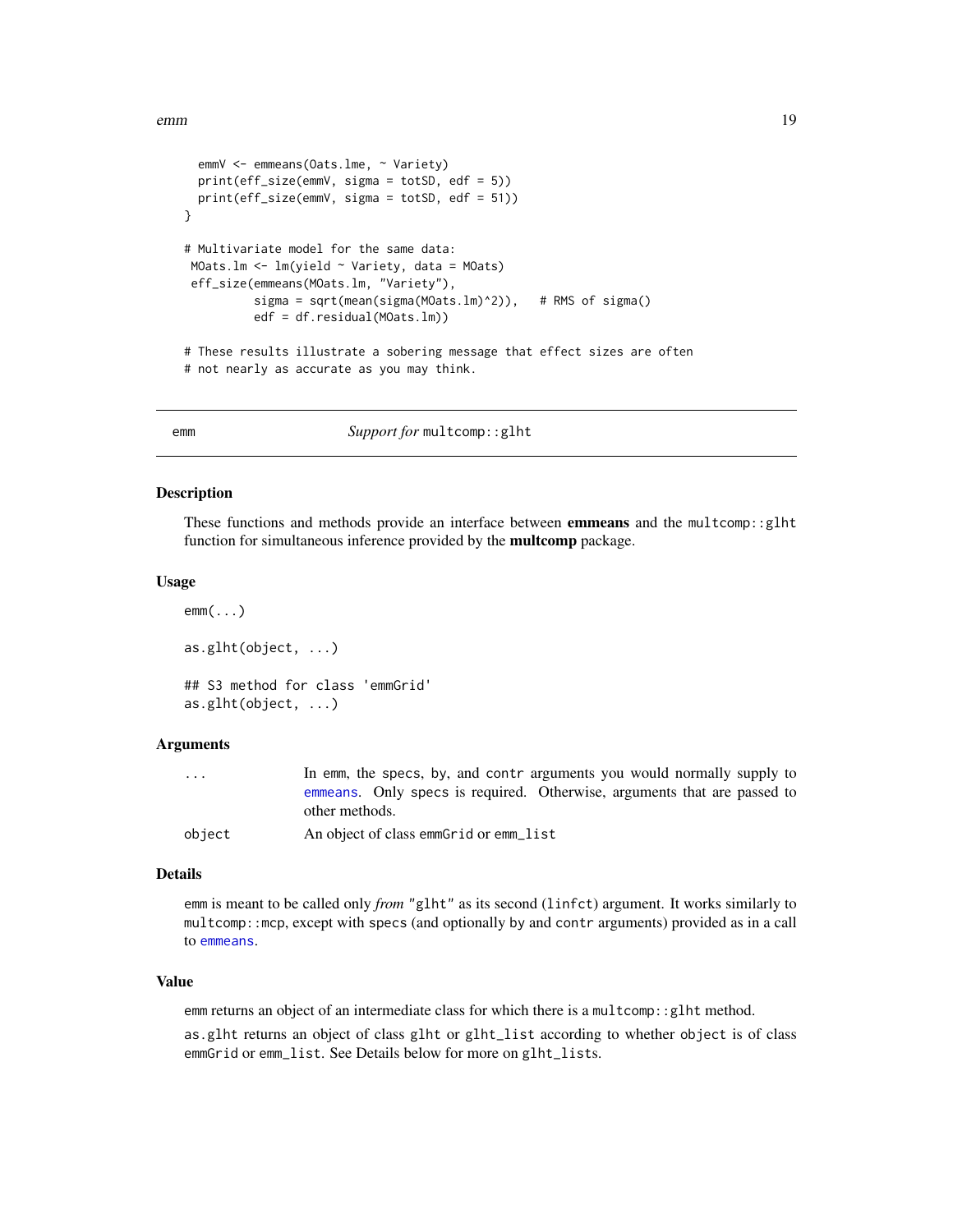```
  emmV <- emmeans(Oats.lme, ~ Variety)
  print(eff_size(emmV, sigma = totSD, edf = 5))
  print(eff_size(emmV, sigma = totSD, edf = 51))
}

# Multivariate model for the same data:
 MOats.lm <- lm(yield ~ Variety, data = MOats)
 eff_size(emmeans(MOats.lm, "Variety"),
          sigma = sqrt(mean(sigma(MOats.lm)^2)),   # RMS of sigma()
          edf = df.residual(MOats.lm))

# These results illustrate a sobering message that effect sizes are often
# not nearly as accurate as you may think.
```

---

emm — *Support for* `multcomp::glht`

---

## Description

These functions and methods provide an interface between **emmeans** and the `multcomp::glht` function for simultaneous inference provided by the **multcomp** package.

## Usage

```
emm(...)

as.glht(object, ...)

## S3 method for class 'emmGrid'
as.glht(object, ...)
```

## Arguments

| | |
|---|---|
| `...` | In emm, the specs, by, and contr arguments you would normally supply to emmeans. Only specs is required. Otherwise, arguments that are passed to other methods. |
| `object` | An object of class emmGrid or emm_list |

## Details

emm is meant to be called only *from* `"glht"` as its second (`linfct`) argument. It works similarly to `multcomp::mcp`, except with `specs` (and optionally `by` and `contr` arguments) provided as in a call to `emmeans`.

## Value

emm returns an object of an intermediate class for which there is a `multcomp::glht` method.

as.glht returns an object of class `glht` or `glht_list` according to whether `object` is of class `emmGrid` or `emm_list`. See Details below for more on `glht_list`s.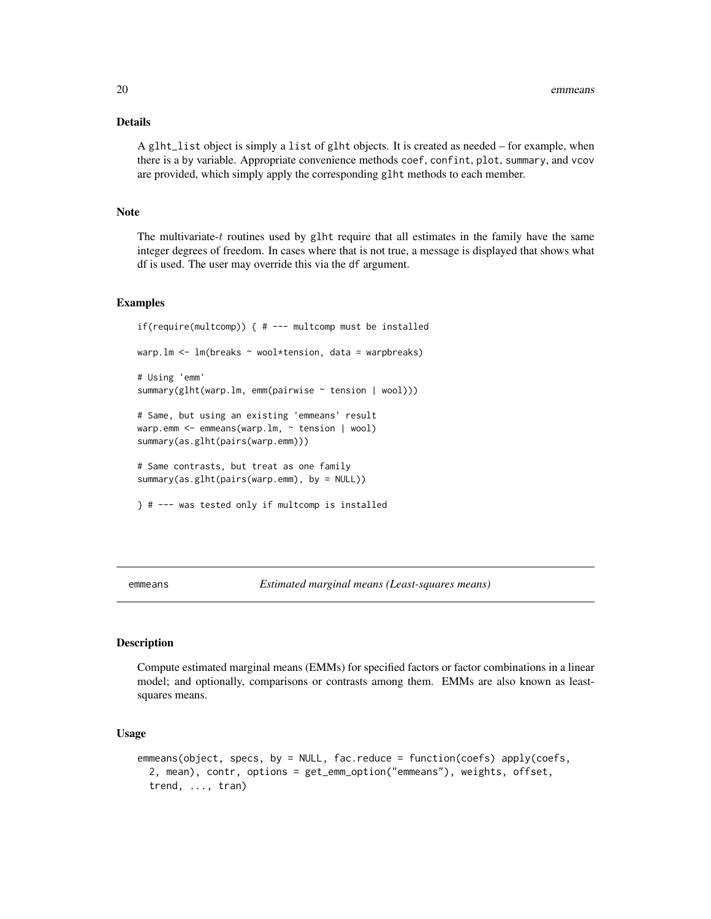### Details

A glht_list object is simply a list of glht objects. It is created as needed – for example, when there is a by variable. Appropriate convenience methods coef, confint, plot, summary, and vcov are provided, which simply apply the corresponding glht methods to each member.

### Note

The multivariate-$t$ routines used by glht require that all estimates in the family have the same integer degrees of freedom. In cases where that is not true, a message is displayed that shows what df is used. The user may override this via the df argument.

### Examples

```
if(require(multcomp)) { # --- multcomp must be installed

warp.lm <- lm(breaks ~ wool*tension, data = warpbreaks)

# Using 'emm'
summary(glht(warp.lm, emm(pairwise ~ tension | wool)))

# Same, but using an existing 'emmeans' result
warp.emm <- emmeans(warp.lm, ~ tension | wool)
summary(as.glht(pairs(warp.emm)))

# Same contrasts, but treat as one family
summary(as.glht(pairs(warp.emm), by = NULL))

} # --- was tested only if multcomp is installed
```

---

## emmeans — *Estimated marginal means (Least-squares means)*

---

### Description

Compute estimated marginal means (EMMs) for specified factors or factor combinations in a linear model; and optionally, comparisons or contrasts among them. EMMs are also known as least-squares means.

### Usage

```
emmeans(object, specs, by = NULL, fac.reduce = function(coefs) apply(coefs,
  2, mean), contr, options = get_emm_option("emmeans"), weights, offset,
  trend, ..., tran)
```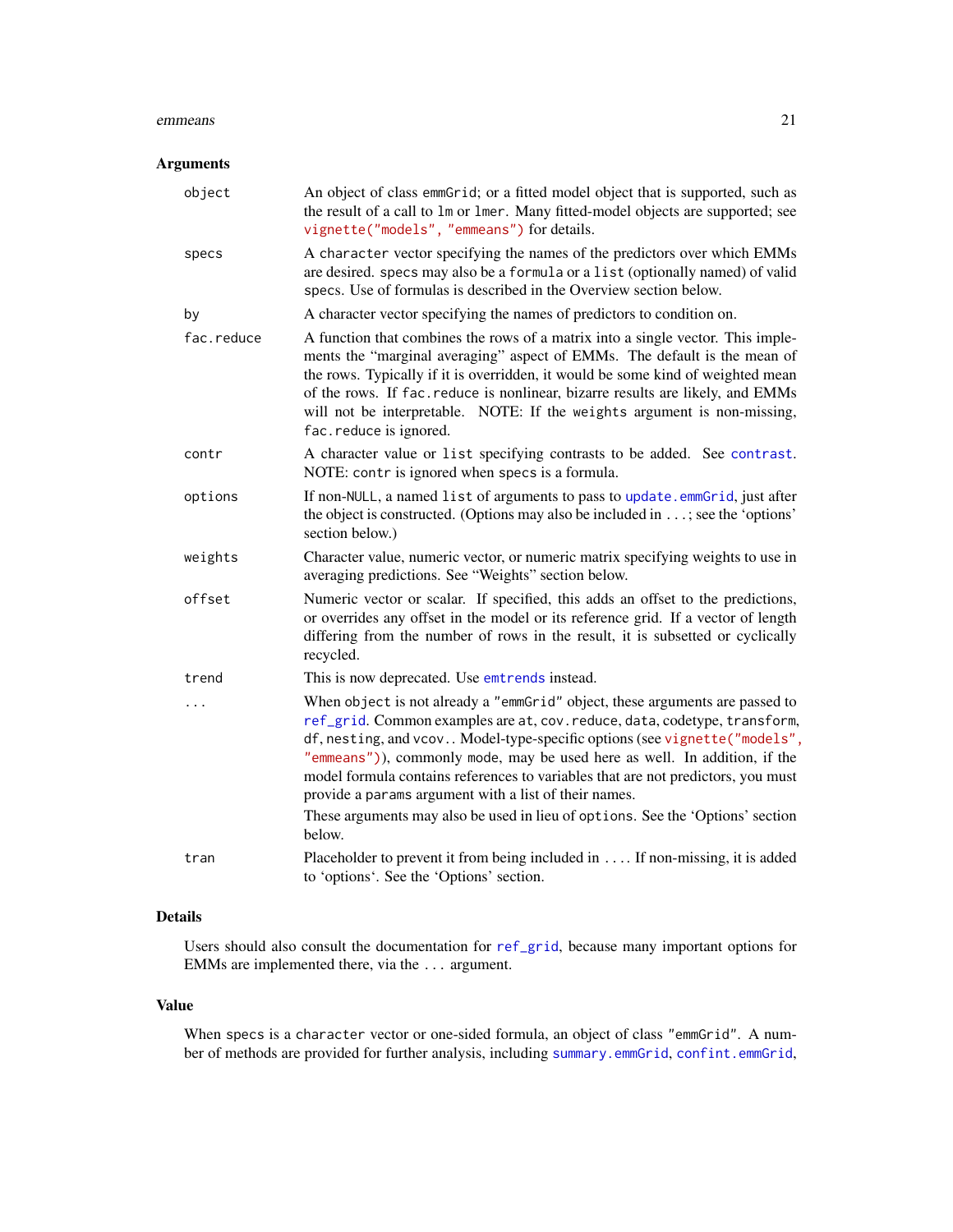### Arguments

| | |
|---|---|
| `object` | An object of class `emmGrid`; or a fitted model object that is supported, such as the result of a call to `lm` or `lmer`. Many fitted-model objects are supported; see `vignette("models", "emmeans")` for details. |
| `specs` | A `character` vector specifying the names of the predictors over which EMMs are desired. `specs` may also be a `formula` or a `list` (optionally named) of valid `specs`. Use of formulas is described in the Overview section below. |
| `by` | A character vector specifying the names of predictors to condition on. |
| `fac.reduce` | A function that combines the rows of a matrix into a single vector. This implements the "marginal averaging" aspect of EMMs. The default is the mean of the rows. Typically if it is overridden, it would be some kind of weighted mean of the rows. If `fac.reduce` is nonlinear, bizarre results are likely, and EMMs will not be interpretable. NOTE: If the `weights` argument is non-missing, `fac.reduce` is ignored. |
| `contr` | A character value or `list` specifying contrasts to be added. See `contrast`. NOTE: `contr` is ignored when `specs` is a formula. |
| `options` | If non-`NULL`, a named `list` of arguments to pass to `update.emmGrid`, just after the object is constructed. (Options may also be included in `...`; see the 'options' section below.) |
| `weights` | Character value, numeric vector, or numeric matrix specifying weights to use in averaging predictions. See "Weights" section below. |
| `offset` | Numeric vector or scalar. If specified, this adds an offset to the predictions, or overrides any offset in the model or its reference grid. If a vector of length differing from the number of rows in the result, it is subsetted or cyclically recycled. |
| `trend` | This is now deprecated. Use `emtrends` instead. |
| `...` | When `object` is not already a `"emmGrid"` object, these arguments are passed to `ref_grid`. Common examples are `at`, `cov.reduce`, `data`, `codetype`, `transform`, `df`, `nesting`, and `vcov.`. Model-type-specific options (see `vignette("models", "emmeans")`), commonly `mode`, may be used here as well. In addition, if the model formula contains references to variables that are not predictors, you must provide a `params` argument with a list of their names. These arguments may also be used in lieu of `options`. See the 'Options' section below. |
| `tran` | Placeholder to prevent it from being included in `...`. If non-missing, it is added to 'options'. See the 'Options' section. |

### Details

Users should also consult the documentation for `ref_grid`, because many important options for EMMs are implemented there, via the `...` argument.

### Value

When `specs` is a `character` vector or one-sided formula, an object of class `"emmGrid"`. A number of methods are provided for further analysis, including `summary.emmGrid`, `confint.emmGrid`,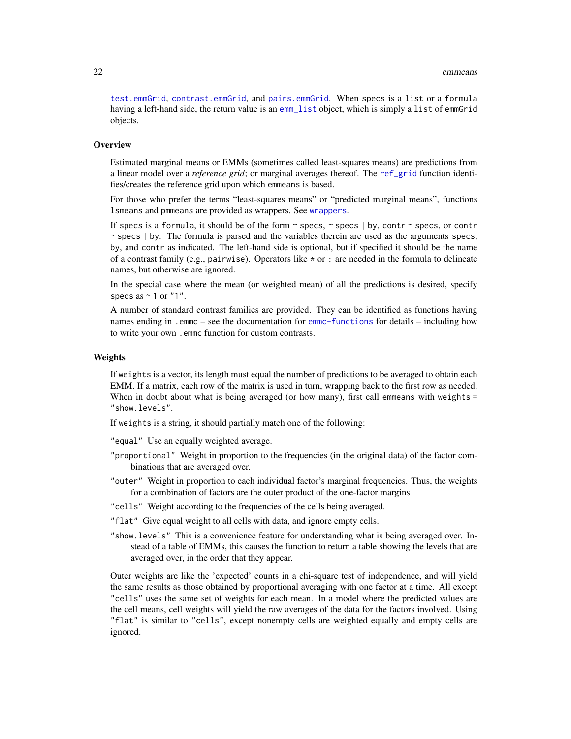test.emmGrid, contrast.emmGrid, and pairs.emmGrid. When specs is a list or a formula having a left-hand side, the return value is an emm_list object, which is simply a list of emmGrid objects.

## Overview

Estimated marginal means or EMMs (sometimes called least-squares means) are predictions from a linear model over a *reference grid*; or marginal averages thereof. The ref_grid function identifies/creates the reference grid upon which emmeans is based.

For those who prefer the terms "least-squares means" or "predicted marginal means", functions lsmeans and pmmeans are provided as wrappers. See wrappers.

If specs is a formula, it should be of the form ~ specs, ~ specs | by, contr ~ specs, or contr ~ specs | by. The formula is parsed and the variables therein are used as the arguments specs, by, and contr as indicated. The left-hand side is optional, but if specified it should be the name of a contrast family (e.g., pairwise). Operators like * or : are needed in the formula to delineate names, but otherwise are ignored.

In the special case where the mean (or weighted mean) of all the predictions is desired, specify specs as ~ 1 or "1".

A number of standard contrast families are provided. They can be identified as functions having names ending in .emmc – see the documentation for emmc-functions for details – including how to write your own .emmc function for custom contrasts.

## Weights

If weights is a vector, its length must equal the number of predictions to be averaged to obtain each EMM. If a matrix, each row of the matrix is used in turn, wrapping back to the first row as needed. When in doubt about what is being averaged (or how many), first call emmeans with weights = "show.levels".

If weights is a string, it should partially match one of the following:

"equal" Use an equally weighted average.

"proportional" Weight in proportion to the frequencies (in the original data) of the factor combinations that are averaged over.

"outer" Weight in proportion to each individual factor's marginal frequencies. Thus, the weights for a combination of factors are the outer product of the one-factor margins

"cells" Weight according to the frequencies of the cells being averaged.

"flat" Give equal weight to all cells with data, and ignore empty cells.

"show.levels" This is a convenience feature for understanding what is being averaged over. Instead of a table of EMMs, this causes the function to return a table showing the levels that are averaged over, in the order that they appear.

Outer weights are like the 'expected' counts in a chi-square test of independence, and will yield the same results as those obtained by proportional averaging with one factor at a time. All except "cells" uses the same set of weights for each mean. In a model where the predicted values are the cell means, cell weights will yield the raw averages of the data for the factors involved. Using "flat" is similar to "cells", except nonempty cells are weighted equally and empty cells are ignored.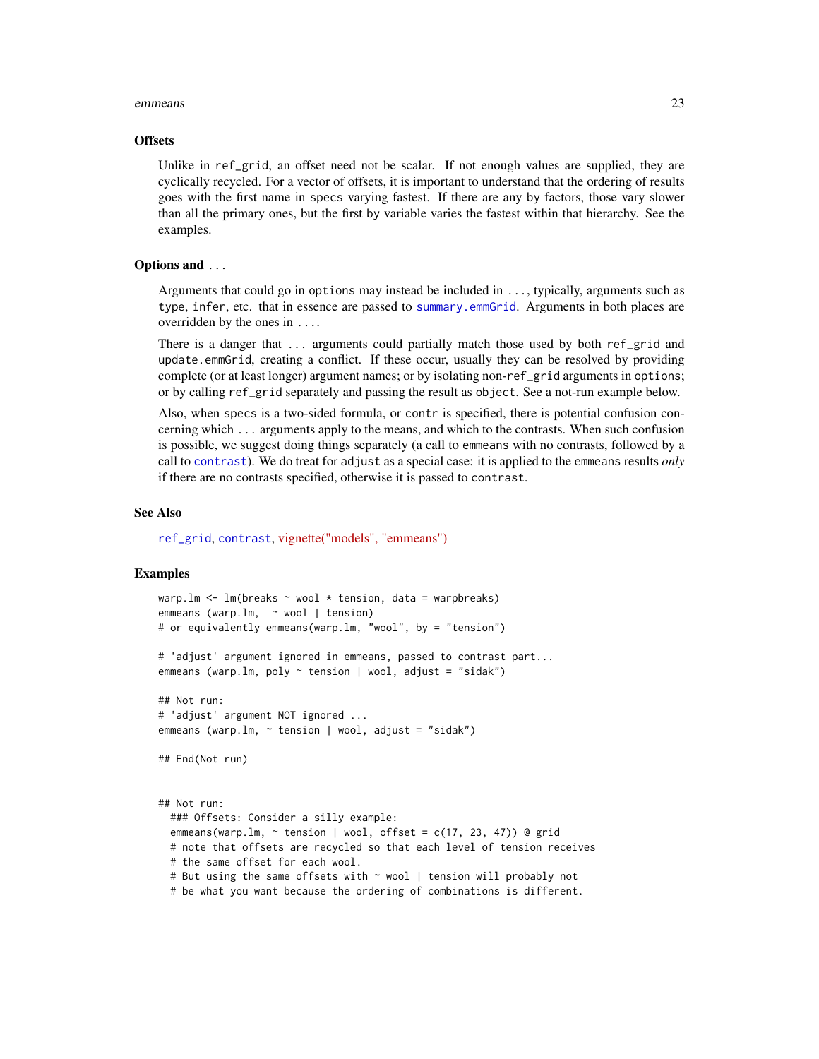### Offsets

Unlike in `ref_grid`, an offset need not be scalar. If not enough values are supplied, they are cyclically recycled. For a vector of offsets, it is important to understand that the ordering of results goes with the first name in `specs` varying fastest. If there are any `by` factors, those vary slower than all the primary ones, but the first `by` variable varies the fastest within that hierarchy. See the examples.

### Options and ...

Arguments that could go in `options` may instead be included in `...`, typically, arguments such as `type`, `infer`, etc. that in essence are passed to `summary.emmGrid`. Arguments in both places are overridden by the ones in `...`.

There is a danger that `...` arguments could partially match those used by both `ref_grid` and `update.emmGrid`, creating a conflict. If these occur, usually they can be resolved by providing complete (or at least longer) argument names; or by isolating non-`ref_grid` arguments in `options`; or by calling `ref_grid` separately and passing the result as `object`. See a not-run example below.

Also, when `specs` is a two-sided formula, or `contr` is specified, there is potential confusion concerning which `...` arguments apply to the means, and which to the contrasts. When such confusion is possible, we suggest doing things separately (a call to `emmeans` with no contrasts, followed by a call to `contrast`). We do treat for `adjust` as a special case: it is applied to the `emmeans` results *only* if there are no contrasts specified, otherwise it is passed to `contrast`.

### See Also

`ref_grid`, `contrast`, vignette("models", "emmeans")

### Examples

```
warp.lm <- lm(breaks ~ wool * tension, data = warpbreaks)
emmeans (warp.lm,  ~ wool | tension)
# or equivalently emmeans(warp.lm, "wool", by = "tension")

# 'adjust' argument ignored in emmeans, passed to contrast part...
emmeans (warp.lm, poly ~ tension | wool, adjust = "sidak")

## Not run:
# 'adjust' argument NOT ignored ...
emmeans (warp.lm, ~ tension | wool, adjust = "sidak")

## End(Not run)


## Not run:
  ### Offsets: Consider a silly example:
  emmeans(warp.lm, ~ tension | wool, offset = c(17, 23, 47)) @ grid
  # note that offsets are recycled so that each level of tension receives
  # the same offset for each wool.
  # But using the same offsets with ~ wool | tension will probably not
  # be what you want because the ordering of combinations is different.
```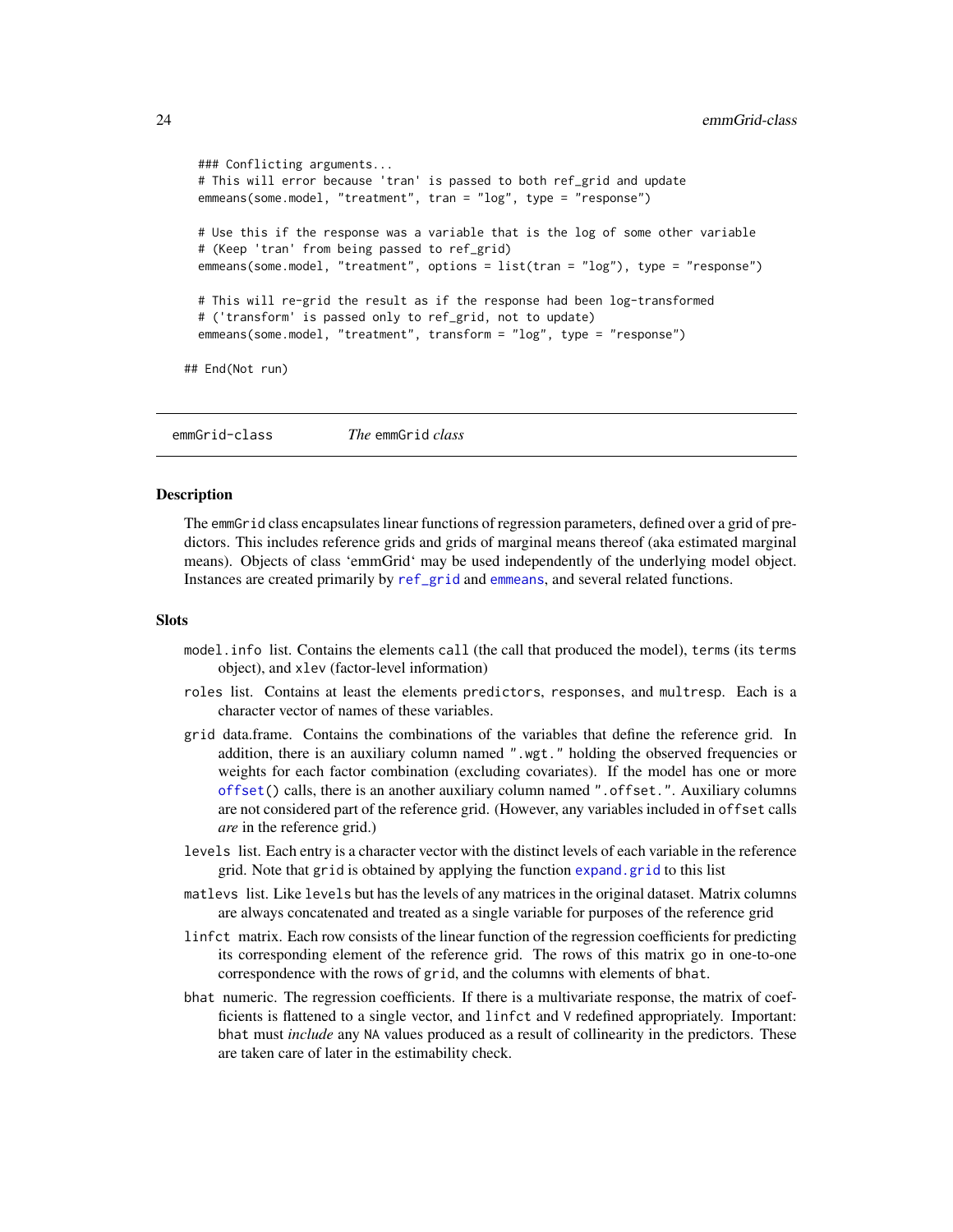```
  ### Conflicting arguments...
  # This will error because 'tran' is passed to both ref_grid and update
  emmeans(some.model, "treatment", tran = "log", type = "response")

  # Use this if the response was a variable that is the log of some other variable
  # (Keep 'tran' from being passed to ref_grid)
  emmeans(some.model, "treatment", options = list(tran = "log"), type = "response")

  # This will re-grid the result as if the response had been log-transformed
  # ('transform' is passed only to ref_grid, not to update)
  emmeans(some.model, "treatment", transform = "log", type = "response")

## End(Not run)
```

---

emmGrid-class &nbsp;&nbsp;&nbsp;&nbsp; *The* emmGrid *class*

---

## Description

The emmGrid class encapsulates linear functions of regression parameters, defined over a grid of predictors. This includes reference grids and grids of marginal means thereof (aka estimated marginal means). Objects of class 'emmGrid' may be used independently of the underlying model object. Instances are created primarily by ref_grid and emmeans, and several related functions.

## Slots

- `model.info` list. Contains the elements `call` (the call that produced the model), `terms` (its `terms` object), and `xlev` (factor-level information)
- `roles` list. Contains at least the elements `predictors`, `responses`, and `multresp`. Each is a character vector of names of these variables.
- `grid` data.frame. Contains the combinations of the variables that define the reference grid. In addition, there is an auxiliary column named `".wgt."` holding the observed frequencies or weights for each factor combination (excluding covariates). If the model has one or more `offset()` calls, there is an another auxiliary column named `".offset."`. Auxiliary columns are not considered part of the reference grid. (However, any variables included in `offset` calls *are* in the reference grid.)
- `levels` list. Each entry is a character vector with the distinct levels of each variable in the reference grid. Note that `grid` is obtained by applying the function `expand.grid` to this list
- `matlevs` list. Like `levels` but has the levels of any matrices in the original dataset. Matrix columns are always concatenated and treated as a single variable for purposes of the reference grid
- `linfct` matrix. Each row consists of the linear function of the regression coefficients for predicting its corresponding element of the reference grid. The rows of this matrix go in one-to-one correspondence with the rows of `grid`, and the columns with elements of `bhat`.
- `bhat` numeric. The regression coefficients. If there is a multivariate response, the matrix of coefficients is flattened to a single vector, and `linfct` and `V` redefined appropriately. Important: `bhat` must *include* any `NA` values produced as a result of collinearity in the predictors. These are taken care of later in the estimability check.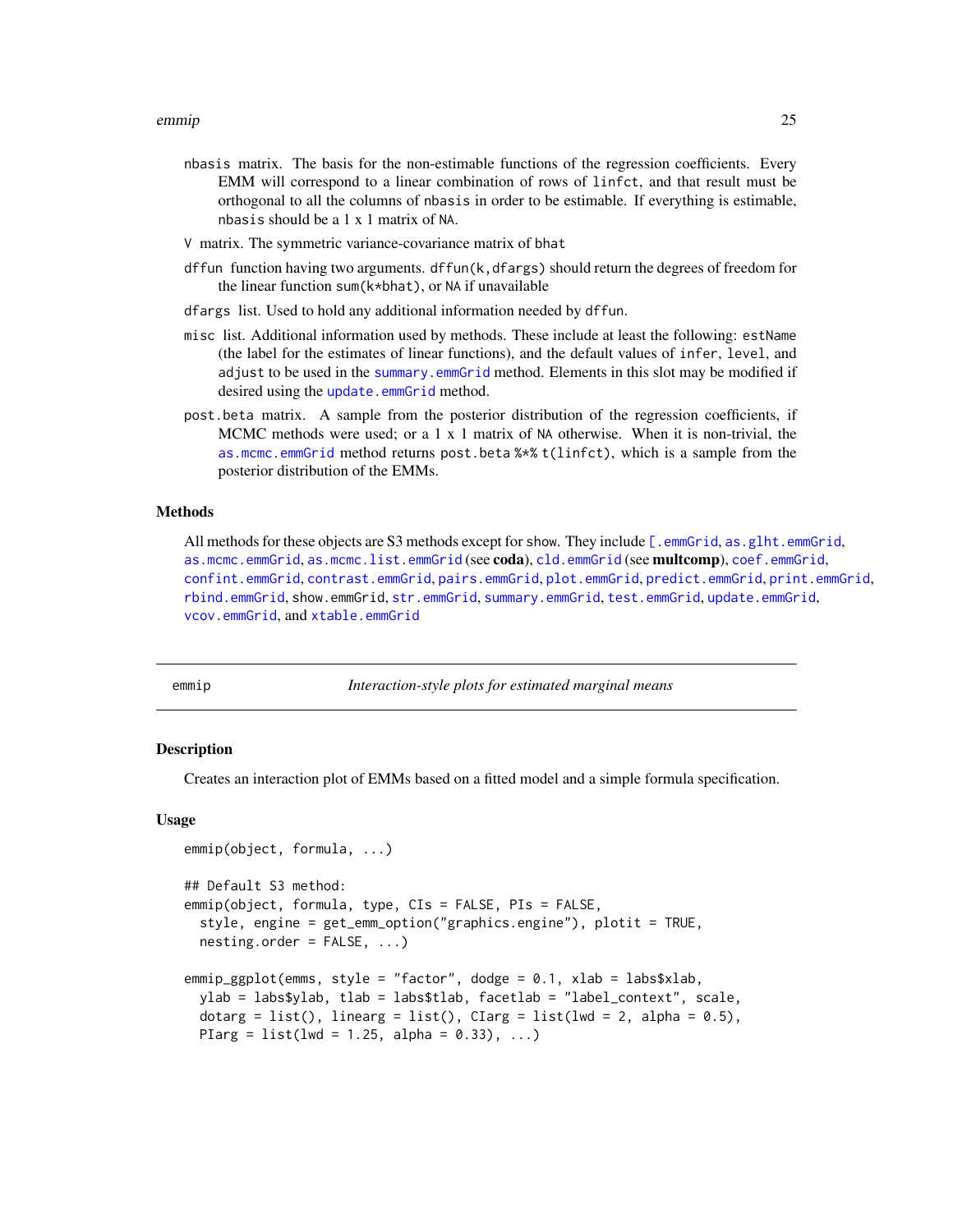nbasis matrix. The basis for the non-estimable functions of the regression coefficients. Every EMM will correspond to a linear combination of rows of linfct, and that result must be orthogonal to all the columns of nbasis in order to be estimable. If everything is estimable, nbasis should be a 1 x 1 matrix of NA.

V matrix. The symmetric variance-covariance matrix of bhat

dffun function having two arguments. dffun(k,dfargs) should return the degrees of freedom for the linear function sum(k*bhat), or NA if unavailable

dfargs list. Used to hold any additional information needed by dffun.

misc list. Additional information used by methods. These include at least the following: estName (the label for the estimates of linear functions), and the default values of infer, level, and adjust to be used in the summary.emmGrid method. Elements in this slot may be modified if desired using the update.emmGrid method.

post.beta matrix. A sample from the posterior distribution of the regression coefficients, if MCMC methods were used; or a 1 x 1 matrix of NA otherwise. When it is non-trivial, the as.mcmc.emmGrid method returns post.beta %*% t(linfct), which is a sample from the posterior distribution of the EMMs.

### Methods

All methods for these objects are S3 methods except for show. They include [.emmGrid, as.glht.emmGrid, as.mcmc.emmGrid, as.mcmc.list.emmGrid (see **coda**), cld.emmGrid (see **multcomp**), coef.emmGrid, confint.emmGrid, contrast.emmGrid, pairs.emmGrid, plot.emmGrid, predict.emmGrid, print.emmGrid, rbind.emmGrid, show.emmGrid, str.emmGrid, summary.emmGrid, test.emmGrid, update.emmGrid, vcov.emmGrid, and xtable.emmGrid

---

## emmip — *Interaction-style plots for estimated marginal means*

### Description

Creates an interaction plot of EMMs based on a fitted model and a simple formula specification.

### Usage

```
emmip(object, formula, ...)

## Default S3 method:
emmip(object, formula, type, CIs = FALSE, PIs = FALSE,
  style, engine = get_emm_option("graphics.engine"), plotit = TRUE,
  nesting.order = FALSE, ...)

emmip_ggplot(emms, style = "factor", dodge = 0.1, xlab = labs$xlab,
  ylab = labs$ylab, tlab = labs$tlab, facetlab = "label_context", scale,
  dotarg = list(), linearg = list(), CIarg = list(lwd = 2, alpha = 0.5),
  PIarg = list(lwd = 1.25, alpha = 0.33), ...)
```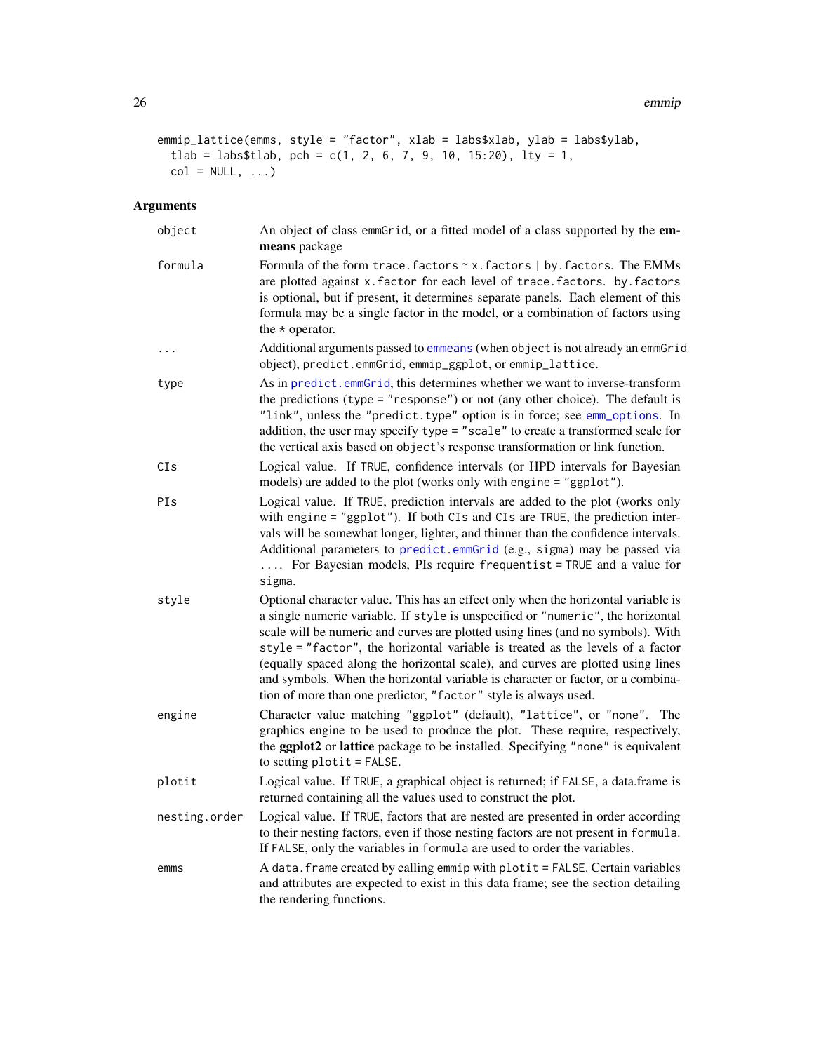```
emmip_lattice(emms, style = "factor", xlab = labs$xlab, ylab = labs$ylab,
  tlab = labs$tlab, pch = c(1, 2, 6, 7, 9, 10, 15:20), lty = 1,
  col = NULL, ...)
```

## Arguments

| Argument | Description |
|---|---|
| `object` | An object of class `emmGrid`, or a fitted model of a class supported by the **emmeans** package |
| `formula` | Formula of the form `trace.factors ~ x.factors \| by.factors`. The EMMs are plotted against `x.factor` for each level of `trace.factors`. `by.factors` is optional, but if present, it determines separate panels. Each element of this formula may be a single factor in the model, or a combination of factors using the `*` operator. |
| `...` | Additional arguments passed to `emmeans` (when `object` is not already an `emmGrid` object), `predict.emmGrid`, `emmip_ggplot`, or `emmip_lattice`. |
| `type` | As in `predict.emmGrid`, this determines whether we want to inverse-transform the predictions (`type = "response"`) or not (any other choice). The default is `"link"`, unless the `"predict.type"` option is in force; see `emm_options`. In addition, the user may specify `type = "scale"` to create a transformed scale for the vertical axis based on `object`'s response transformation or link function. |
| `CIs` | Logical value. If `TRUE`, confidence intervals (or HPD intervals for Bayesian models) are added to the plot (works only with `engine = "ggplot"`). |
| `PIs` | Logical value. If `TRUE`, prediction intervals are added to the plot (works only with `engine = "ggplot"`). If both `CIs` and `CIs` are `TRUE`, the prediction intervals will be somewhat longer, lighter, and thinner than the confidence intervals. Additional parameters to `predict.emmGrid` (e.g., `sigma`) may be passed via `...`. For Bayesian models, PIs require `frequentist = TRUE` and a value for `sigma`. |
| `style` | Optional character value. This has an effect only when the horizontal variable is a single numeric variable. If `style` is unspecified or `"numeric"`, the horizontal scale will be numeric and curves are plotted using lines (and no symbols). With `style = "factor"`, the horizontal variable is treated as the levels of a factor (equally spaced along the horizontal scale), and curves are plotted using lines and symbols. When the horizontal variable is character or factor, or a combination of more than one predictor, `"factor"` style is always used. |
| `engine` | Character value matching `"ggplot"` (default), `"lattice"`, or `"none"`. The graphics engine to be used to produce the plot. These require, respectively, the **ggplot2** or **lattice** package to be installed. Specifying `"none"` is equivalent to setting `plotit = FALSE`. |
| `plotit` | Logical value. If `TRUE`, a graphical object is returned; if `FALSE`, a data.frame is returned containing all the values used to construct the plot. |
| `nesting.order` | Logical value. If `TRUE`, factors that are nested are presented in order according to their nesting factors, even if those nesting factors are not present in `formula`. If `FALSE`, only the variables in `formula` are used to order the variables. |
| `emms` | A `data.frame` created by calling `emmip` with `plotit = FALSE`. Certain variables and attributes are expected to exist in this data frame; see the section detailing the rendering functions. |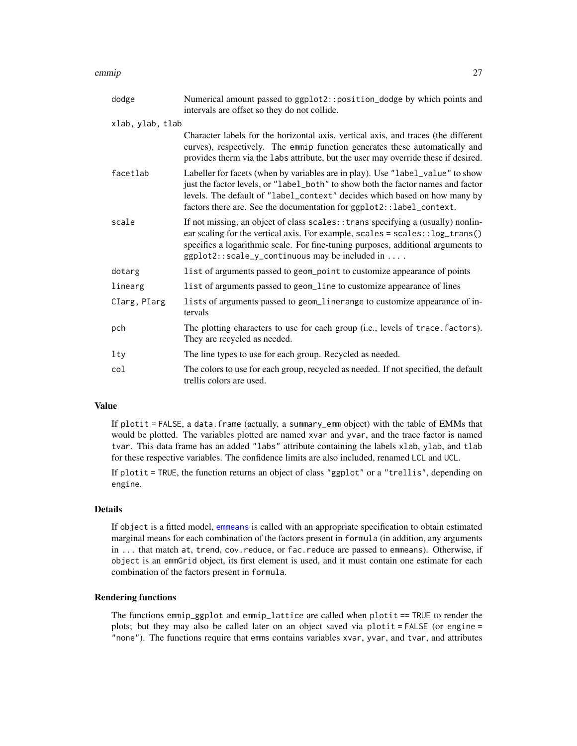| | |
|---|---|
| `dodge` | Numerical amount passed to `ggplot2::position_dodge` by which points and intervals are offset so they do not collide. |
| `xlab, ylab, tlab` | Character labels for the horizontal axis, vertical axis, and traces (the different curves), respectively. The `emmip` function generates these automatically and provides therm via the `labs` attribute, but the user may override these if desired. |
| `facetlab` | Labeller for facets (when by variables are in play). Use `"label_value"` to show just the factor levels, or `"label_both"` to show both the factor names and factor levels. The default of `"label_context"` decides which based on how many by factors there are. See the documentation for `ggplot2::label_context`. |
| `scale` | If not missing, an object of class `scales::trans` specifying a (usually) nonlinear scaling for the vertical axis. For example, `scales = scales::log_trans()` specifies a logarithmic scale. For fine-tuning purposes, additional arguments to `ggplot2::scale_y_continuous` may be included in `...` . |
| `dotarg` | `list` of arguments passed to `geom_point` to customize appearance of points |
| `linearg` | `list` of arguments passed to `geom_line` to customize appearance of lines |
| `CIarg, PIarg` | `list`s of arguments passed to `geom_linerange` to customize appearance of intervals |
| `pch` | The plotting characters to use for each group (i.e., levels of `trace.factors`). They are recycled as needed. |
| `lty` | The line types to use for each group. Recycled as needed. |
| `col` | The colors to use for each group, recycled as needed. If not specified, the default trellis colors are used. |

### Value

If `plotit = FALSE`, a `data.frame` (actually, a `summary_emm` object) with the table of EMMs that would be plotted. The variables plotted are named `xvar` and `yvar`, and the trace factor is named `tvar`. This data frame has an added `"labs"` attribute containing the labels `xlab`, `ylab`, and `tlab` for these respective variables. The confidence limits are also included, renamed `LCL` and `UCL`.

If `plotit = TRUE`, the function returns an object of class `"ggplot"` or a `"trellis"`, depending on `engine`.

### Details

If `object` is a fitted model, `emmeans` is called with an appropriate specification to obtain estimated marginal means for each combination of the factors present in `formula` (in addition, any arguments in `...` that match `at`, `trend`, `cov.reduce`, or `fac.reduce` are passed to `emmeans`). Otherwise, if `object` is an `emmGrid` object, its first element is used, and it must contain one estimate for each combination of the factors present in `formula`.

### Rendering functions

The functions `emmip_ggplot` and `emmip_lattice` are called when `plotit == TRUE` to render the plots; but they may also be called later on an object saved via `plotit = FALSE` (or `engine = "none"`). The functions require that `emms` contains variables `xvar`, `yvar`, and `tvar`, and attributes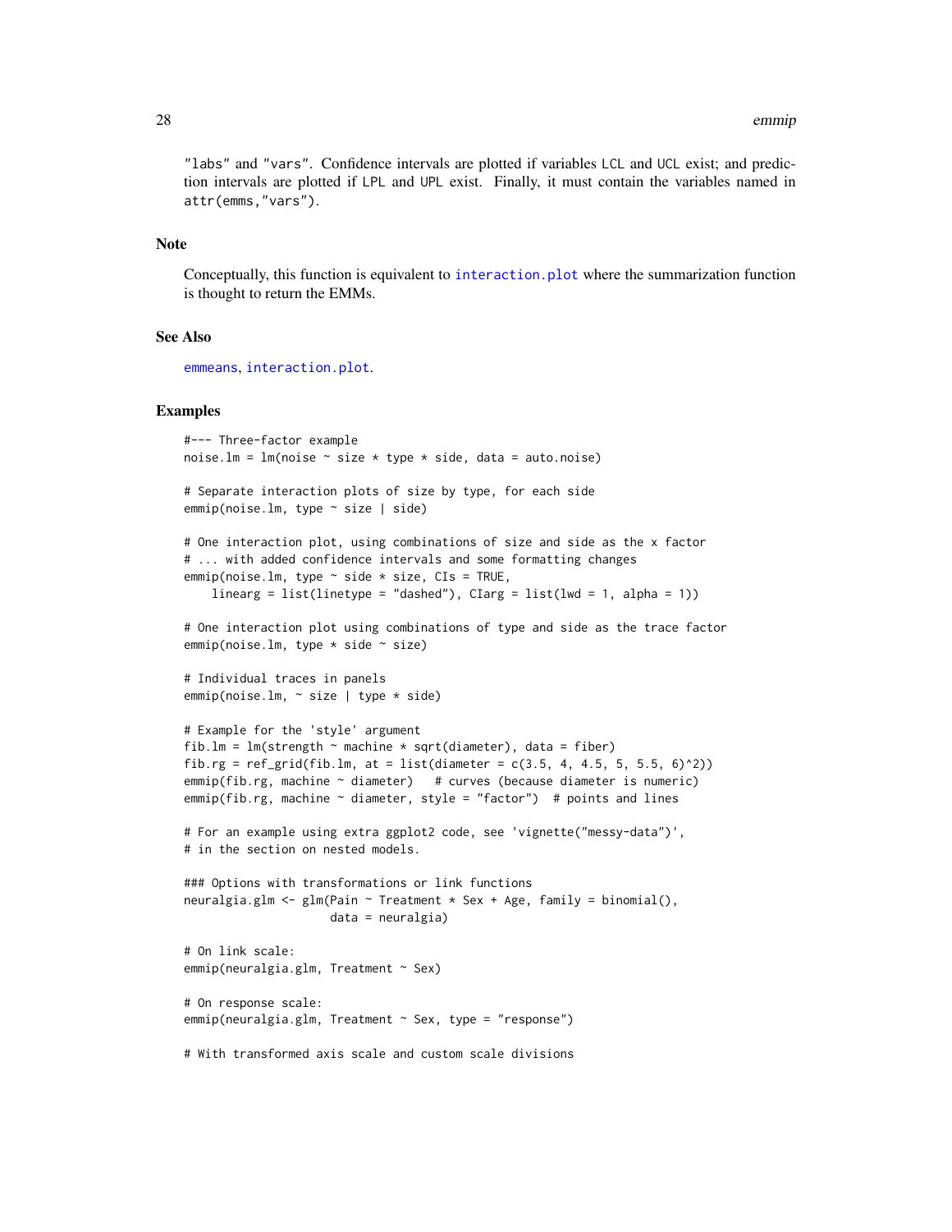"labs" and "vars". Confidence intervals are plotted if variables LCL and UCL exist; and prediction intervals are plotted if LPL and UPL exist. Finally, it must contain the variables named in attr(emms,"vars").

## Note

Conceptually, this function is equivalent to interaction.plot where the summarization function is thought to return the EMMs.

## See Also

emmeans, interaction.plot.

## Examples

```
#--- Three-factor example
noise.lm = lm(noise ~ size * type * side, data = auto.noise)

# Separate interaction plots of size by type, for each side
emmip(noise.lm, type ~ size | side)

# One interaction plot, using combinations of size and side as the x factor
# ... with added confidence intervals and some formatting changes
emmip(noise.lm, type ~ side * size, CIs = TRUE,
    linearg = list(linetype = "dashed"), CIarg = list(lwd = 1, alpha = 1))

# One interaction plot using combinations of type and side as the trace factor
emmip(noise.lm, type * side ~ size)

# Individual traces in panels
emmip(noise.lm, ~ size | type * side)

# Example for the 'style' argument
fib.lm = lm(strength ~ machine * sqrt(diameter), data = fiber)
fib.rg = ref_grid(fib.lm, at = list(diameter = c(3.5, 4, 4.5, 5, 5.5, 6)^2))
emmip(fib.rg, machine ~ diameter)   # curves (because diameter is numeric)
emmip(fib.rg, machine ~ diameter, style = "factor")  # points and lines

# For an example using extra ggplot2 code, see 'vignette("messy-data")',
# in the section on nested models.

### Options with transformations or link functions
neuralgia.glm <- glm(Pain ~ Treatment * Sex + Age, family = binomial(),
                     data = neuralgia)

# On link scale:
emmip(neuralgia.glm, Treatment ~ Sex)

# On response scale:
emmip(neuralgia.glm, Treatment ~ Sex, type = "response")

# With transformed axis scale and custom scale divisions
```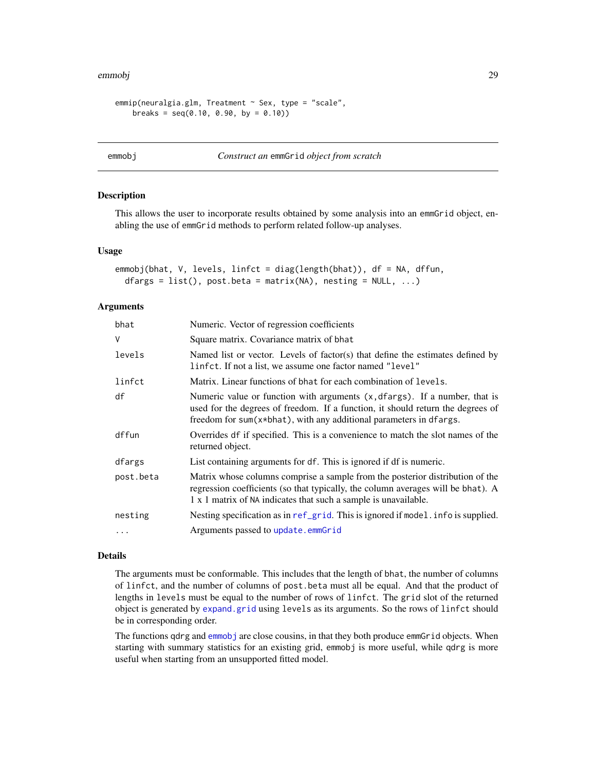```
emmip(neuralgia.glm, Treatment ~ Sex, type = "scale",
    breaks = seq(0.10, 0.90, by = 0.10))
```

## emmobj — *Construct an* emmGrid *object from scratch*

### Description

This allows the user to incorporate results obtained by some analysis into an emmGrid object, enabling the use of emmGrid methods to perform related follow-up analyses.

### Usage

```
emmobj(bhat, V, levels, linfct = diag(length(bhat)), df = NA, dffun,
  dfargs = list(), post.beta = matrix(NA), nesting = NULL, ...)
```

### Arguments

| | |
|---|---|
| bhat | Numeric. Vector of regression coefficients |
| V | Square matrix. Covariance matrix of bhat |
| levels | Named list or vector. Levels of factor(s) that define the estimates defined by linfct. If not a list, we assume one factor named "level" |
| linfct | Matrix. Linear functions of bhat for each combination of levels. |
| df | Numeric value or function with arguments (x,dfargs). If a number, that is used for the degrees of freedom. If a function, it should return the degrees of freedom for sum(x*bhat), with any additional parameters in dfargs. |
| dffun | Overrides df if specified. This is a convenience to match the slot names of the returned object. |
| dfargs | List containing arguments for df. This is ignored if df is numeric. |
| post.beta | Matrix whose columns comprise a sample from the posterior distribution of the regression coefficients (so that typically, the column averages will be bhat). A 1 x 1 matrix of NA indicates that such a sample is unavailable. |
| nesting | Nesting specification as in ref_grid. This is ignored if model.info is supplied. |
| ... | Arguments passed to update.emmGrid |

### Details

The arguments must be conformable. This includes that the length of bhat, the number of columns of linfct, and the number of columns of post.beta must all be equal. And that the product of lengths in levels must be equal to the number of rows of linfct. The grid slot of the returned object is generated by expand.grid using levels as its arguments. So the rows of linfct should be in corresponding order.

The functions qdrg and emmobj are close cousins, in that they both produce emmGrid objects. When starting with summary statistics for an existing grid, emmobj is more useful, while qdrg is more useful when starting from an unsupported fitted model.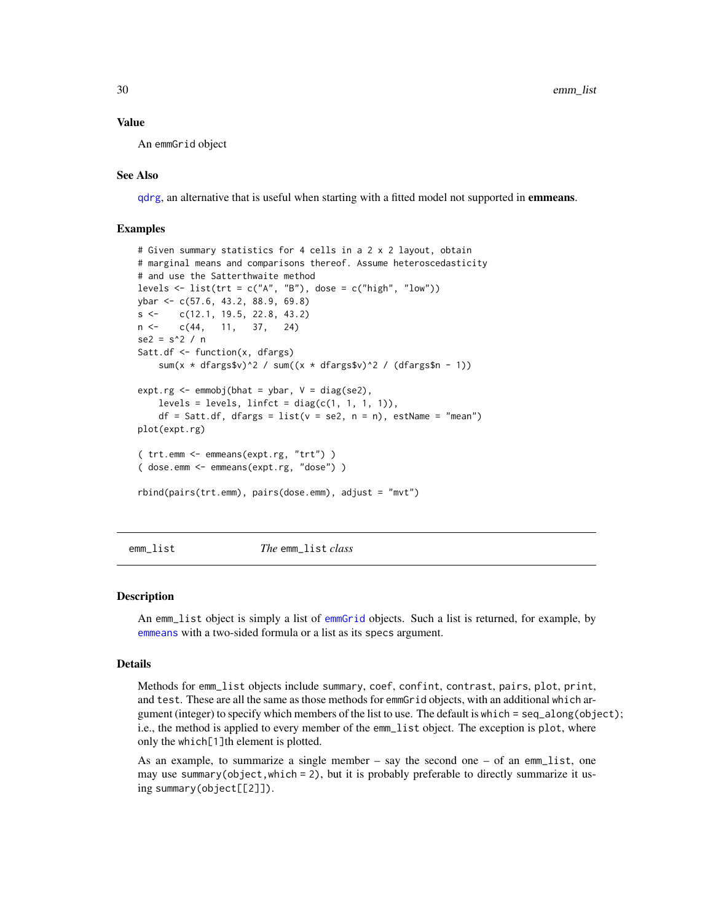## Value

An emmGrid object

## See Also

qdrg, an alternative that is useful when starting with a fitted model not supported in **emmeans**.

## Examples

```
# Given summary statistics for 4 cells in a 2 x 2 layout, obtain
# marginal means and comparisons thereof. Assume heteroscedasticity
# and use the Satterthwaite method
levels <- list(trt = c("A", "B"), dose = c("high", "low"))
ybar <- c(57.6, 43.2, 88.9, 69.8)
s <-    c(12.1, 19.5, 22.8, 43.2)
n <-    c(44,   11,   37,   24)
se2 = s^2 / n
Satt.df <- function(x, dfargs)
    sum(x * dfargs$v)^2 / sum((x * dfargs$v)^2 / (dfargs$n - 1))

expt.rg <- emmobj(bhat = ybar, V = diag(se2),
    levels = levels, linfct = diag(c(1, 1, 1, 1)),
    df = Satt.df, dfargs = list(v = se2, n = n), estName = "mean")
plot(expt.rg)

( trt.emm <- emmeans(expt.rg, "trt") )
( dose.emm <- emmeans(expt.rg, "dose") )

rbind(pairs(trt.emm), pairs(dose.emm), adjust = "mvt")
```

---

# emm_list — *The* emm_list *class*

## Description

An emm_list object is simply a list of emmGrid objects. Such a list is returned, for example, by emmeans with a two-sided formula or a list as its specs argument.

## Details

Methods for emm_list objects include summary, coef, confint, contrast, pairs, plot, print, and test. These are all the same as those methods for emmGrid objects, with an additional which argument (integer) to specify which members of the list to use. The default is which = seq_along(object); i.e., the method is applied to every member of the emm_list object. The exception is plot, where only the which[1]th element is plotted.

As an example, to summarize a single member – say the second one – of an emm_list, one may use summary(object,which = 2), but it is probably preferable to directly summarize it using summary(object[[2]]).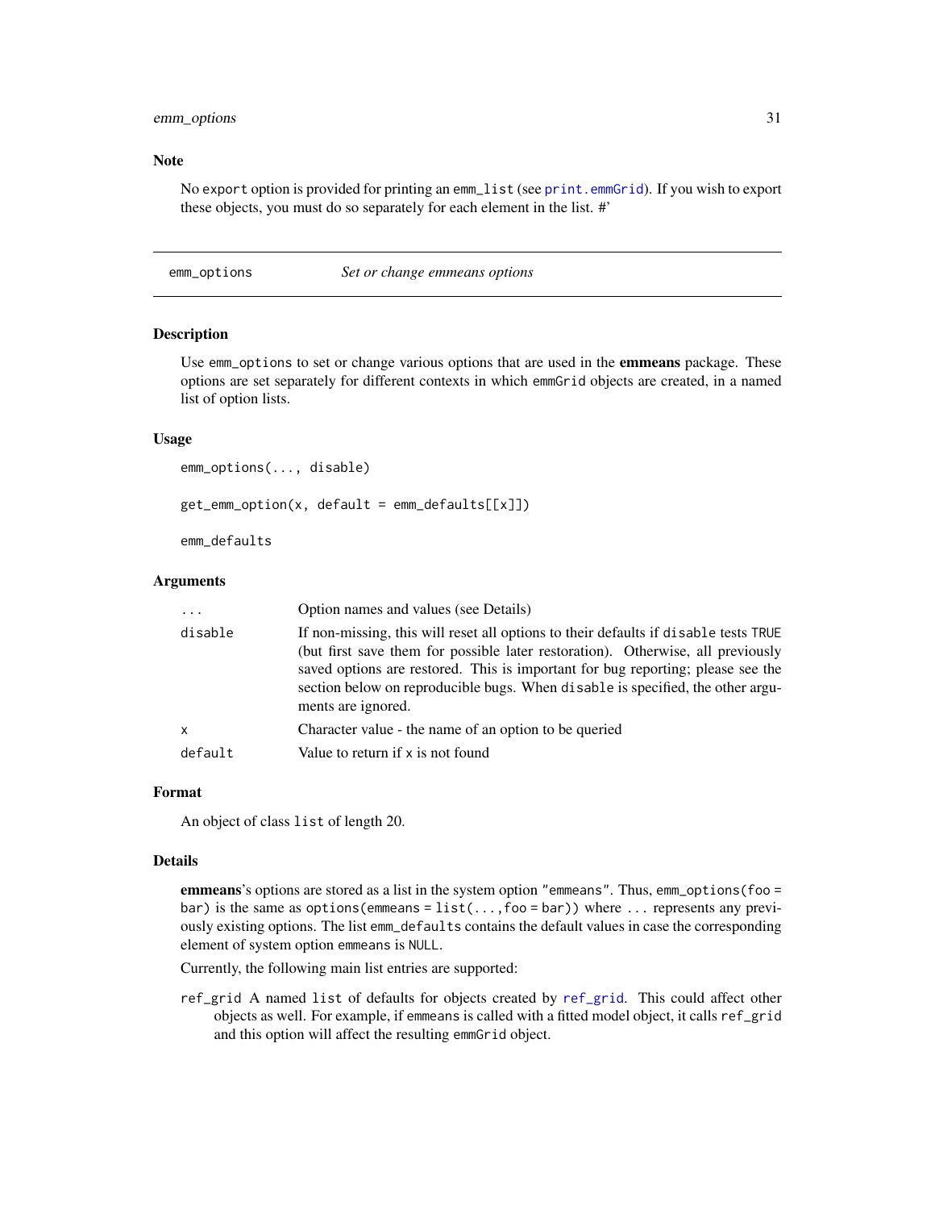### Note

No `export` option is provided for printing an `emm_list` (see `print.emmGrid`). If you wish to export these objects, you must do so separately for each element in the list. #'

---

## emm_options — *Set or change emmeans options*

### Description

Use `emm_options` to set or change various options that are used in the **emmeans** package. These options are set separately for different contexts in which `emmGrid` objects are created, in a named list of option lists.

### Usage

```
emm_options(..., disable)

get_emm_option(x, default = emm_defaults[[x]])

emm_defaults
```

### Arguments

| | |
|---|---|
| `...` | Option names and values (see Details) |
| `disable` | If non-missing, this will reset all options to their defaults if `disable` tests `TRUE` (but first save them for possible later restoration). Otherwise, all previously saved options are restored. This is important for bug reporting; please see the section below on reproducible bugs. When `disable` is specified, the other arguments are ignored. |
| `x` | Character value - the name of an option to be queried |
| `default` | Value to return if `x` is not found |

### Format

An object of class `list` of length 20.

### Details

**emmeans**'s options are stored as a list in the system option `"emmeans"`. Thus, `emm_options(foo = bar)` is the same as `options(emmeans = list(..., foo = bar))` where `...` represents any previously existing options. The list `emm_defaults` contains the default values in case the corresponding element of system option `emmeans` is `NULL`.

Currently, the following main list entries are supported:

`ref_grid` A named `list` of defaults for objects created by `ref_grid`. This could affect other objects as well. For example, if `emmeans` is called with a fitted model object, it calls `ref_grid` and this option will affect the resulting `emmGrid` object.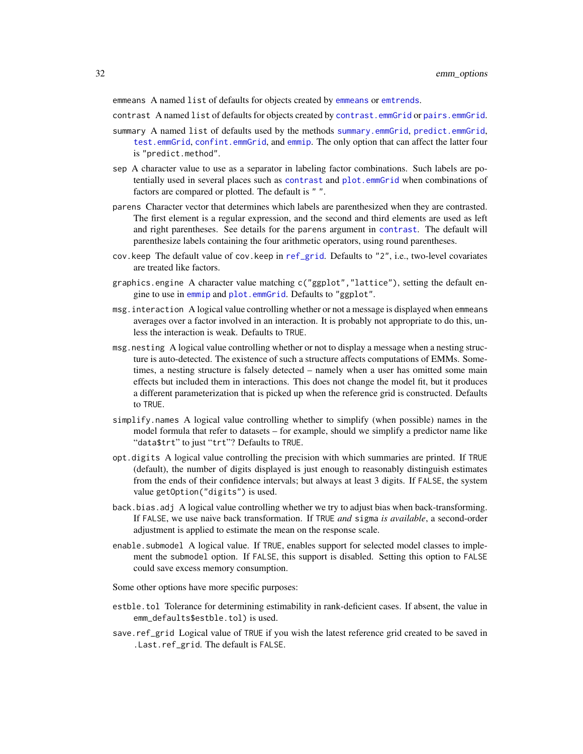`emmeans` A named `list` of defaults for objects created by `emmeans` or `emtrends`.

`contrast` A named `list` of defaults for objects created by `contrast.emmGrid` or `pairs.emmGrid`.

`summary` A named `list` of defaults used by the methods `summary.emmGrid`, `predict.emmGrid`, `test.emmGrid`, `confint.emmGrid`, and `emmip`. The only option that can affect the latter four is `"predict.method"`.

`sep` A character value to use as a separator in labeling factor combinations. Such labels are potentially used in several places such as `contrast` and `plot.emmGrid` when combinations of factors are compared or plotted. The default is `" "`.

`parens` Character vector that determines which labels are parenthesized when they are contrasted. The first element is a regular expression, and the second and third elements are used as left and right parentheses. See details for the `parens` argument in `contrast`. The default will parenthesize labels containing the four arithmetic operators, using round parentheses.

`cov.keep` The default value of `cov.keep` in `ref_grid`. Defaults to `"2"`, i.e., two-level covariates are treated like factors.

`graphics.engine` A character value matching `c("ggplot","lattice")`, setting the default engine to use in `emmip` and `plot.emmGrid`. Defaults to `"ggplot"`.

`msg.interaction` A logical value controlling whether or not a message is displayed when `emmeans` averages over a factor involved in an interaction. It is probably not appropriate to do this, unless the interaction is weak. Defaults to `TRUE`.

`msg.nesting` A logical value controlling whether or not to display a message when a nesting structure is auto-detected. The existence of such a structure affects computations of EMMs. Sometimes, a nesting structure is falsely detected – namely when a user has omitted some main effects but included them in interactions. This does not change the model fit, but it produces a different parameterization that is picked up when the reference grid is constructed. Defaults to `TRUE`.

`simplify.names` A logical value controlling whether to simplify (when possible) names in the model formula that refer to datasets – for example, should we simplify a predictor name like "`data$trt`" to just "`trt`"? Defaults to `TRUE`.

`opt.digits` A logical value controlling the precision with which summaries are printed. If `TRUE` (default), the number of digits displayed is just enough to reasonably distinguish estimates from the ends of their confidence intervals; but always at least 3 digits. If `FALSE`, the system value `getOption("digits")` is used.

`back.bias.adj` A logical value controlling whether we try to adjust bias when back-transforming. If `FALSE`, we use naive back transformation. If `TRUE` *and* `sigma` *is available*, a second-order adjustment is applied to estimate the mean on the response scale.

`enable.submodel` A logical value. If `TRUE`, enables support for selected model classes to implement the `submodel` option. If `FALSE`, this support is disabled. Setting this option to `FALSE` could save excess memory consumption.

Some other options have more specific purposes:

`estble.tol` Tolerance for determining estimability in rank-deficient cases. If absent, the value in `emm_defaults$estble.tol`) is used.

`save.ref_grid` Logical value of `TRUE` if you wish the latest reference grid created to be saved in `.Last.ref_grid`. The default is `FALSE`.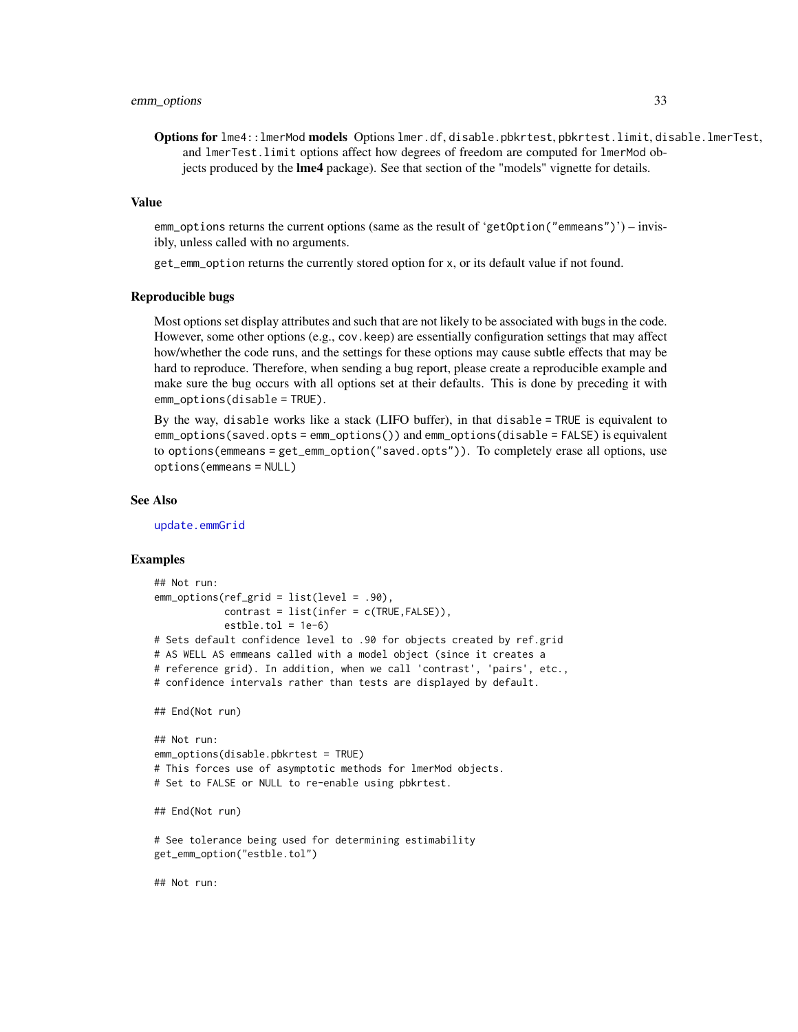**Options for `lme4::lmerMod` models** Options `lmer.df`, `disable.pbkrtest`, `pbkrtest.limit`, `disable.lmerTest`, and `lmerTest.limit` options affect how degrees of freedom are computed for `lmerMod` objects produced by the **lme4** package). See that section of the "models" vignette for details.

## Value

`emm_options` returns the current options (same as the result of '`getOption("emmeans")`') – invisibly, unless called with no arguments.

`get_emm_option` returns the currently stored option for `x`, or its default value if not found.

## Reproducible bugs

Most options set display attributes and such that are not likely to be associated with bugs in the code. However, some other options (e.g., `cov.keep`) are essentially configuration settings that may affect how/whether the code runs, and the settings for these options may cause subtle effects that may be hard to reproduce. Therefore, when sending a bug report, please create a reproducible example and make sure the bug occurs with all options set at their defaults. This is done by preceding it with `emm_options(disable = TRUE)`.

By the way, `disable` works like a stack (LIFO buffer), in that `disable = TRUE` is equivalent to `emm_options(saved.opts = emm_options())` and `emm_options(disable = FALSE)` is equivalent to `options(emmeans = get_emm_option("saved.opts"))`. To completely erase all options, use `options(emmeans = NULL)`

## See Also

`update.emmGrid`

## Examples

```
## Not run:
emm_options(ref_grid = list(level = .90),
            contrast = list(infer = c(TRUE,FALSE)),
            estble.tol = 1e-6)
# Sets default confidence level to .90 for objects created by ref.grid
# AS WELL AS emmeans called with a model object (since it creates a
# reference grid). In addition, when we call 'contrast', 'pairs', etc.,
# confidence intervals rather than tests are displayed by default.

## End(Not run)

## Not run:
emm_options(disable.pbkrtest = TRUE)
# This forces use of asymptotic methods for lmerMod objects.
# Set to FALSE or NULL to re-enable using pbkrtest.

## End(Not run)

# See tolerance being used for determining estimability
get_emm_option("estble.tol")

## Not run:
```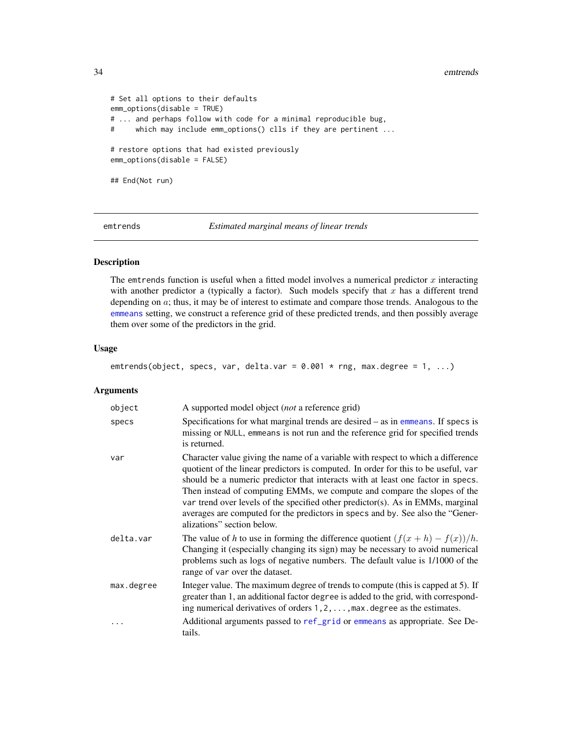```
# Set all options to their defaults
emm_options(disable = TRUE)
# ... and perhaps follow with code for a minimal reproducible bug,
#     which may include emm_options() clls if they are pertinent ...

# restore options that had existed previously
emm_options(disable = FALSE)

## End(Not run)
```

## emtrends — *Estimated marginal means of linear trends*

### Description

The emtrends function is useful when a fitted model involves a numerical predictor $x$ interacting with another predictor a (typically a factor). Such models specify that $x$ has a different trend depending on $a$; thus, it may be of interest to estimate and compare those trends. Analogous to the emmeans setting, we construct a reference grid of these predicted trends, and then possibly average them over some of the predictors in the grid.

### Usage

```
emtrends(object, specs, var, delta.var = 0.001 * rng, max.degree = 1, ...)
```

### Arguments

| | |
|---|---|
| object | A supported model object (*not* a reference grid) |
| specs | Specifications for what marginal trends are desired – as in emmeans. If specs is missing or NULL, emmeans is not run and the reference grid for specified trends is returned. |
| var | Character value giving the name of a variable with respect to which a difference quotient of the linear predictors is computed. In order for this to be useful, var should be a numeric predictor that interacts with at least one factor in specs. Then instead of computing EMMs, we compute and compare the slopes of the var trend over levels of the specified other predictor(s). As in EMMs, marginal averages are computed for the predictors in specs and by. See also the "Generalizations" section below. |
| delta.var | The value of $h$ to use in forming the difference quotient $(f(x+h) - f(x))/h$. Changing it (especially changing its sign) may be necessary to avoid numerical problems such as logs of negative numbers. The default value is 1/1000 of the range of var over the dataset. |
| max.degree | Integer value. The maximum degree of trends to compute (this is capped at 5). If greater than 1, an additional factor degree is added to the grid, with corresponding numerical derivatives of orders 1, 2, ..., max.degree as the estimates. |
| ... | Additional arguments passed to ref_grid or emmeans as appropriate. See Details. |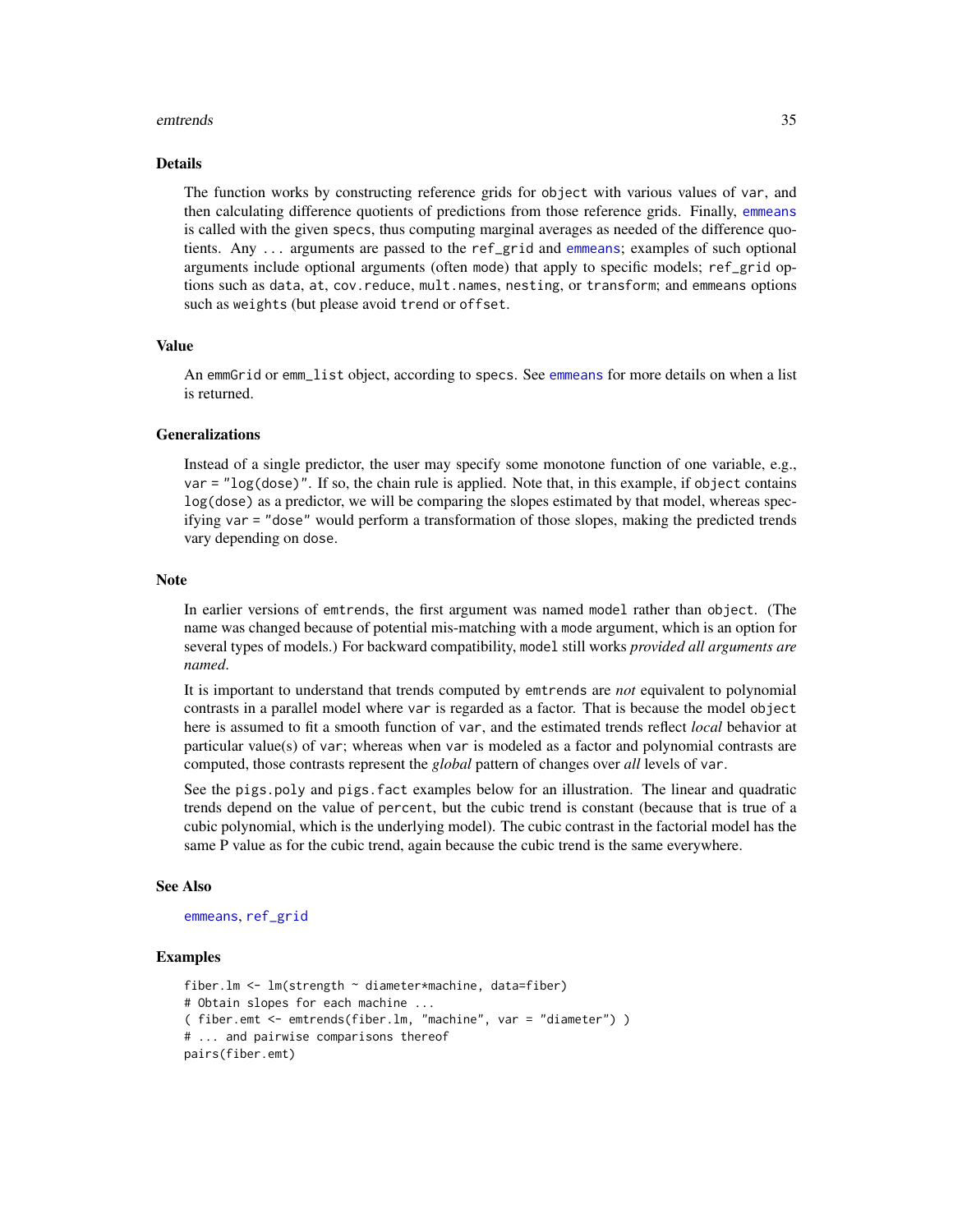## Details

The function works by constructing reference grids for `object` with various values of `var`, and then calculating difference quotients of predictions from those reference grids. Finally, `emmeans` is called with the given `specs`, thus computing marginal averages as needed of the difference quotients. Any `...` arguments are passed to the `ref_grid` and `emmeans`; examples of such optional arguments include optional arguments (often `mode`) that apply to specific models; `ref_grid` options such as `data`, `at`, `cov.reduce`, `mult.names`, `nesting`, or `transform`; and `emmeans` options such as `weights` (but please avoid `trend` or `offset`.

## Value

An `emmGrid` or `emm_list` object, according to `specs`. See `emmeans` for more details on when a list is returned.

## Generalizations

Instead of a single predictor, the user may specify some monotone function of one variable, e.g., `var = "log(dose)"`. If so, the chain rule is applied. Note that, in this example, if `object` contains `log(dose)` as a predictor, we will be comparing the slopes estimated by that model, whereas specifying `var = "dose"` would perform a transformation of those slopes, making the predicted trends vary depending on `dose`.

## Note

In earlier versions of `emtrends`, the first argument was named `model` rather than `object`. (The name was changed because of potential mis-matching with a `mode` argument, which is an option for several types of models.) For backward compatibility, `model` still works *provided all arguments are named*.

It is important to understand that trends computed by `emtrends` are *not* equivalent to polynomial contrasts in a parallel model where `var` is regarded as a factor. That is because the model `object` here is assumed to fit a smooth function of `var`, and the estimated trends reflect *local* behavior at particular value(s) of `var`; whereas when `var` is modeled as a factor and polynomial contrasts are computed, those contrasts represent the *global* pattern of changes over *all* levels of `var`.

See the `pigs.poly` and `pigs.fact` examples below for an illustration. The linear and quadratic trends depend on the value of `percent`, but the cubic trend is constant (because that is true of a cubic polynomial, which is the underlying model). The cubic contrast in the factorial model has the same P value as for the cubic trend, again because the cubic trend is the same everywhere.

## See Also

`emmeans`, `ref_grid`

## Examples

```
fiber.lm <- lm(strength ~ diameter*machine, data=fiber)
# Obtain slopes for each machine ...
( fiber.emt <- emtrends(fiber.lm, "machine", var = "diameter") )
# ... and pairwise comparisons thereof
pairs(fiber.emt)
```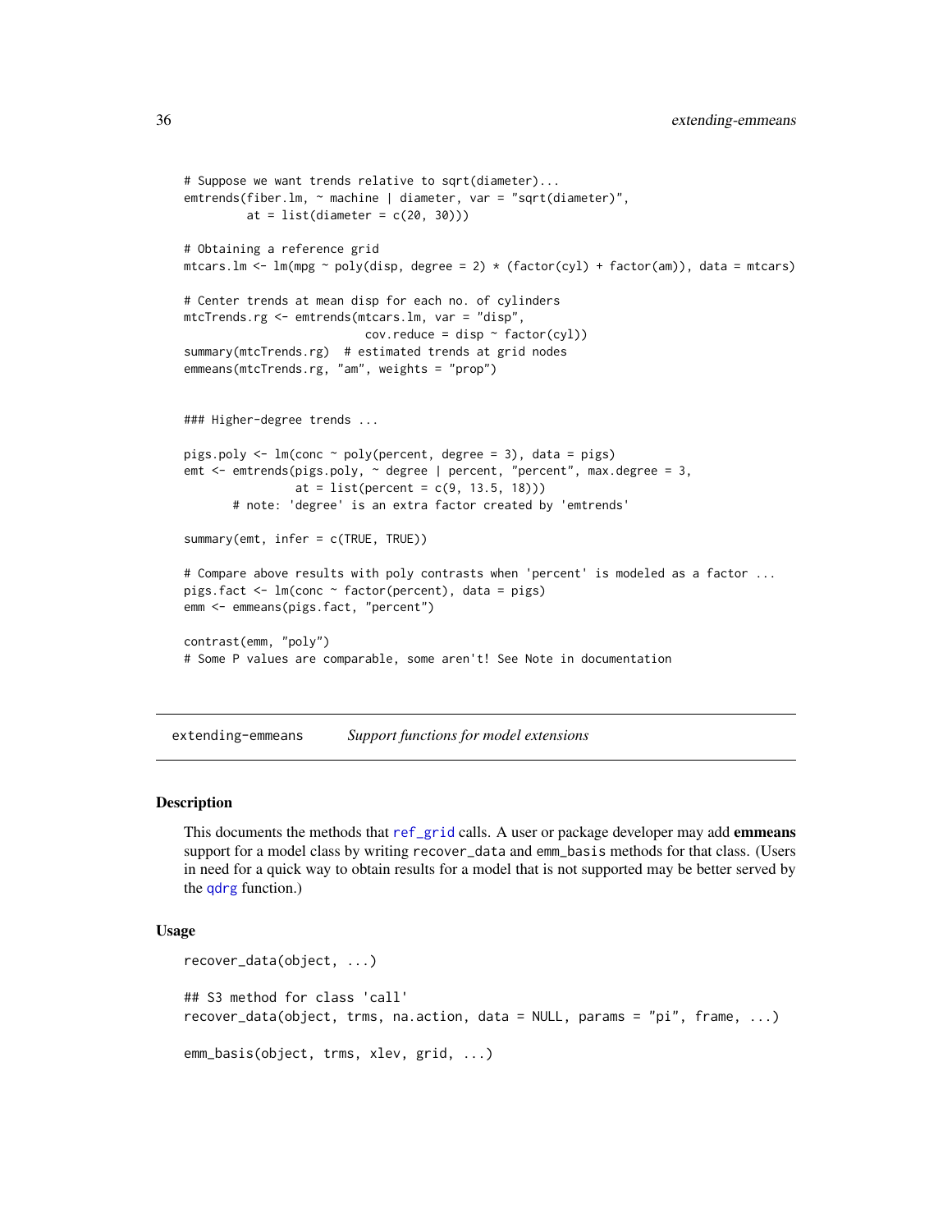```
# Suppose we want trends relative to sqrt(diameter)...
emtrends(fiber.lm, ~ machine | diameter, var = "sqrt(diameter)",
         at = list(diameter = c(20, 30)))

# Obtaining a reference grid
mtcars.lm <- lm(mpg ~ poly(disp, degree = 2) * (factor(cyl) + factor(am)), data = mtcars)

# Center trends at mean disp for each no. of cylinders
mtcTrends.rg <- emtrends(mtcars.lm, var = "disp",
                          cov.reduce = disp ~ factor(cyl))
summary(mtcTrends.rg)  # estimated trends at grid nodes
emmeans(mtcTrends.rg, "am", weights = "prop")


### Higher-degree trends ...

pigs.poly <- lm(conc ~ poly(percent, degree = 3), data = pigs)
emt <- emtrends(pigs.poly, ~ degree | percent, "percent", max.degree = 3,
                at = list(percent = c(9, 13.5, 18)))
       # note: 'degree' is an extra factor created by 'emtrends'

summary(emt, infer = c(TRUE, TRUE))

# Compare above results with poly contrasts when 'percent' is modeled as a factor ...
pigs.fact <- lm(conc ~ factor(percent), data = pigs)
emm <- emmeans(pigs.fact, "percent")

contrast(emm, "poly")
# Some P values are comparable, some aren't! See Note in documentation
```

---

extending-emmeans    *Support functions for model extensions*

---

## Description

This documents the methods that ref_grid calls. A user or package developer may add **emmeans** support for a model class by writing recover_data and emm_basis methods for that class. (Users in need for a quick way to obtain results for a model that is not supported may be better served by the qdrg function.)

## Usage

```
recover_data(object, ...)

## S3 method for class 'call'
recover_data(object, trms, na.action, data = NULL, params = "pi", frame, ...)

emm_basis(object, trms, xlev, grid, ...)
```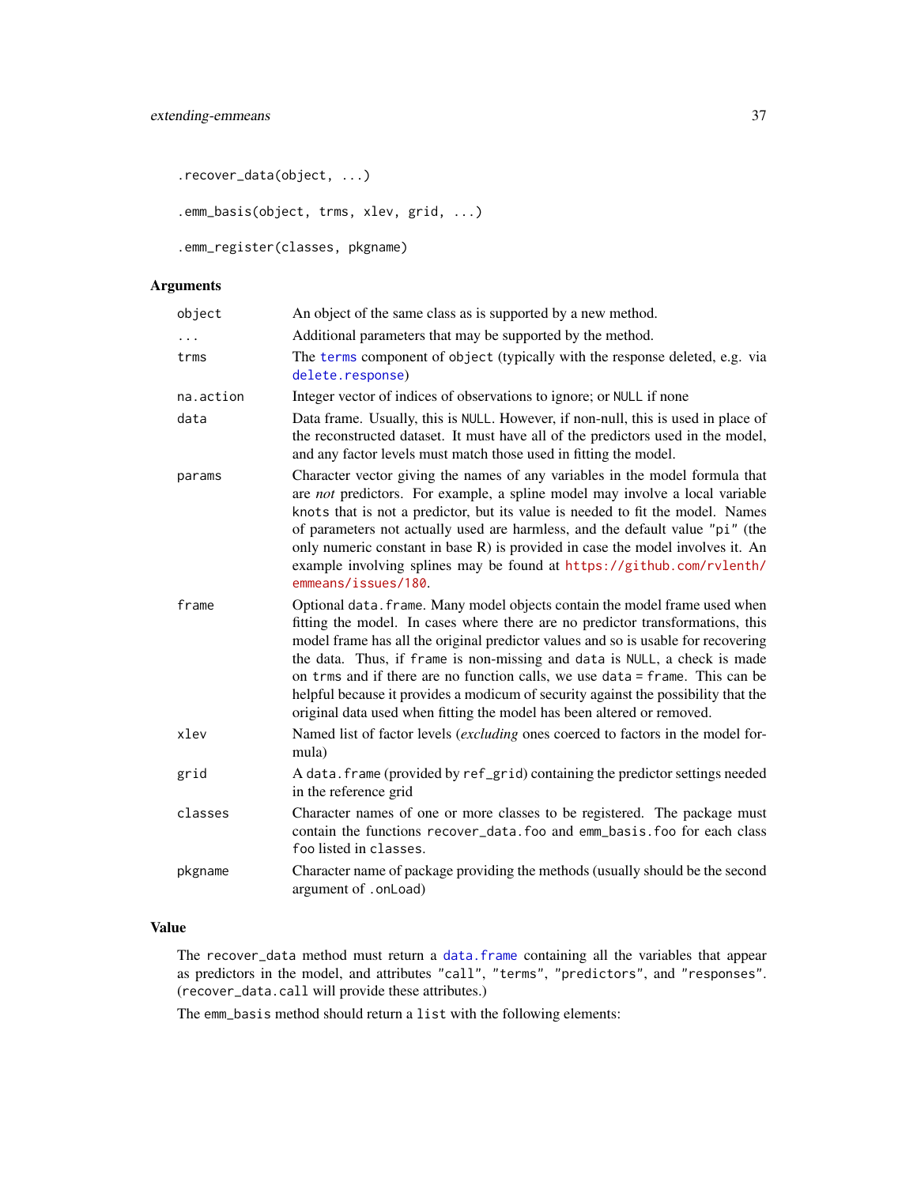```
.recover_data(object, ...)

.emm_basis(object, trms, xlev, grid, ...)

.emm_register(classes, pkgname)
```

## Arguments

| | |
|---|---|
| `object` | An object of the same class as is supported by a new method. |
| `...` | Additional parameters that may be supported by the method. |
| `trms` | The `terms` component of `object` (typically with the response deleted, e.g. via `delete.response`) |
| `na.action` | Integer vector of indices of observations to ignore; or `NULL` if none |
| `data` | Data frame. Usually, this is `NULL`. However, if non-null, this is used in place of the reconstructed dataset. It must have all of the predictors used in the model, and any factor levels must match those used in fitting the model. |
| `params` | Character vector giving the names of any variables in the model formula that are *not* predictors. For example, a spline model may involve a local variable `knots` that is not a predictor, but its value is needed to fit the model. Names of parameters not actually used are harmless, and the default value `"pi"` (the only numeric constant in base R) is provided in case the model involves it. An example involving splines may be found at https://github.com/rvlenth/emmeans/issues/180. |
| `frame` | Optional `data.frame`. Many model objects contain the model frame used when fitting the model. In cases where there are no predictor transformations, this model frame has all the original predictor values and so is usable for recovering the data. Thus, if `frame` is non-missing and `data` is `NULL`, a check is made on `trms` and if there are no function calls, we use `data = frame`. This can be helpful because it provides a modicum of security against the possibility that the original data used when fitting the model has been altered or removed. |
| `xlev` | Named list of factor levels (*excluding* ones coerced to factors in the model formula) |
| `grid` | A `data.frame` (provided by `ref_grid`) containing the predictor settings needed in the reference grid |
| `classes` | Character names of one or more classes to be registered. The package must contain the functions `recover_data.foo` and `emm_basis.foo` for each class `foo` listed in `classes`. |
| `pkgname` | Character name of package providing the methods (usually should be the second argument of `.onLoad`) |

## Value

The `recover_data` method must return a `data.frame` containing all the variables that appear as predictors in the model, and attributes `"call"`, `"terms"`, `"predictors"`, and `"responses"`. (`recover_data.call` will provide these attributes.)

The `emm_basis` method should return a `list` with the following elements: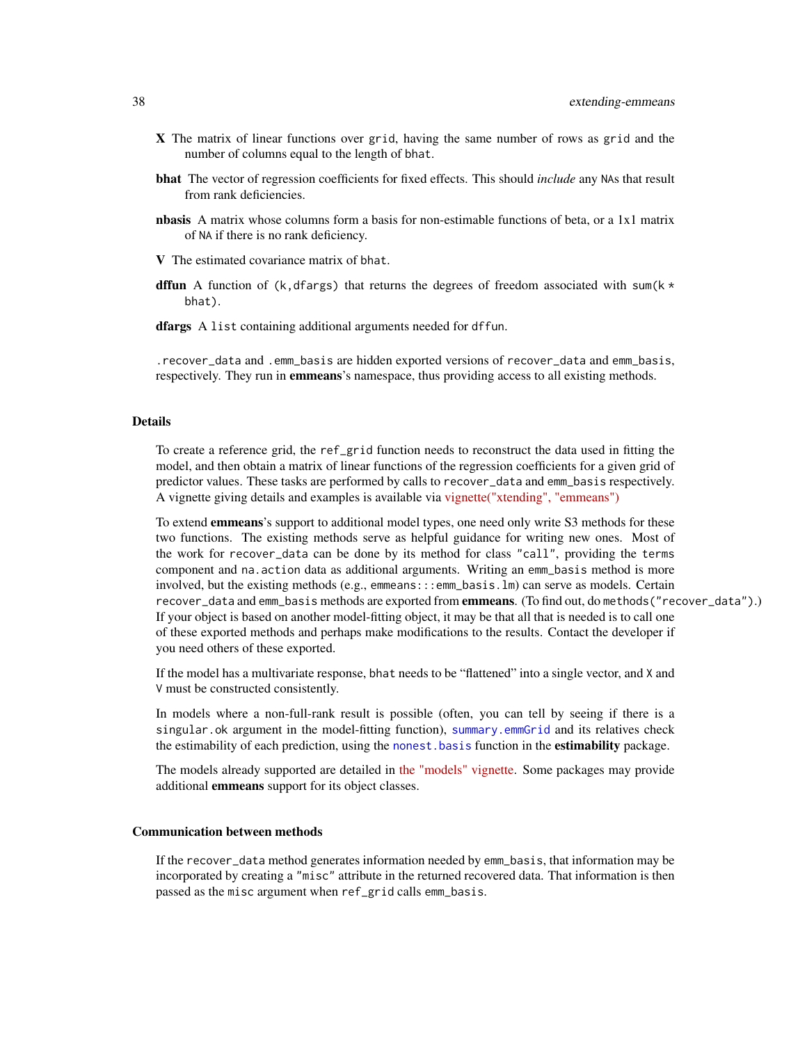**X** The matrix of linear functions over `grid`, having the same number of rows as `grid` and the number of columns equal to the length of `bhat`.

**bhat** The vector of regression coefficients for fixed effects. This should *include* any NAs that result from rank deficiencies.

**nbasis** A matrix whose columns form a basis for non-estimable functions of beta, or a 1x1 matrix of NA if there is no rank deficiency.

**V** The estimated covariance matrix of `bhat`.

**dffun** A function of `(k,dfargs)` that returns the degrees of freedom associated with `sum(k * bhat)`.

**dfargs** A `list` containing additional arguments needed for `dffun`.

`.recover_data` and `.emm_basis` are hidden exported versions of `recover_data` and `emm_basis`, respectively. They run in **emmeans**'s namespace, thus providing access to all existing methods.

## Details

To create a reference grid, the `ref_grid` function needs to reconstruct the data used in fitting the model, and then obtain a matrix of linear functions of the regression coefficients for a given grid of predictor values. These tasks are performed by calls to `recover_data` and `emm_basis` respectively. A vignette giving details and examples is available via vignette("xtending", "emmeans")

To extend **emmeans**'s support to additional model types, one need only write S3 methods for these two functions. The existing methods serve as helpful guidance for writing new ones. Most of the work for `recover_data` can be done by its method for class `"call"`, providing the `terms` component and `na.action` data as additional arguments. Writing an `emm_basis` method is more involved, but the existing methods (e.g., `emmeans:::emm_basis.lm`) can serve as models. Certain `recover_data` and `emm_basis` methods are exported from **emmeans**. (To find out, do `methods("recover_data")`.) If your object is based on another model-fitting object, it may be that all that is needed is to call one of these exported methods and perhaps make modifications to the results. Contact the developer if you need others of these exported.

If the model has a multivariate response, `bhat` needs to be "flattened" into a single vector, and `X` and `V` must be constructed consistently.

In models where a non-full-rank result is possible (often, you can tell by seeing if there is a `singular.ok` argument in the model-fitting function), `summary.emmGrid` and its relatives check the estimability of each prediction, using the `nonest.basis` function in the **estimability** package.

The models already supported are detailed in the "models" vignette. Some packages may provide additional **emmeans** support for its object classes.

## Communication between methods

If the `recover_data` method generates information needed by `emm_basis`, that information may be incorporated by creating a `"misc"` attribute in the returned recovered data. That information is then passed as the `misc` argument when `ref_grid` calls `emm_basis`.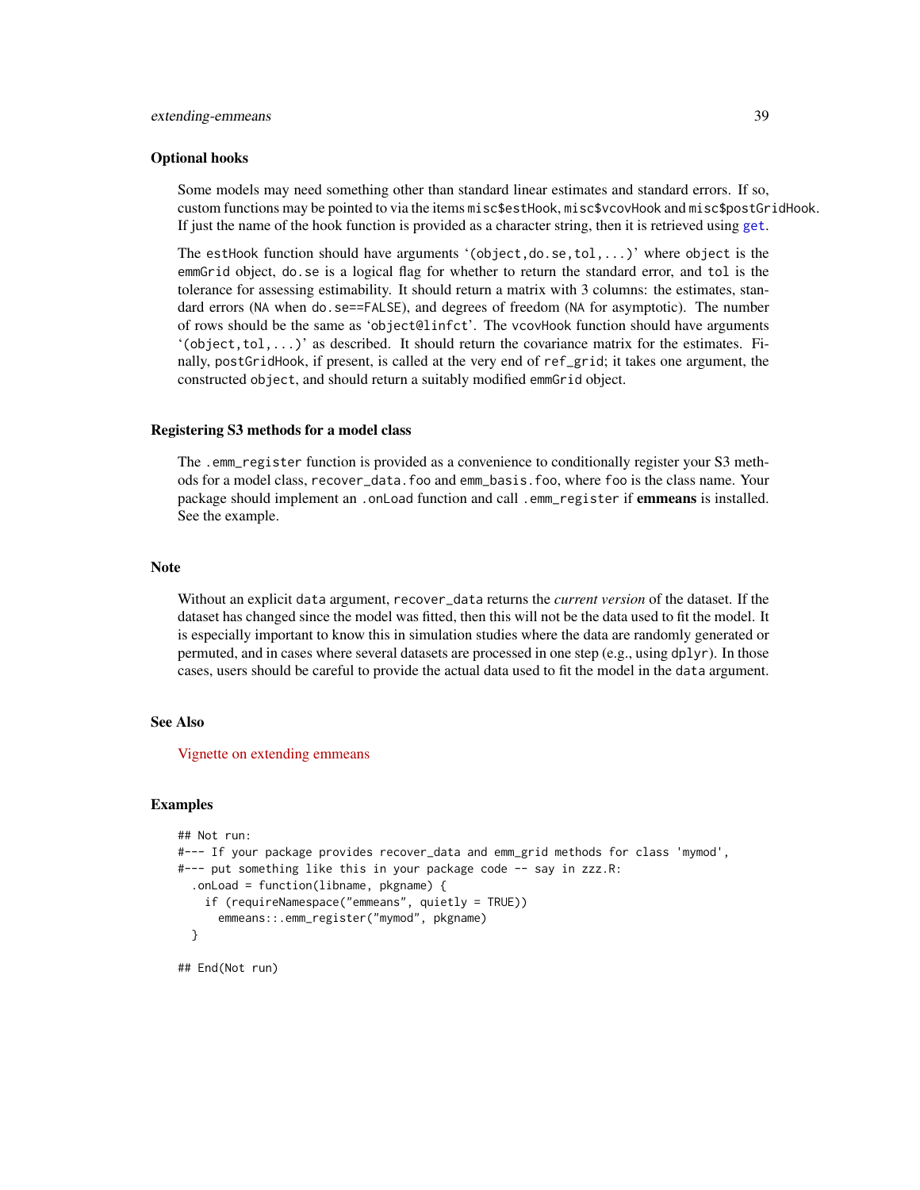### Optional hooks

Some models may need something other than standard linear estimates and standard errors. If so, custom functions may be pointed to via the items `misc$estHook`, `misc$vcovHook` and `misc$postGridHook`. If just the name of the hook function is provided as a character string, then it is retrieved using `get`.

The `estHook` function should have arguments '`(object,do.se,tol,...)`' where `object` is the `emmGrid` object, `do.se` is a logical flag for whether to return the standard error, and `tol` is the tolerance for assessing estimability. It should return a matrix with 3 columns: the estimates, standard errors (`NA` when `do.se==FALSE`), and degrees of freedom (`NA` for asymptotic). The number of rows should be the same as '`object@linfct`'. The `vcovHook` function should have arguments '`(object,tol,...)`' as described. It should return the covariance matrix for the estimates. Finally, `postGridHook`, if present, is called at the very end of `ref_grid`; it takes one argument, the constructed `object`, and should return a suitably modified `emmGrid` object.

### Registering S3 methods for a model class

The `.emm_register` function is provided as a convenience to conditionally register your S3 methods for a model class, `recover_data.foo` and `emm_basis.foo`, where `foo` is the class name. Your package should implement an `.onLoad` function and call `.emm_register` if **emmeans** is installed. See the example.

### Note

Without an explicit `data` argument, `recover_data` returns the *current version* of the dataset. If the dataset has changed since the model was fitted, then this will not be the data used to fit the model. It is especially important to know this in simulation studies where the data are randomly generated or permuted, and in cases where several datasets are processed in one step (e.g., using `dplyr`). In those cases, users should be careful to provide the actual data used to fit the model in the `data` argument.

### See Also

Vignette on extending emmeans

### Examples

```
## Not run:
#--- If your package provides recover_data and emm_grid methods for class 'mymod',
#--- put something like this in your package code -- say in zzz.R:
  .onLoad = function(libname, pkgname) {
    if (requireNamespace("emmeans", quietly = TRUE))
      emmeans::.emm_register("mymod", pkgname)
  }

## End(Not run)
```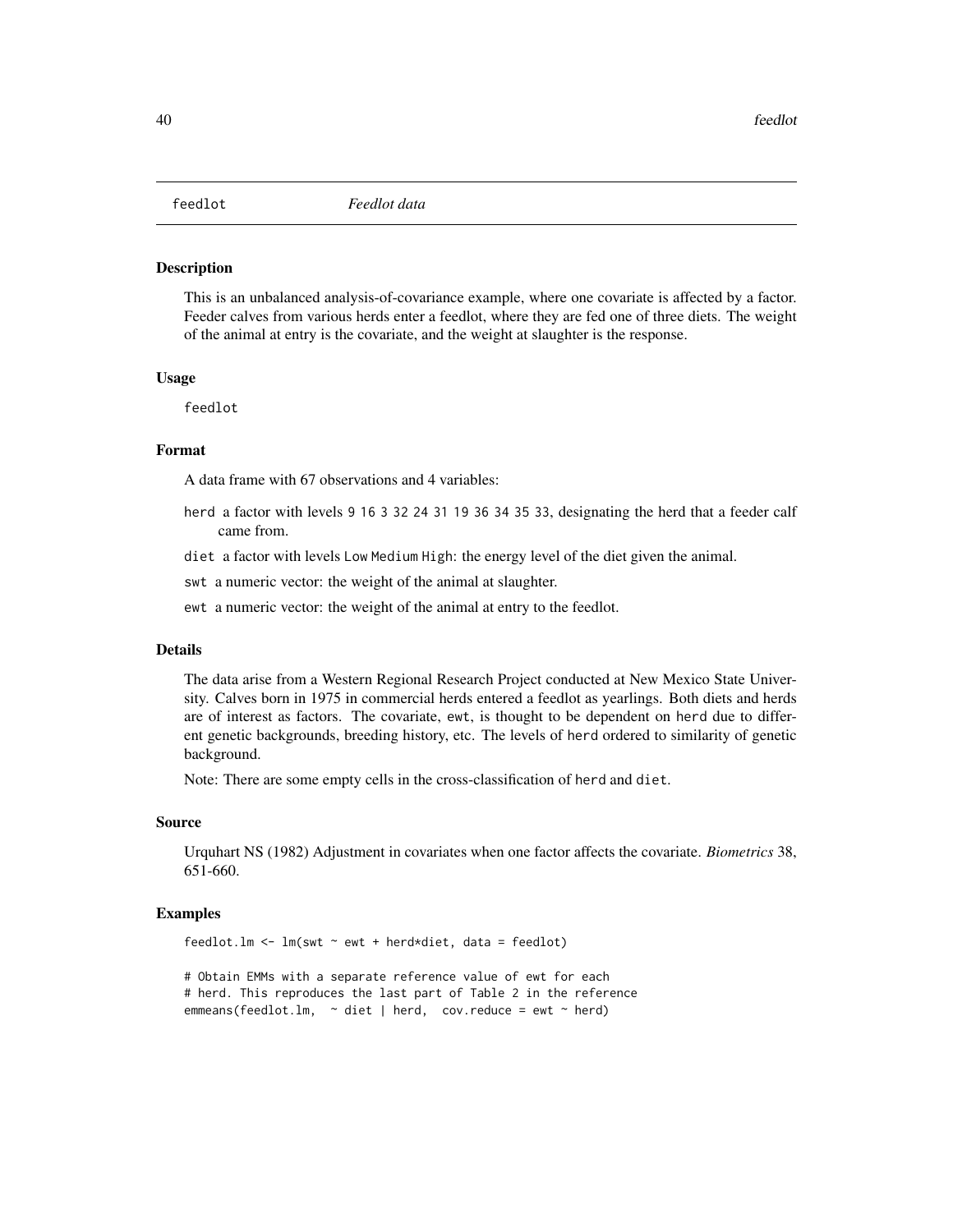# feedlot — *Feedlot data*

## Description

This is an unbalanced analysis-of-covariance example, where one covariate is affected by a factor. Feeder calves from various herds enter a feedlot, where they are fed one of three diets. The weight of the animal at entry is the covariate, and the weight at slaughter is the response.

## Usage

```
feedlot
```

## Format

A data frame with 67 observations and 4 variables:

- `herd` a factor with levels `9 16 3 32 24 31 19 36 34 35 33`, designating the herd that a feeder calf came from.
- `diet` a factor with levels `Low Medium High`: the energy level of the diet given the animal.
- `swt` a numeric vector: the weight of the animal at slaughter.
- `ewt` a numeric vector: the weight of the animal at entry to the feedlot.

## Details

The data arise from a Western Regional Research Project conducted at New Mexico State University. Calves born in 1975 in commercial herds entered a feedlot as yearlings. Both diets and herds are of interest as factors. The covariate, `ewt`, is thought to be dependent on `herd` due to different genetic backgrounds, breeding history, etc. The levels of `herd` ordered to similarity of genetic background.

Note: There are some empty cells in the cross-classification of `herd` and `diet`.

## Source

Urquhart NS (1982) Adjustment in covariates when one factor affects the covariate. *Biometrics* 38, 651-660.

## Examples

```
feedlot.lm <- lm(swt ~ ewt + herd*diet, data = feedlot)

# Obtain EMMs with a separate reference value of ewt for each
# herd. This reproduces the last part of Table 2 in the reference
emmeans(feedlot.lm,  ~ diet | herd,  cov.reduce = ewt ~ herd)
```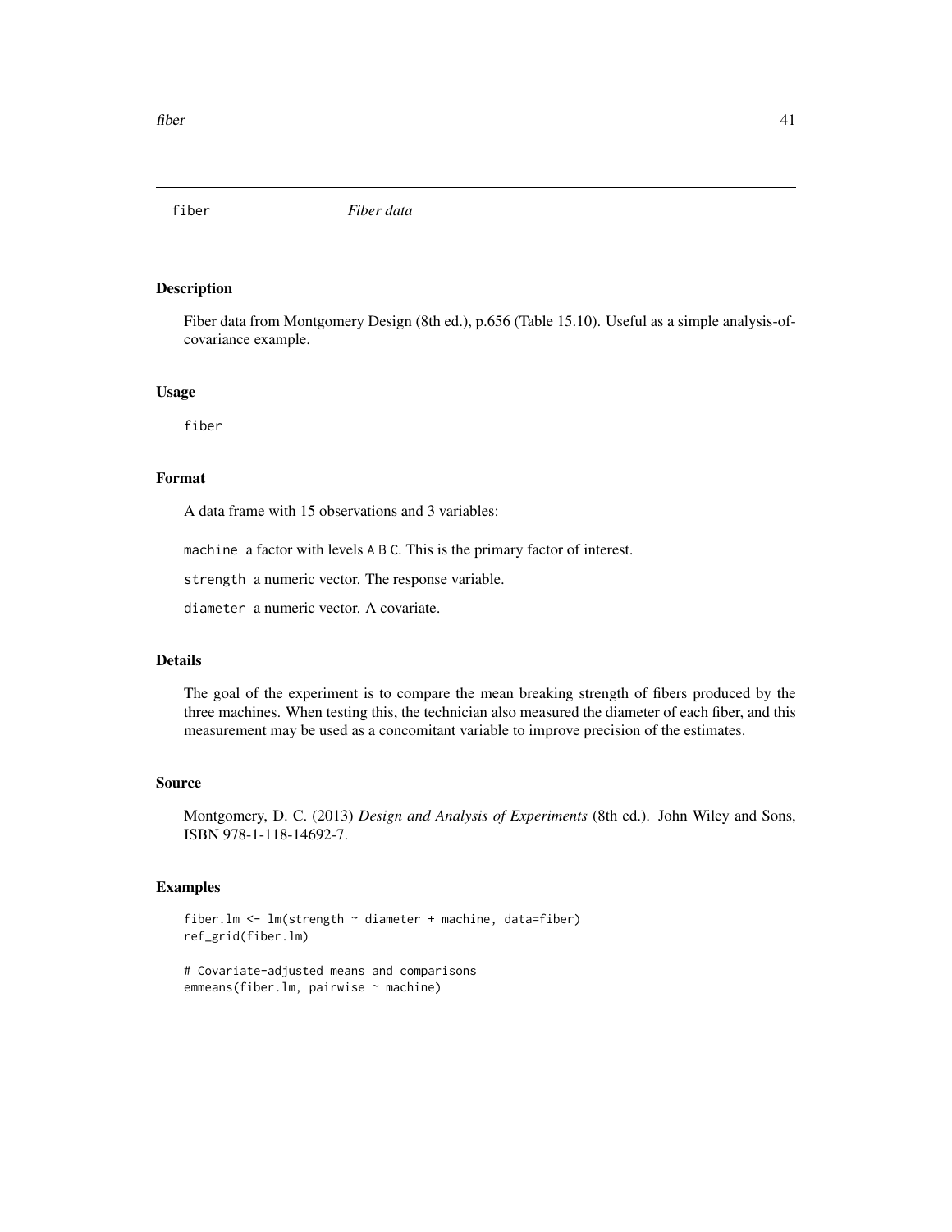fiber *Fiber data*

## Description

Fiber data from Montgomery Design (8th ed.), p.656 (Table 15.10). Useful as a simple analysis-of-covariance example.

## Usage

```
fiber
```

## Format

A data frame with 15 observations and 3 variables:

`machine` a factor with levels A B C. This is the primary factor of interest.

`strength` a numeric vector. The response variable.

`diameter` a numeric vector. A covariate.

## Details

The goal of the experiment is to compare the mean breaking strength of fibers produced by the three machines. When testing this, the technician also measured the diameter of each fiber, and this measurement may be used as a concomitant variable to improve precision of the estimates.

## Source

Montgomery, D. C. (2013) *Design and Analysis of Experiments* (8th ed.). John Wiley and Sons, ISBN 978-1-118-14692-7.

## Examples

```
fiber.lm <- lm(strength ~ diameter + machine, data=fiber)
ref_grid(fiber.lm)

# Covariate-adjusted means and comparisons
emmeans(fiber.lm, pairwise ~ machine)
```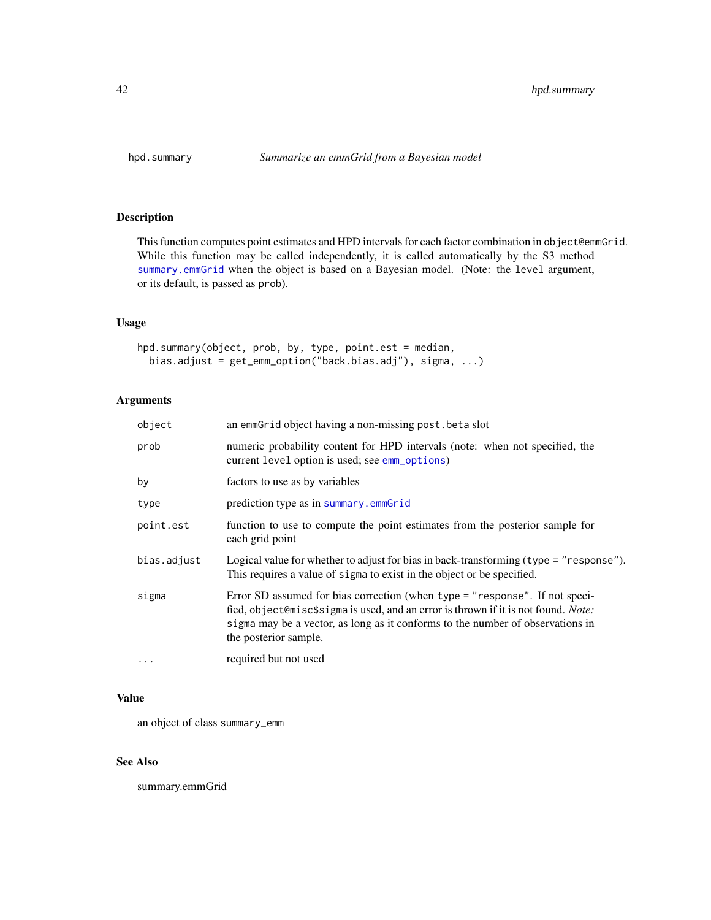# hpd.summary — *Summarize an emmGrid from a Bayesian model*

## Description

This function computes point estimates and HPD intervals for each factor combination in `object@emmGrid`. While this function may be called independently, it is called automatically by the S3 method `summary.emmGrid` when the object is based on a Bayesian model. (Note: the `level` argument, or its default, is passed as `prob`).

## Usage

```
hpd.summary(object, prob, by, type, point.est = median,
  bias.adjust = get_emm_option("back.bias.adj"), sigma, ...)
```

## Arguments

| | |
|---|---|
| `object` | an `emmGrid` object having a non-missing `post.beta` slot |
| `prob` | numeric probability content for HPD intervals (note: when not specified, the current `level` option is used; see `emm_options`) |
| `by` | factors to use as by variables |
| `type` | prediction type as in `summary.emmGrid` |
| `point.est` | function to use to compute the point estimates from the posterior sample for each grid point |
| `bias.adjust` | Logical value for whether to adjust for bias in back-transforming (`type = "response"`). This requires a value of `sigma` to exist in the object or be specified. |
| `sigma` | Error SD assumed for bias correction (when `type = "response"`. If not specified, `object@misc$sigma` is used, and an error is thrown if it is not found. *Note:* `sigma` may be a vector, as long as it conforms to the number of observations in the posterior sample. |
| `...` | required but not used |

## Value

an object of class `summary_emm`

## See Also

summary.emmGrid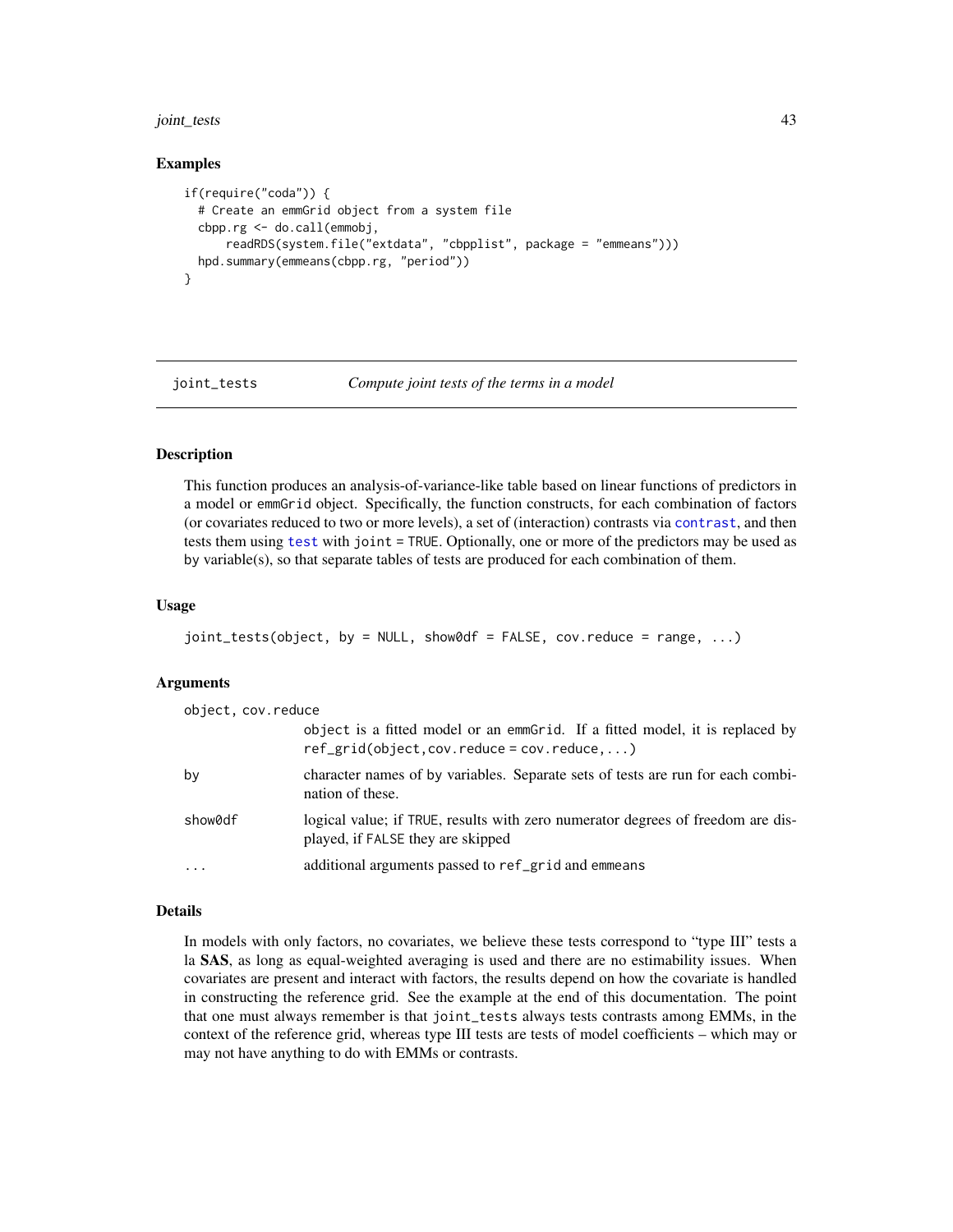### Examples

```
if(require("coda")) {
  # Create an emmGrid object from a system file
  cbpp.rg <- do.call(emmobj,
      readRDS(system.file("extdata", "cbpplist", package = "emmeans")))
  hpd.summary(emmeans(cbpp.rg, "period"))
}
```

---

## joint_tests — *Compute joint tests of the terms in a model*

### Description

This function produces an analysis-of-variance-like table based on linear functions of predictors in a model or `emmGrid` object. Specifically, the function constructs, for each combination of factors (or covariates reduced to two or more levels), a set of (interaction) contrasts via `contrast`, and then tests them using `test` with `joint = TRUE`. Optionally, one or more of the predictors may be used as by variable(s), so that separate tables of tests are produced for each combination of them.

### Usage

```
joint_tests(object, by = NULL, show0df = FALSE, cov.reduce = range, ...)
```

### Arguments

| | |
|---|---|
| `object, cov.reduce` | `object` is a fitted model or an `emmGrid`. If a fitted model, it is replaced by `ref_grid(object,cov.reduce = cov.reduce,...)` |
| `by` | character names of by variables. Separate sets of tests are run for each combination of these. |
| `show0df` | logical value; if `TRUE`, results with zero numerator degrees of freedom are displayed, if `FALSE` they are skipped |
| `...` | additional arguments passed to `ref_grid` and `emmeans` |

### Details

In models with only factors, no covariates, we believe these tests correspond to "type III" tests a la **SAS**, as long as equal-weighted averaging is used and there are no estimability issues. When covariates are present and interact with factors, the results depend on how the covariate is handled in constructing the reference grid. See the example at the end of this documentation. The point that one must always remember is that `joint_tests` always tests contrasts among EMMs, in the context of the reference grid, whereas type III tests are tests of model coefficients – which may or may not have anything to do with EMMs or contrasts.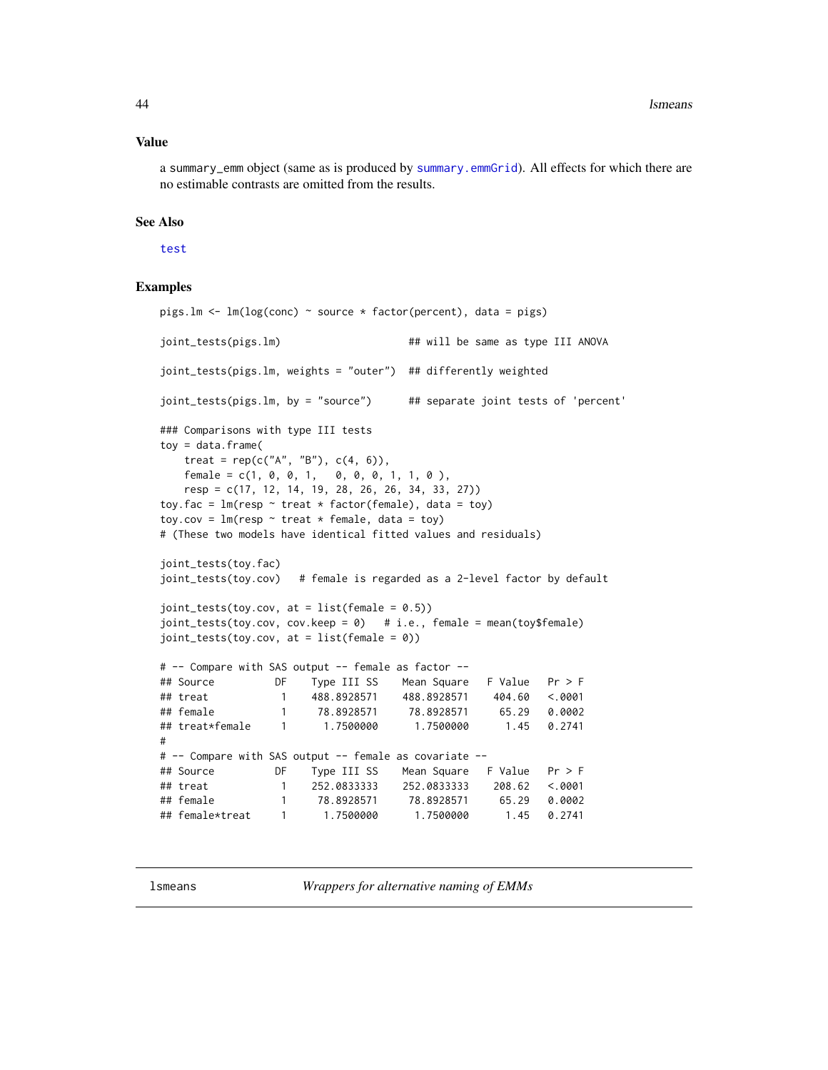### Value

a `summary_emm` object (same as is produced by `summary.emmGrid`). All effects for which there are no estimable contrasts are omitted from the results.

### See Also

`test`

### Examples

```
pigs.lm <- lm(log(conc) ~ source * factor(percent), data = pigs)

joint_tests(pigs.lm)                     ## will be same as type III ANOVA

joint_tests(pigs.lm, weights = "outer")  ## differently weighted

joint_tests(pigs.lm, by = "source")      ## separate joint tests of 'percent'

### Comparisons with type III tests
toy = data.frame(
    treat = rep(c("A", "B"), c(4, 6)),
    female = c(1, 0, 0, 1,   0, 0, 0, 1, 1, 0 ),
    resp = c(17, 12, 14, 19, 28, 26, 26, 34, 33, 27))
toy.fac = lm(resp ~ treat * factor(female), data = toy)
toy.cov = lm(resp ~ treat * female, data = toy)
# (These two models have identical fitted values and residuals)

joint_tests(toy.fac)
joint_tests(toy.cov)   # female is regarded as a 2-level factor by default

joint_tests(toy.cov, at = list(female = 0.5))
joint_tests(toy.cov, cov.keep = 0)   # i.e., female = mean(toy$female)
joint_tests(toy.cov, at = list(female = 0))

# -- Compare with SAS output -- female as factor --
## Source          DF    Type III SS    Mean Square   F Value   Pr > F
## treat            1    488.8928571    488.8928571    404.60   <.0001
## female           1     78.8928571     78.8928571     65.29   0.0002
## treat*female     1      1.7500000      1.7500000      1.45   0.2741
#
# -- Compare with SAS output -- female as covariate --
## Source          DF    Type III SS    Mean Square   F Value   Pr > F
## treat            1    252.0833333    252.0833333    208.62   <.0001
## female           1     78.8928571     78.8928571     65.29   0.0002
## female*treat     1      1.7500000      1.7500000      1.45   0.2741
```

---

## lsmeans — *Wrappers for alternative naming of EMMs*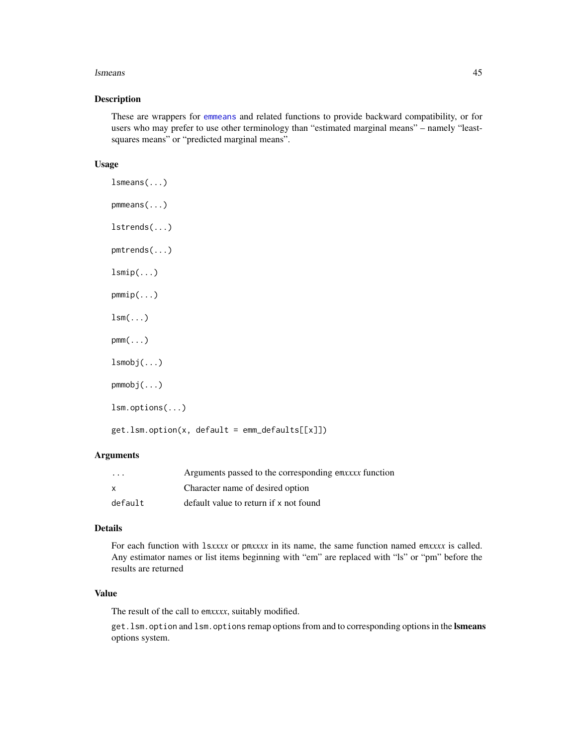## Description

These are wrappers for `emmeans` and related functions to provide backward compatibility, or for users who may prefer to use other terminology than "estimated marginal means" – namely "least-squares means" or "predicted marginal means".

## Usage

```
lsmeans(...)

pmmeans(...)

lstrends(...)

pmtrends(...)

lsmip(...)

pmmip(...)

lsm(...)

pmm(...)

lsmobj(...)

pmmobj(...)

lsm.options(...)

get.lsm.option(x, default = emm_defaults[[x]])
```

## Arguments

| | |
|---|---|
| `...` | Arguments passed to the corresponding em*xxxx* function |
| `x` | Character name of desired option |
| `default` | default value to return if `x` not found |

## Details

For each function with `ls`*xxxx* or `pm`*xxxx* in its name, the same function named `em`*xxxx* is called. Any estimator names or list items beginning with "em" are replaced with "ls" or "pm" before the results are returned

## Value

The result of the call to `em`*xxxx*, suitably modified.

`get.lsm.option` and `lsm.options` remap options from and to corresponding options in the **lsmeans** options system.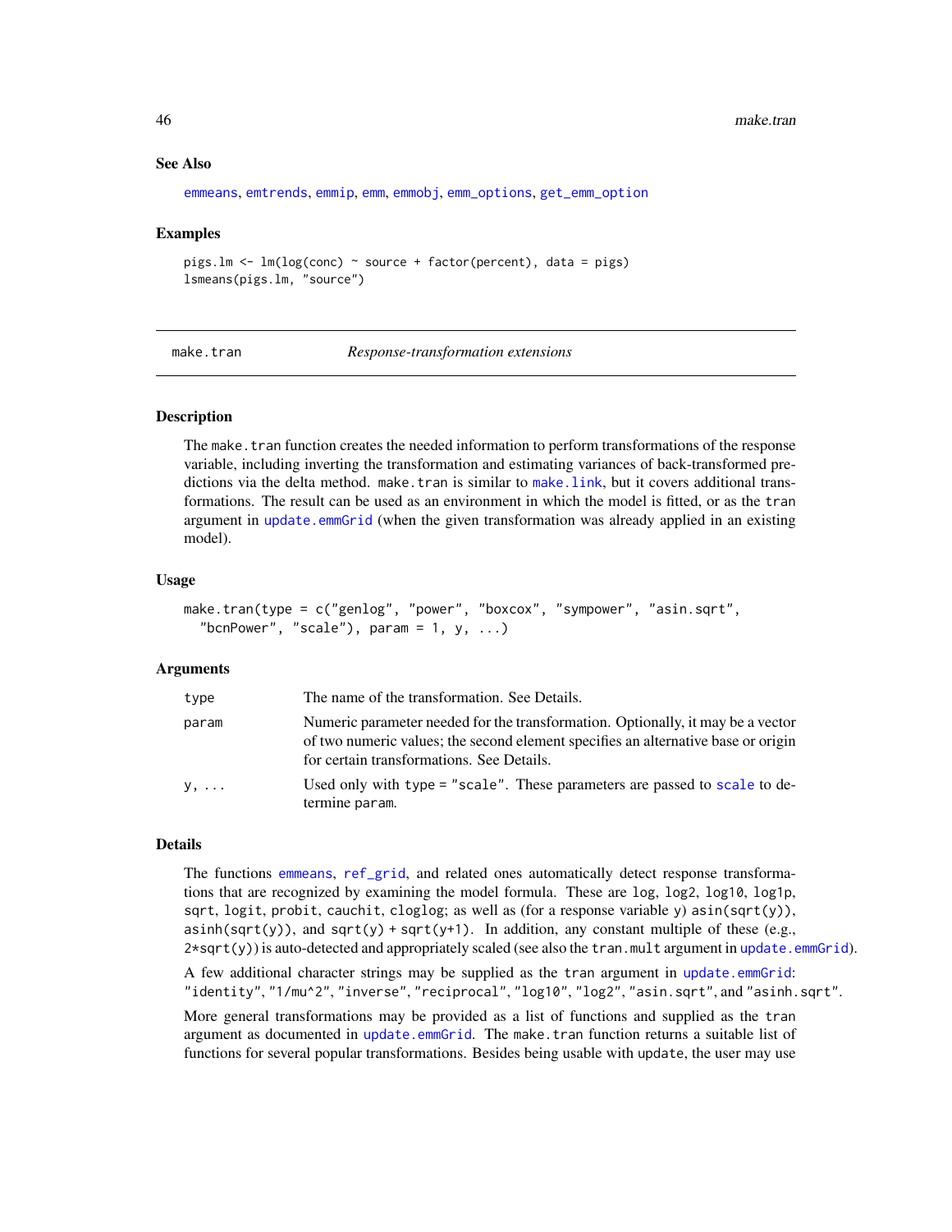### See Also

emmeans, emtrends, emmip, emm, emmobj, emm_options, get_emm_option

### Examples

```
pigs.lm <- lm(log(conc) ~ source + factor(percent), data = pigs)
lsmeans(pigs.lm, "source")
```

---

## make.tran — *Response-transformation extensions*

### Description

The make.tran function creates the needed information to perform transformations of the response variable, including inverting the transformation and estimating variances of back-transformed predictions via the delta method. make.tran is similar to make.link, but it covers additional transformations. The result can be used as an environment in which the model is fitted, or as the tran argument in update.emmGrid (when the given transformation was already applied in an existing model).

### Usage

```
make.tran(type = c("genlog", "power", "boxcox", "sympower", "asin.sqrt",
  "bcnPower", "scale"), param = 1, y, ...)
```

### Arguments

| | |
|---|---|
| type | The name of the transformation. See Details. |
| param | Numeric parameter needed for the transformation. Optionally, it may be a vector of two numeric values; the second element specifies an alternative base or origin for certain transformations. See Details. |
| y, ... | Used only with type = "scale". These parameters are passed to scale to determine param. |

### Details

The functions emmeans, ref_grid, and related ones automatically detect response transformations that are recognized by examining the model formula. These are log, log2, log10, log1p, sqrt, logit, probit, cauchit, cloglog; as well as (for a response variable y) asin(sqrt(y)), asinh(sqrt(y)), and sqrt(y) + sqrt(y+1). In addition, any constant multiple of these (e.g., 2*sqrt(y)) is auto-detected and appropriately scaled (see also the tran.mult argument in update.emmGrid).

A few additional character strings may be supplied as the tran argument in update.emmGrid: "identity", "1/mu^2", "inverse", "reciprocal", "log10", "log2", "asin.sqrt", and "asinh.sqrt".

More general transformations may be provided as a list of functions and supplied as the tran argument as documented in update.emmGrid. The make.tran function returns a suitable list of functions for several popular transformations. Besides being usable with update, the user may use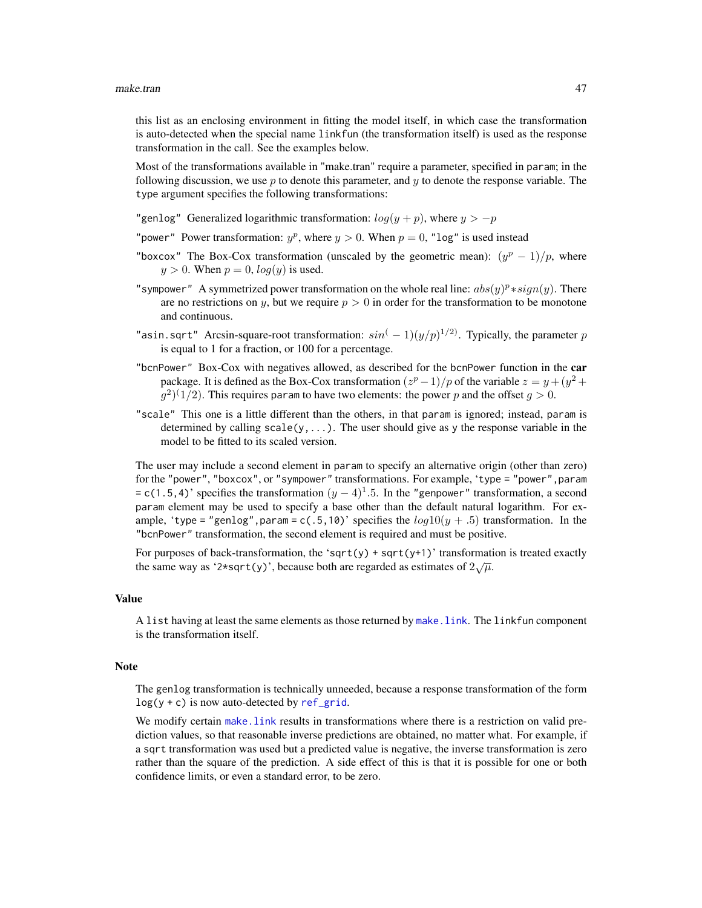this list as an enclosing environment in fitting the model itself, in which case the transformation is auto-detected when the special name `linkfun` (the transformation itself) is used as the response transformation in the call. See the examples below.

Most of the transformations available in "make.tran" require a parameter, specified in `param`; in the following discussion, we use $p$ to denote this parameter, and $y$ to denote the response variable. The `type` argument specifies the following transformations:

`"genlog"` Generalized logarithmic transformation: $log(y + p)$, where $y > -p$

`"power"` Power transformation: $y^p$, where $y > 0$. When $p = 0$, `"log"` is used instead

`"boxcox"` The Box-Cox transformation (unscaled by the geometric mean): $(y^p - 1)/p$, where $y > 0$. When $p = 0$, $log(y)$ is used.

`"sympower"` A symmetrized power transformation on the whole real line: $abs(y)^p * sign(y)$. There are no restrictions on $y$, but we require $p > 0$ in order for the transformation to be monotone and continuous.

`"asin.sqrt"` Arcsin-square-root transformation: $sin^(-1)(y/p)^{1/2)}$. Typically, the parameter $p$ is equal to 1 for a fraction, or 100 for a percentage.

`"bcnPower"` Box-Cox with negatives allowed, as described for the `bcnPower` function in the **car** package. It is defined as the Box-Cox transformation $(z^p - 1)/p$ of the variable $z = y + (y^2 + g^2)^(1/2)$. This requires `param` to have two elements: the power $p$ and the offset $g > 0$.

`"scale"` This one is a little different than the others, in that `param` is ignored; instead, `param` is determined by calling `scale(y,...)`. The user should give as `y` the response variable in the model to be fitted to its scaled version.

The user may include a second element in `param` to specify an alternative origin (other than zero) for the `"power"`, `"boxcox"`, or `"sympower"` transformations. For example, '`type = "power",param = c(1.5,4)`' specifies the transformation $(y - 4)^1.5$. In the `"genpower"` transformation, a second `param` element may be used to specify a base other than the default natural logarithm. For example, '`type = "genlog",param = c(.5,10)`' specifies the $log10(y + .5)$ transformation. In the `"bcnPower"` transformation, the second element is required and must be positive.

For purposes of back-transformation, the '`sqrt(y) + sqrt(y+1)`' transformation is treated exactly the same way as '`2*sqrt(y)`', because both are regarded as estimates of $2\sqrt{\mu}$.

## Value

A `list` having at least the same elements as those returned by `make.link`. The `linkfun` component is the transformation itself.

## Note

The `genlog` transformation is technically unneeded, because a response transformation of the form `log(y + c)` is now auto-detected by `ref_grid`.

We modify certain `make.link` results in transformations where there is a restriction on valid prediction values, so that reasonable inverse predictions are obtained, no matter what. For example, if a `sqrt` transformation was used but a predicted value is negative, the inverse transformation is zero rather than the square of the prediction. A side effect of this is that it is possible for one or both confidence limits, or even a standard error, to be zero.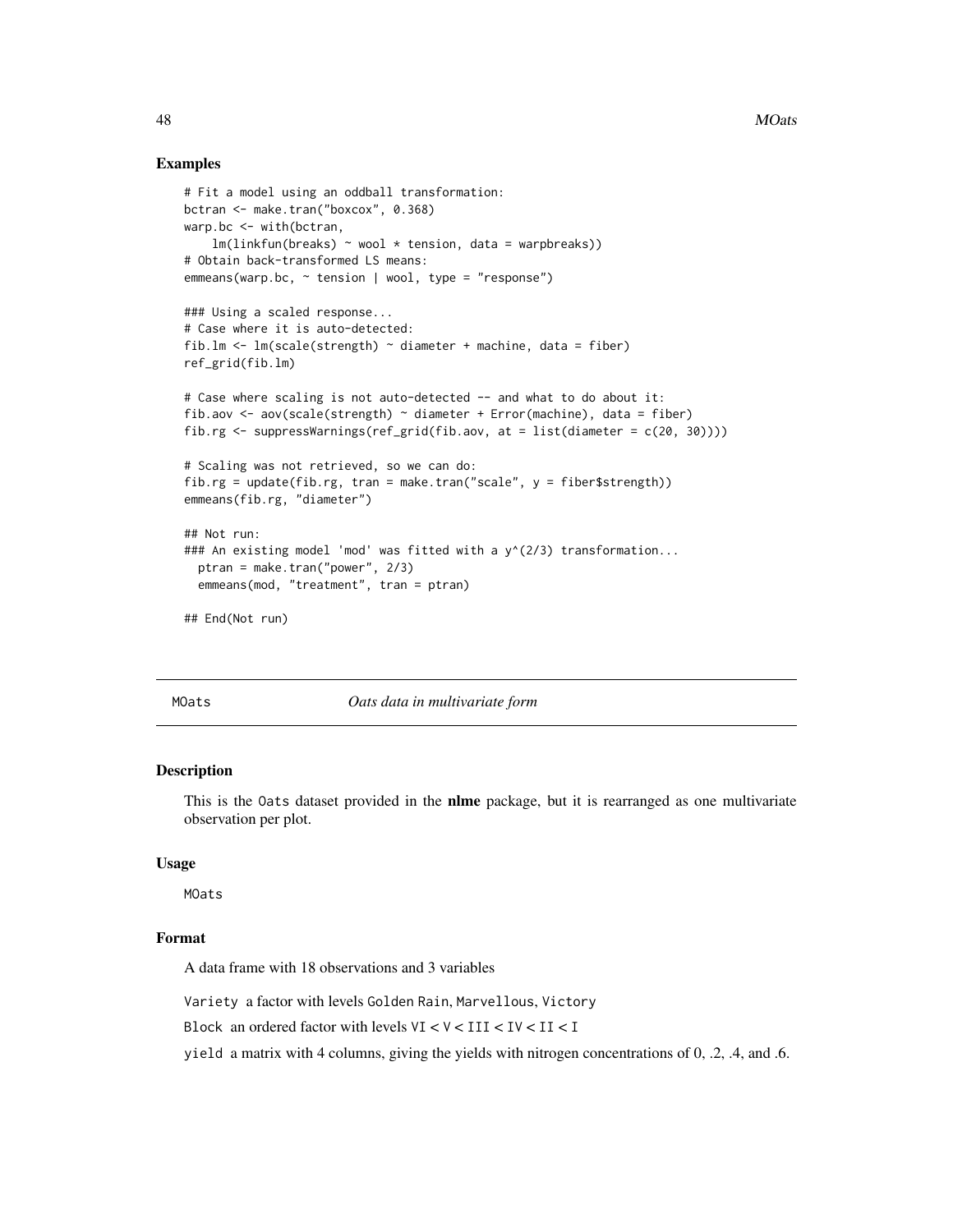### Examples

```
# Fit a model using an oddball transformation:
bctran <- make.tran("boxcox", 0.368)
warp.bc <- with(bctran,
    lm(linkfun(breaks) ~ wool * tension, data = warpbreaks))
# Obtain back-transformed LS means:
emmeans(warp.bc, ~ tension | wool, type = "response")

### Using a scaled response...
# Case where it is auto-detected:
fib.lm <- lm(scale(strength) ~ diameter + machine, data = fiber)
ref_grid(fib.lm)

# Case where scaling is not auto-detected -- and what to do about it:
fib.aov <- aov(scale(strength) ~ diameter + Error(machine), data = fiber)
fib.rg <- suppressWarnings(ref_grid(fib.aov, at = list(diameter = c(20, 30))))

# Scaling was not retrieved, so we can do:
fib.rg = update(fib.rg, tran = make.tran("scale", y = fiber$strength))
emmeans(fib.rg, "diameter")

## Not run:
### An existing model 'mod' was fitted with a y^(2/3) transformation...
  ptran = make.tran("power", 2/3)
  emmeans(mod, "treatment", tran = ptran)

## End(Not run)
```

## MOats *Oats data in multivariate form*

### Description

This is the Oats dataset provided in the **nlme** package, but it is rearranged as one multivariate observation per plot.

### Usage

MOats

### Format

A data frame with 18 observations and 3 variables

Variety a factor with levels Golden Rain, Marvellous, Victory

Block an ordered factor with levels VI < V < III < IV < II < I

yield a matrix with 4 columns, giving the yields with nitrogen concentrations of 0, .2, .4, and .6.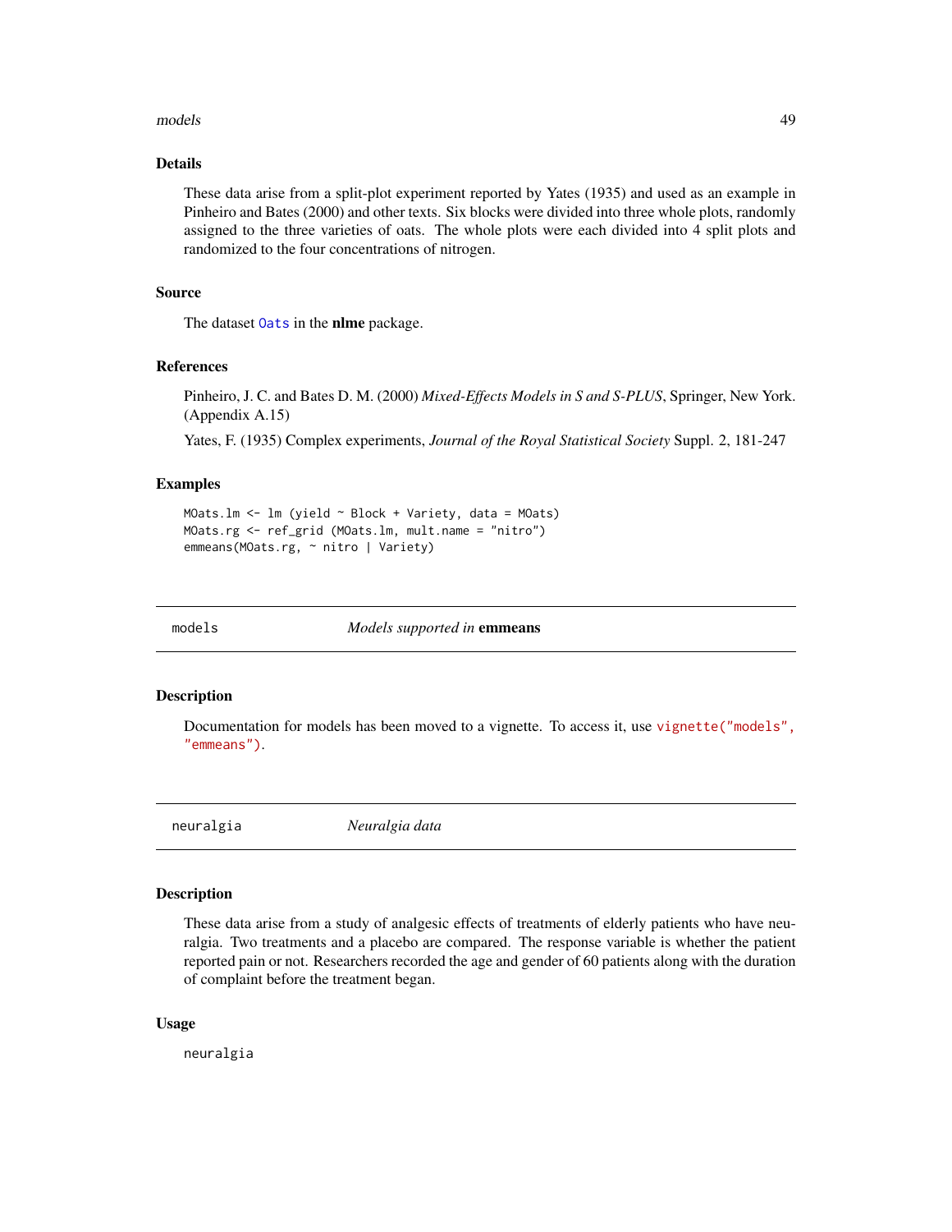### Details

These data arise from a split-plot experiment reported by Yates (1935) and used as an example in Pinheiro and Bates (2000) and other texts. Six blocks were divided into three whole plots, randomly assigned to the three varieties of oats. The whole plots were each divided into 4 split plots and randomized to the four concentrations of nitrogen.

### Source

The dataset `Oats` in the **nlme** package.

### References

Pinheiro, J. C. and Bates D. M. (2000) *Mixed-Effects Models in S and S-PLUS*, Springer, New York. (Appendix A.15)

Yates, F. (1935) Complex experiments, *Journal of the Royal Statistical Society* Suppl. 2, 181-247

### Examples

```
MOats.lm <- lm (yield ~ Block + Variety, data = MOats)
MOats.rg <- ref_grid (MOats.lm, mult.name = "nitro")
emmeans(MOats.rg, ~ nitro | Variety)
```

---

## models — *Models supported in* **emmeans**

### Description

Documentation for models has been moved to a vignette. To access it, use `vignette("models", "emmeans")`.

---

## neuralgia — *Neuralgia data*

### Description

These data arise from a study of analgesic effects of treatments of elderly patients who have neuralgia. Two treatments and a placebo are compared. The response variable is whether the patient reported pain or not. Researchers recorded the age and gender of 60 patients along with the duration of complaint before the treatment began.

### Usage

```
neuralgia
```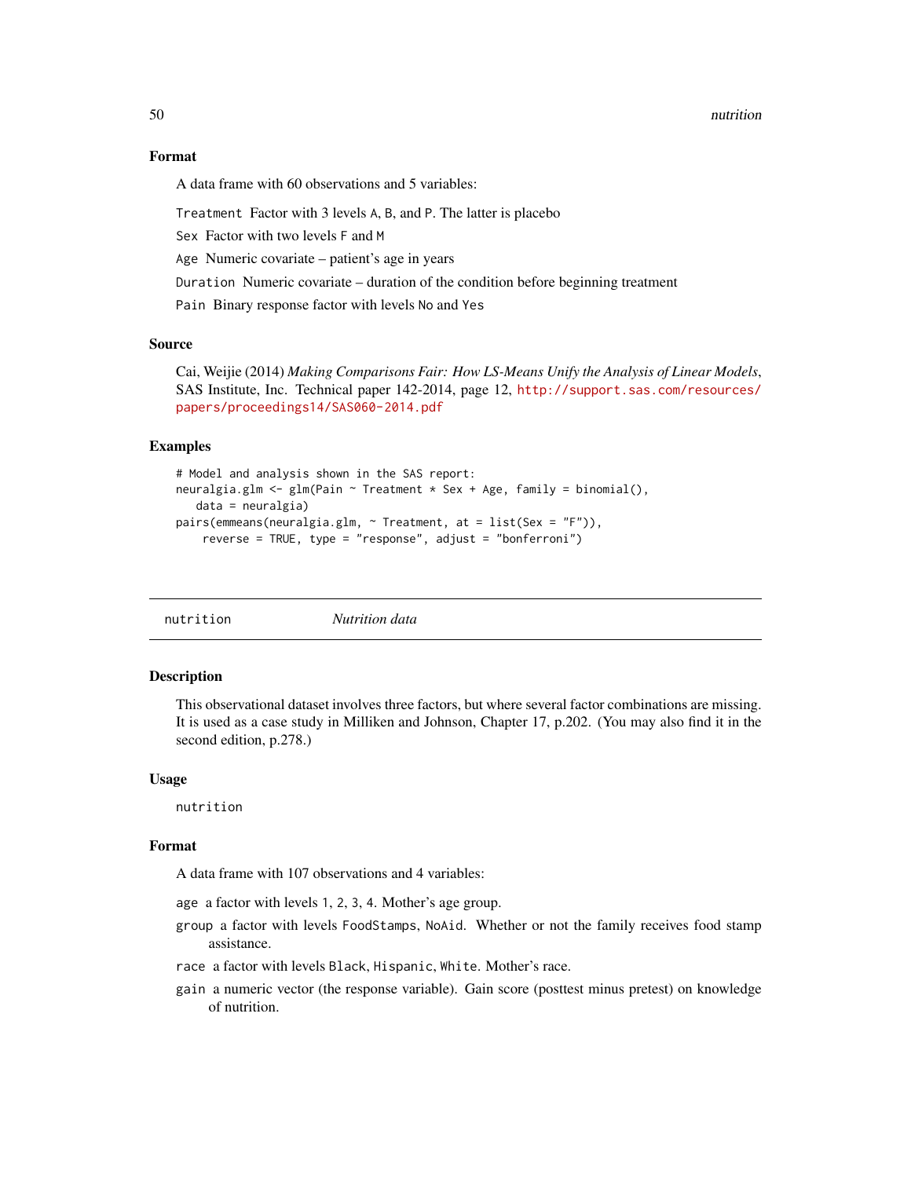### Format

A data frame with 60 observations and 5 variables:

`Treatment` Factor with 3 levels `A`, `B`, and `P`. The latter is placebo

`Sex` Factor with two levels `F` and `M`

`Age` Numeric covariate – patient's age in years

`Duration` Numeric covariate – duration of the condition before beginning treatment

`Pain` Binary response factor with levels `No` and `Yes`

### Source

Cai, Weijie (2014) *Making Comparisons Fair: How LS-Means Unify the Analysis of Linear Models*, SAS Institute, Inc. Technical paper 142-2014, page 12, http://support.sas.com/resources/papers/proceedings14/SAS060-2014.pdf

### Examples

```
# Model and analysis shown in the SAS report:
neuralgia.glm <- glm(Pain ~ Treatment * Sex + Age, family = binomial(),
   data = neuralgia)
pairs(emmeans(neuralgia.glm, ~ Treatment, at = list(Sex = "F")),
    reverse = TRUE, type = "response", adjust = "bonferroni")
```

---

## nutrition *Nutrition data*

### Description

This observational dataset involves three factors, but where several factor combinations are missing. It is used as a case study in Milliken and Johnson, Chapter 17, p.202. (You may also find it in the second edition, p.278.)

### Usage

```
nutrition
```

### Format

A data frame with 107 observations and 4 variables:

`age` a factor with levels `1`, `2`, `3`, `4`. Mother's age group.

`group` a factor with levels `FoodStamps`, `NoAid`. Whether or not the family receives food stamp assistance.

`race` a factor with levels `Black`, `Hispanic`, `White`. Mother's race.

`gain` a numeric vector (the response variable). Gain score (posttest minus pretest) on knowledge of nutrition.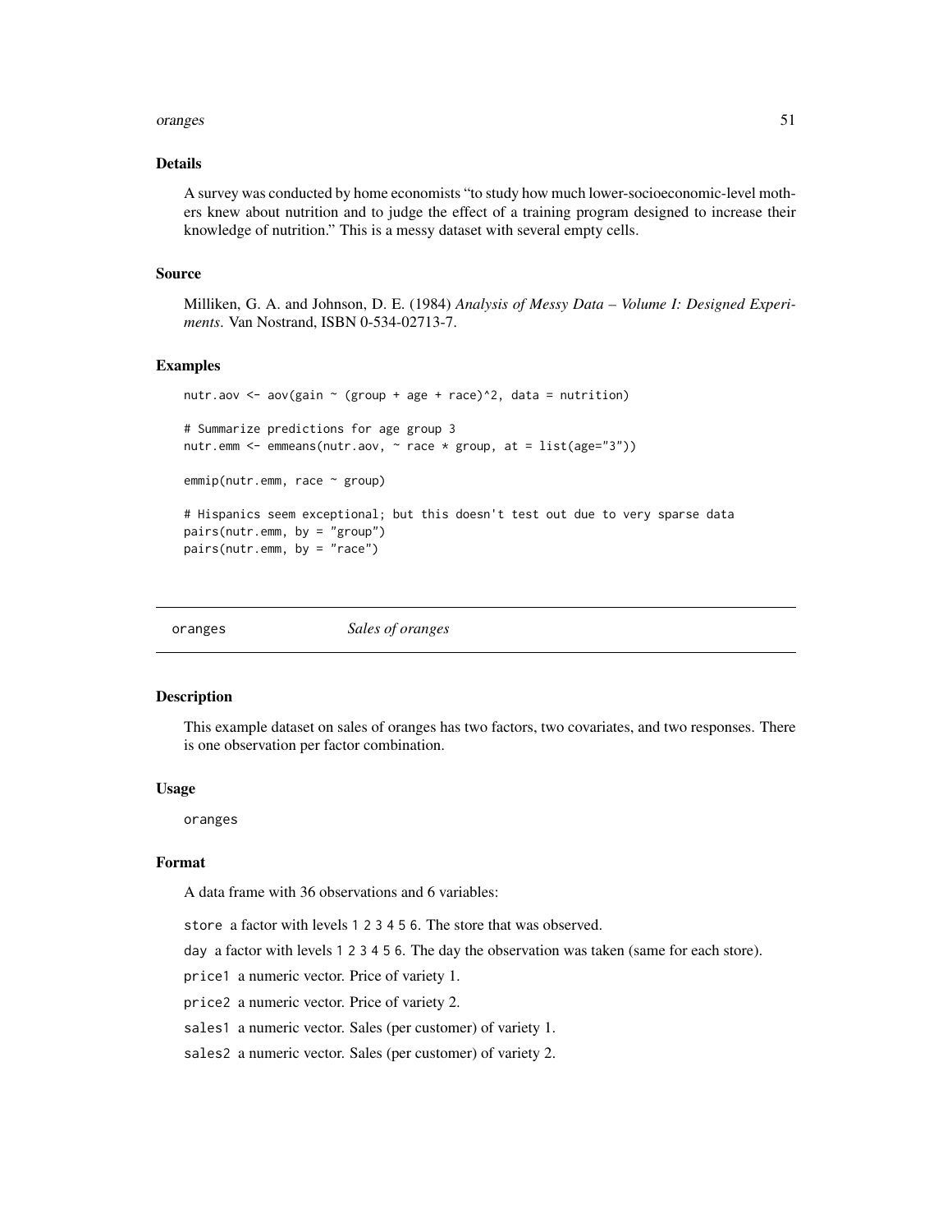### Details

A survey was conducted by home economists "to study how much lower-socioeconomic-level mothers knew about nutrition and to judge the effect of a training program designed to increase their knowledge of nutrition." This is a messy dataset with several empty cells.

### Source

Milliken, G. A. and Johnson, D. E. (1984) *Analysis of Messy Data – Volume I: Designed Experiments*. Van Nostrand, ISBN 0-534-02713-7.

### Examples

```
nutr.aov <- aov(gain ~ (group + age + race)^2, data = nutrition)

# Summarize predictions for age group 3
nutr.emm <- emmeans(nutr.aov, ~ race * group, at = list(age="3"))

emmip(nutr.emm, race ~ group)

# Hispanics seem exceptional; but this doesn't test out due to very sparse data
pairs(nutr.emm, by = "group")
pairs(nutr.emm, by = "race")
```

---

## oranges    *Sales of oranges*

---

### Description

This example dataset on sales of oranges has two factors, two covariates, and two responses. There is one observation per factor combination.

### Usage

```
oranges
```

### Format

A data frame with 36 observations and 6 variables:

`store` a factor with levels `1 2 3 4 5 6`. The store that was observed.

`day` a factor with levels `1 2 3 4 5 6`. The day the observation was taken (same for each store).

`price1` a numeric vector. Price of variety 1.

`price2` a numeric vector. Price of variety 2.

`sales1` a numeric vector. Sales (per customer) of variety 1.

`sales2` a numeric vector. Sales (per customer) of variety 2.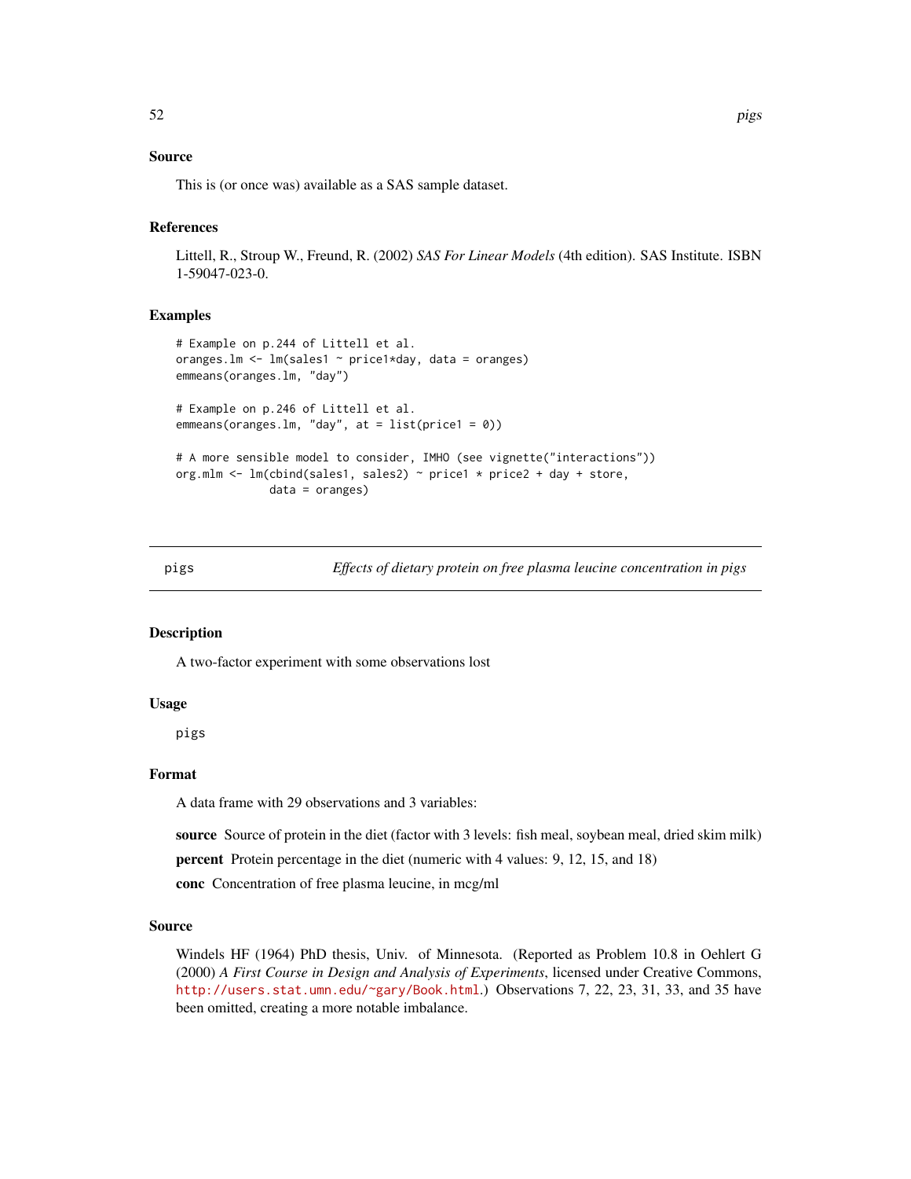### Source

This is (or once was) available as a SAS sample dataset.

### References

Littell, R., Stroup W., Freund, R. (2002) *SAS For Linear Models* (4th edition). SAS Institute. ISBN 1-59047-023-0.

### Examples

```
# Example on p.244 of Littell et al.
oranges.lm <- lm(sales1 ~ price1*day, data = oranges)
emmeans(oranges.lm, "day")

# Example on p.246 of Littell et al.
emmeans(oranges.lm, "day", at = list(price1 = 0))

# A more sensible model to consider, IMHO (see vignette("interactions"))
org.mlm <- lm(cbind(sales1, sales2) ~ price1 * price2 + day + store,
              data = oranges)
```

---

## pigs — *Effects of dietary protein on free plasma leucine concentration in pigs*

### Description

A two-factor experiment with some observations lost

### Usage

```
pigs
```

### Format

A data frame with 29 observations and 3 variables:

**source** Source of protein in the diet (factor with 3 levels: fish meal, soybean meal, dried skim milk)

**percent** Protein percentage in the diet (numeric with 4 values: 9, 12, 15, and 18)

**conc** Concentration of free plasma leucine, in mcg/ml

### Source

Windels HF (1964) PhD thesis, Univ. of Minnesota. (Reported as Problem 10.8 in Oehlert G (2000) *A First Course in Design and Analysis of Experiments*, licensed under Creative Commons, http://users.stat.umn.edu/~gary/Book.html.) Observations 7, 22, 23, 31, 33, and 35 have been omitted, creating a more notable imbalance.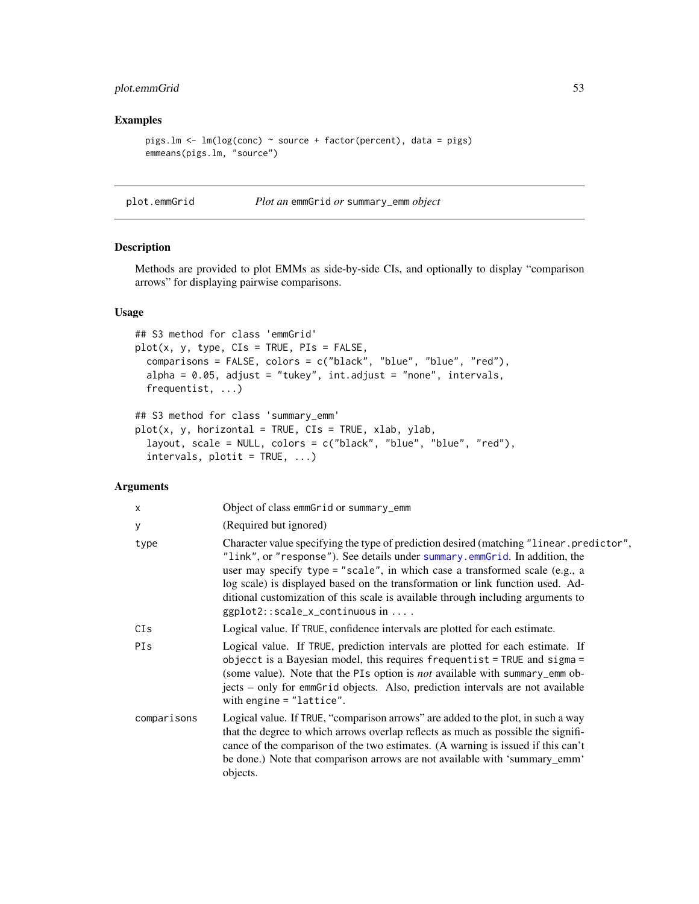## Examples

```
pigs.lm <- lm(log(conc) ~ source + factor(percent), data = pigs)
emmeans(pigs.lm, "source")
```

---

# plot.emmGrid — *Plot an* emmGrid *or* summary_emm *object*

## Description

Methods are provided to plot EMMs as side-by-side CIs, and optionally to display "comparison arrows" for displaying pairwise comparisons.

## Usage

```
## S3 method for class 'emmGrid'
plot(x, y, type, CIs = TRUE, PIs = FALSE,
  comparisons = FALSE, colors = c("black", "blue", "blue", "red"),
  alpha = 0.05, adjust = "tukey", int.adjust = "none", intervals,
  frequentist, ...)

## S3 method for class 'summary_emm'
plot(x, y, horizontal = TRUE, CIs = TRUE, xlab, ylab,
  layout, scale = NULL, colors = c("black", "blue", "blue", "red"),
  intervals, plotit = TRUE, ...)
```

## Arguments

| | |
|---|---|
| x | Object of class emmGrid or summary_emm |
| y | (Required but ignored) |
| type | Character value specifying the type of prediction desired (matching "linear.predictor", "link", or "response"). See details under summary.emmGrid. In addition, the user may specify type = "scale", in which case a transformed scale (e.g., a log scale) is displayed based on the transformation or link function used. Additional customization of this scale is available through including arguments to ggplot2::scale_x_continuous in ... . |
| CIs | Logical value. If TRUE, confidence intervals are plotted for each estimate. |
| PIs | Logical value. If TRUE, prediction intervals are plotted for each estimate. If objecct is a Bayesian model, this requires frequentist = TRUE and sigma = (some value). Note that the PIs option is *not* available with summary_emm objects – only for emmGrid objects. Also, prediction intervals are not available with engine = "lattice". |
| comparisons | Logical value. If TRUE, "comparison arrows" are added to the plot, in such a way that the degree to which arrows overlap reflects as much as possible the significance of the comparison of the two estimates. (A warning is issued if this can't be done.) Note that comparison arrows are not available with 'summary_emm' objects. |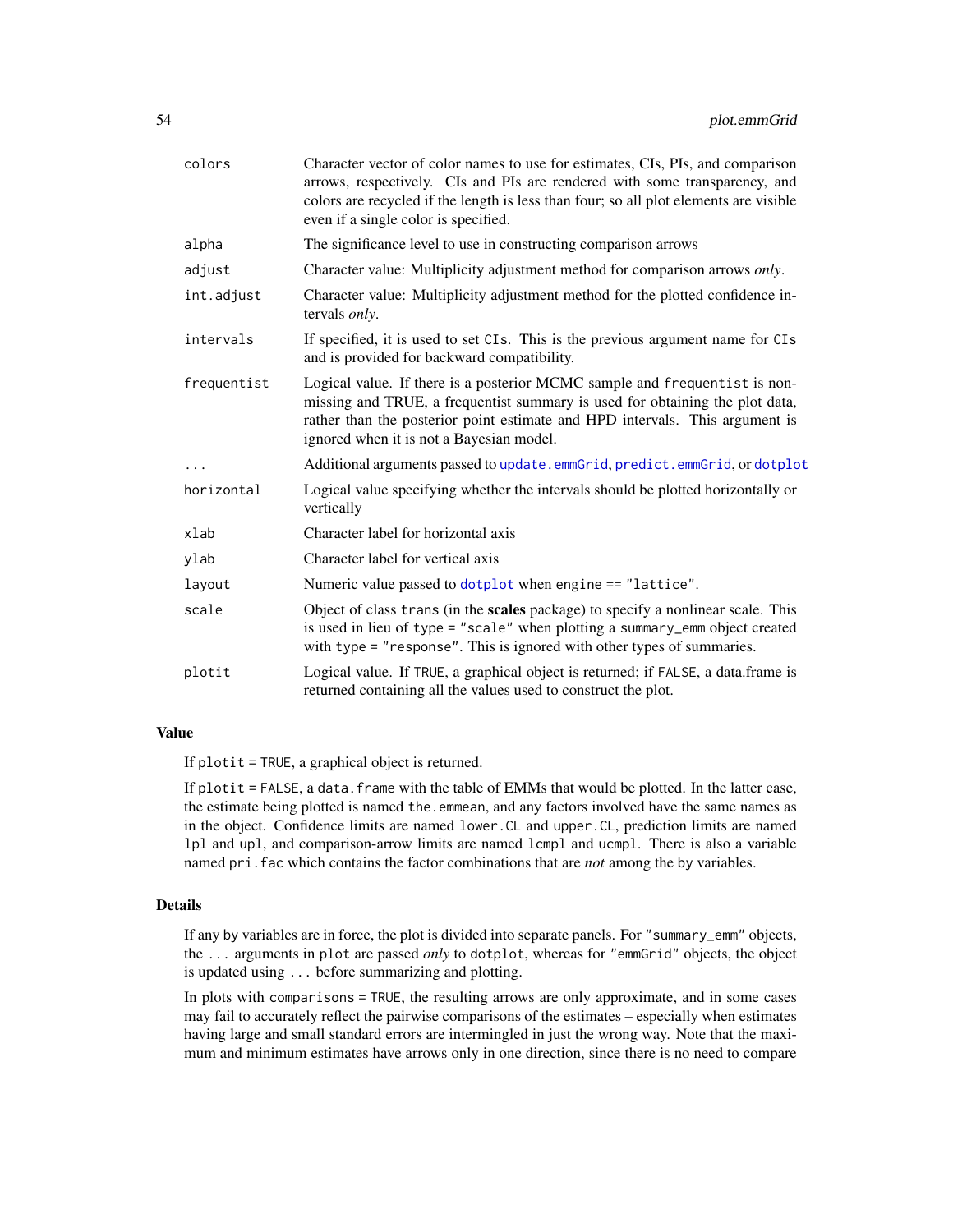| | |
|---|---|
| colors | Character vector of color names to use for estimates, CIs, PIs, and comparison arrows, respectively. CIs and PIs are rendered with some transparency, and colors are recycled if the length is less than four; so all plot elements are visible even if a single color is specified. |
| alpha | The significance level to use in constructing comparison arrows |
| adjust | Character value: Multiplicity adjustment method for comparison arrows *only*. |
| int.adjust | Character value: Multiplicity adjustment method for the plotted confidence intervals *only*. |
| intervals | If specified, it is used to set `CIs`. This is the previous argument name for `CIs` and is provided for backward compatibility. |
| frequentist | Logical value. If there is a posterior MCMC sample and `frequentist` is non-missing and TRUE, a frequentist summary is used for obtaining the plot data, rather than the posterior point estimate and HPD intervals. This argument is ignored when it is not a Bayesian model. |
| ... | Additional arguments passed to `update.emmGrid`, `predict.emmGrid`, or `dotplot` |
| horizontal | Logical value specifying whether the intervals should be plotted horizontally or vertically |
| xlab | Character label for horizontal axis |
| ylab | Character label for vertical axis |
| layout | Numeric value passed to `dotplot` when `engine == "lattice"`. |
| scale | Object of class `trans` (in the **scales** package) to specify a nonlinear scale. This is used in lieu of `type = "scale"` when plotting a `summary_emm` object created with `type = "response"`. This is ignored with other types of summaries. |
| plotit | Logical value. If `TRUE`, a graphical object is returned; if `FALSE`, a data.frame is returned containing all the values used to construct the plot. |

## Value

If `plotit = TRUE`, a graphical object is returned.

If `plotit = FALSE`, a `data.frame` with the table of EMMs that would be plotted. In the latter case, the estimate being plotted is named `the.emmean`, and any factors involved have the same names as in the object. Confidence limits are named `lower.CL` and `upper.CL`, prediction limits are named `lpl` and `upl`, and comparison-arrow limits are named `lcmpl` and `ucmpl`. There is also a variable named `pri.fac` which contains the factor combinations that are *not* among the `by` variables.

## Details

If any `by` variables are in force, the plot is divided into separate panels. For `"summary_emm"` objects, the `...` arguments in `plot` are passed *only* to `dotplot`, whereas for `"emmGrid"` objects, the object is updated using `...` before summarizing and plotting.

In plots with `comparisons = TRUE`, the resulting arrows are only approximate, and in some cases may fail to accurately reflect the pairwise comparisons of the estimates – especially when estimates having large and small standard errors are intermingled in just the wrong way. Note that the maximum and minimum estimates have arrows only in one direction, since there is no need to compare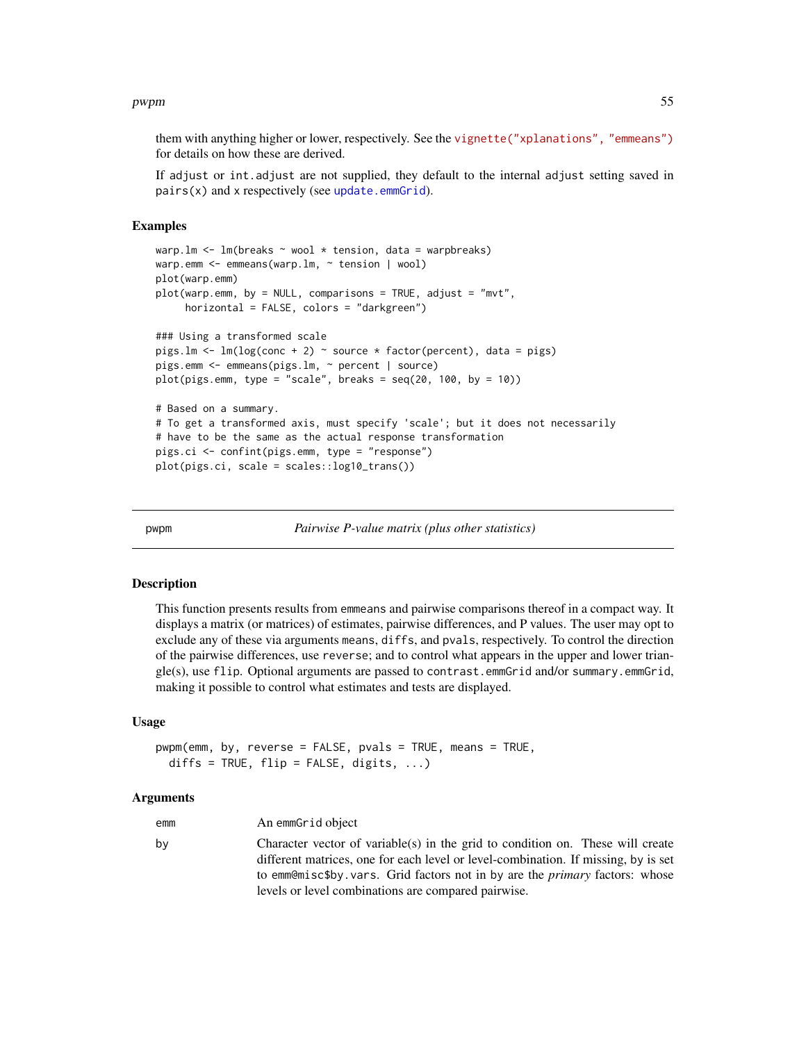them with anything higher or lower, respectively. See the `vignette("xplanations", "emmeans")` for details on how these are derived.

If `adjust` or `int.adjust` are not supplied, they default to the internal `adjust` setting saved in `pairs(x)` and `x` respectively (see `update.emmGrid`).

### Examples

```
warp.lm <- lm(breaks ~ wool * tension, data = warpbreaks)
warp.emm <- emmeans(warp.lm, ~ tension | wool)
plot(warp.emm)
plot(warp.emm, by = NULL, comparisons = TRUE, adjust = "mvt",
     horizontal = FALSE, colors = "darkgreen")

### Using a transformed scale
pigs.lm <- lm(log(conc + 2) ~ source * factor(percent), data = pigs)
pigs.emm <- emmeans(pigs.lm, ~ percent | source)
plot(pigs.emm, type = "scale", breaks = seq(20, 100, by = 10))

# Based on a summary.
# To get a transformed axis, must specify 'scale'; but it does not necessarily
# have to be the same as the actual response transformation
pigs.ci <- confint(pigs.emm, type = "response")
plot(pigs.ci, scale = scales::log10_trans())
```

---

## pwpm — *Pairwise P-value matrix (plus other statistics)*

---

### Description

This function presents results from `emmeans` and pairwise comparisons thereof in a compact way. It displays a matrix (or matrices) of estimates, pairwise differences, and P values. The user may opt to exclude any of these via arguments `means`, `diffs`, and `pvals`, respectively. To control the direction of the pairwise differences, use `reverse`; and to control what appears in the upper and lower triangle(s), use `flip`. Optional arguments are passed to `contrast.emmGrid` and/or `summary.emmGrid`, making it possible to control what estimates and tests are displayed.

### Usage

```
pwpm(emm, by, reverse = FALSE, pvals = TRUE, means = TRUE,
  diffs = TRUE, flip = FALSE, digits, ...)
```

### Arguments

| | |
|---|---|
| `emm` | An `emmGrid` object |
| `by` | Character vector of variable(s) in the grid to condition on. These will create different matrices, one for each level or level-combination. If missing, `by` is set to `emm@misc$by.vars`. Grid factors not in `by` are the *primary* factors: whose levels or level combinations are compared pairwise. |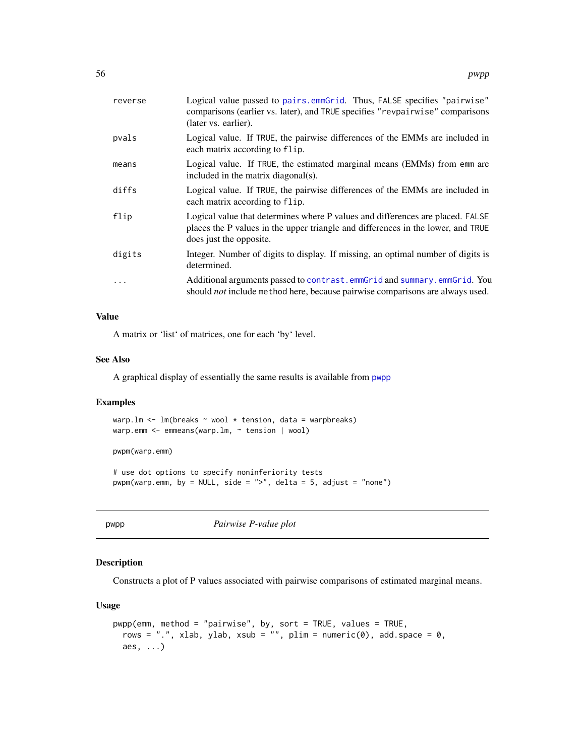| | |
|---|---|
| reverse | Logical value passed to `pairs.emmGrid`. Thus, `FALSE` specifies `"pairwise"` comparisons (earlier vs. later), and `TRUE` specifies `"revpairwise"` comparisons (later vs. earlier). |
| pvals | Logical value. If `TRUE`, the pairwise differences of the EMMs are included in each matrix according to `flip`. |
| means | Logical value. If `TRUE`, the estimated marginal means (EMMs) from `emm` are included in the matrix diagonal(s). |
| diffs | Logical value. If `TRUE`, the pairwise differences of the EMMs are included in each matrix according to `flip`. |
| flip | Logical value that determines where P values and differences are placed. `FALSE` places the P values in the upper triangle and differences in the lower, and `TRUE` does just the opposite. |
| digits | Integer. Number of digits to display. If missing, an optimal number of digits is determined. |
| ... | Additional arguments passed to `contrast.emmGrid` and `summary.emmGrid`. You should *not* include `method` here, because pairwise comparisons are always used. |

### Value

A matrix or 'list' of matrices, one for each 'by' level.

### See Also

A graphical display of essentially the same results is available from `pwpp`

### Examples

```
warp.lm <- lm(breaks ~ wool * tension, data = warpbreaks)
warp.emm <- emmeans(warp.lm, ~ tension | wool)

pwpm(warp.emm)

# use dot options to specify noninferiority tests
pwpm(warp.emm, by = NULL, side = ">", delta = 5, adjust = "none")
```

---

## pwpp *Pairwise P-value plot*

### Description

Constructs a plot of P values associated with pairwise comparisons of estimated marginal means.

### Usage

```
pwpp(emm, method = "pairwise", by, sort = TRUE, values = TRUE,
  rows = ".", xlab, ylab, xsub = "", plim = numeric(0), add.space = 0,
  aes, ...)
```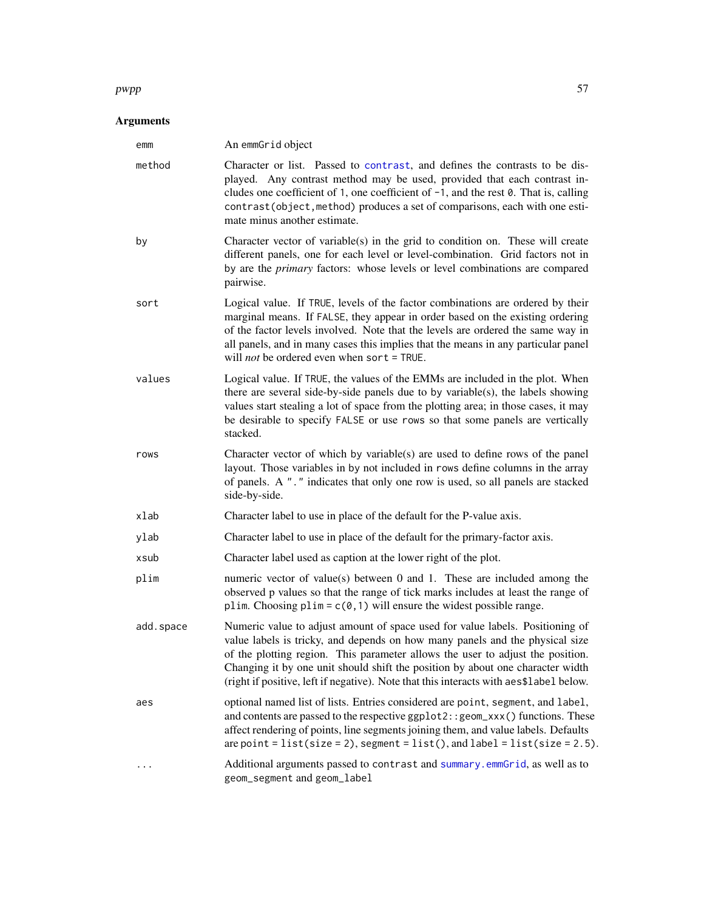## Arguments

| | |
|---|---|
| `emm` | An `emmGrid` object |
| `method` | Character or list. Passed to `contrast`, and defines the contrasts to be displayed. Any contrast method may be used, provided that each contrast includes one coefficient of `1`, one coefficient of `-1`, and the rest `0`. That is, calling `contrast(object,method)` produces a set of comparisons, each with one estimate minus another estimate. |
| `by` | Character vector of variable(s) in the grid to condition on. These will create different panels, one for each level or level-combination. Grid factors not in `by` are the *primary* factors: whose levels or level combinations are compared pairwise. |
| `sort` | Logical value. If `TRUE`, levels of the factor combinations are ordered by their marginal means. If `FALSE`, they appear in order based on the existing ordering of the factor levels involved. Note that the levels are ordered the same way in all panels, and in many cases this implies that the means in any particular panel will *not* be ordered even when `sort = TRUE`. |
| `values` | Logical value. If `TRUE`, the values of the EMMs are included in the plot. When there are several side-by-side panels due to `by` variable(s), the labels showing values start stealing a lot of space from the plotting area; in those cases, it may be desirable to specify `FALSE` or use `rows` so that some panels are vertically stacked. |
| `rows` | Character vector of which `by` variable(s) are used to define rows of the panel layout. Those variables in `by` not included in `rows` define columns in the array of panels. A `"."` indicates that only one row is used, so all panels are stacked side-by-side. |
| `xlab` | Character label to use in place of the default for the P-value axis. |
| `ylab` | Character label to use in place of the default for the primary-factor axis. |
| `xsub` | Character label used as caption at the lower right of the plot. |
| `plim` | numeric vector of value(s) between 0 and 1. These are included among the observed p values so that the range of tick marks includes at least the range of `plim`. Choosing `plim = c(0,1)` will ensure the widest possible range. |
| `add.space` | Numeric value to adjust amount of space used for value labels. Positioning of value labels is tricky, and depends on how many panels and the physical size of the plotting region. This parameter allows the user to adjust the position. Changing it by one unit should shift the position by about one character width (right if positive, left if negative). Note that this interacts with `aes$label` below. |
| `aes` | optional named list of lists. Entries considered are `point`, `segment`, and `label`, and contents are passed to the respective `ggplot2::geom_xxx()` functions. These affect rendering of points, line segments joining them, and value labels. Defaults are `point = list(size = 2)`, `segment = list()`, and `label = list(size = 2.5)`. |
| `...` | Additional arguments passed to `contrast` and `summary.emmGrid`, as well as to `geom_segment` and `geom_label` |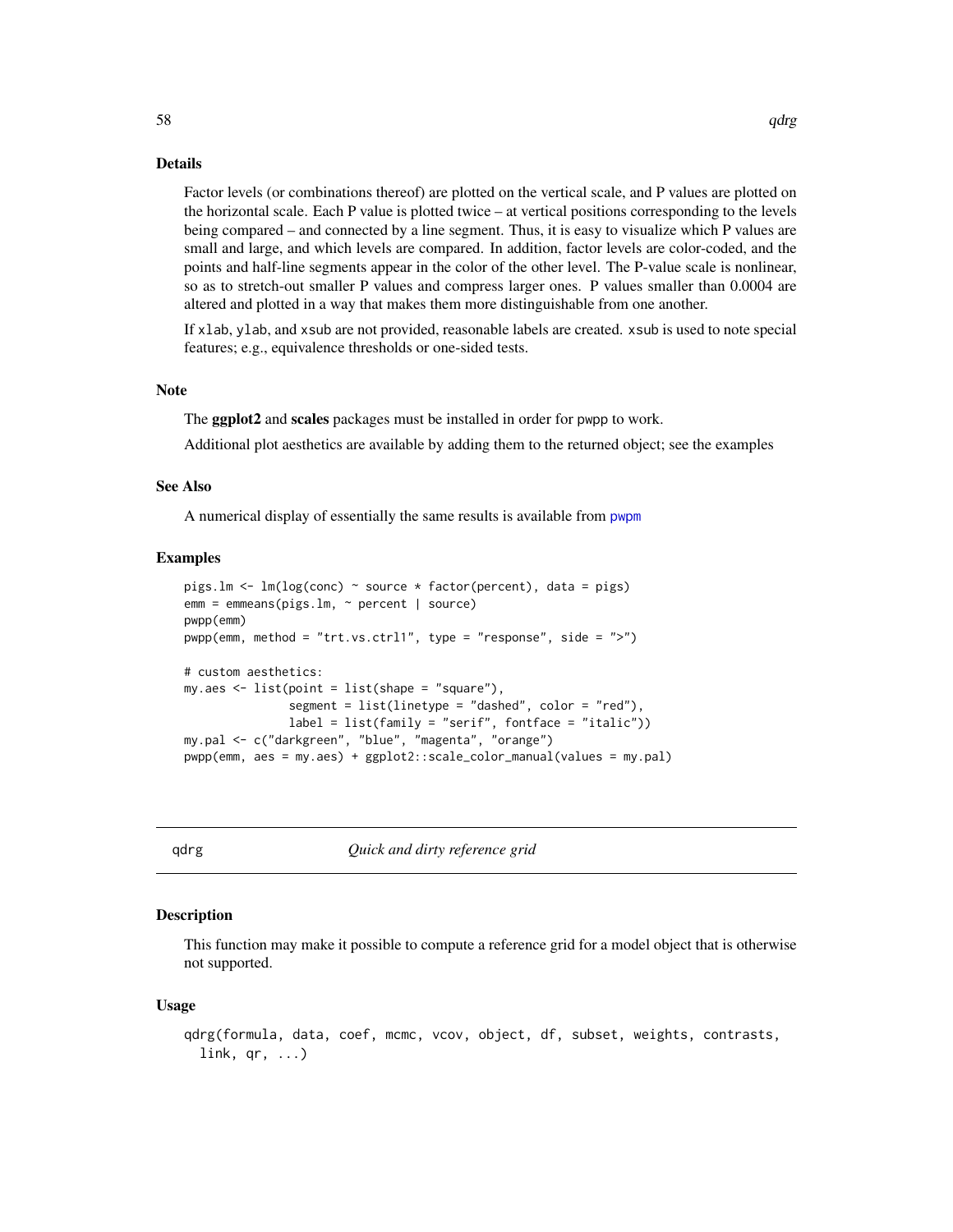### Details

Factor levels (or combinations thereof) are plotted on the vertical scale, and P values are plotted on the horizontal scale. Each P value is plotted twice – at vertical positions corresponding to the levels being compared – and connected by a line segment. Thus, it is easy to visualize which P values are small and large, and which levels are compared. In addition, factor levels are color-coded, and the points and half-line segments appear in the color of the other level. The P-value scale is nonlinear, so as to stretch-out smaller P values and compress larger ones. P values smaller than 0.0004 are altered and plotted in a way that makes them more distinguishable from one another.

If `xlab`, `ylab`, and `xsub` are not provided, reasonable labels are created. `xsub` is used to note special features; e.g., equivalence thresholds or one-sided tests.

### Note

The **ggplot2** and **scales** packages must be installed in order for `pwpp` to work.

Additional plot aesthetics are available by adding them to the returned object; see the examples

### See Also

A numerical display of essentially the same results is available from `pwpm`

### Examples

```
pigs.lm <- lm(log(conc) ~ source * factor(percent), data = pigs)
emm = emmeans(pigs.lm, ~ percent | source)
pwpp(emm)
pwpp(emm, method = "trt.vs.ctrl1", type = "response", side = ">")

# custom aesthetics:
my.aes <- list(point = list(shape = "square"),
               segment = list(linetype = "dashed", color = "red"),
               label = list(family = "serif", fontface = "italic"))
my.pal <- c("darkgreen", "blue", "magenta", "orange")
pwpp(emm, aes = my.aes) + ggplot2::scale_color_manual(values = my.pal)
```

---

## qdrg — *Quick and dirty reference grid*

### Description

This function may make it possible to compute a reference grid for a model object that is otherwise not supported.

### Usage

```
qdrg(formula, data, coef, mcmc, vcov, object, df, subset, weights, contrasts,
  link, qr, ...)
```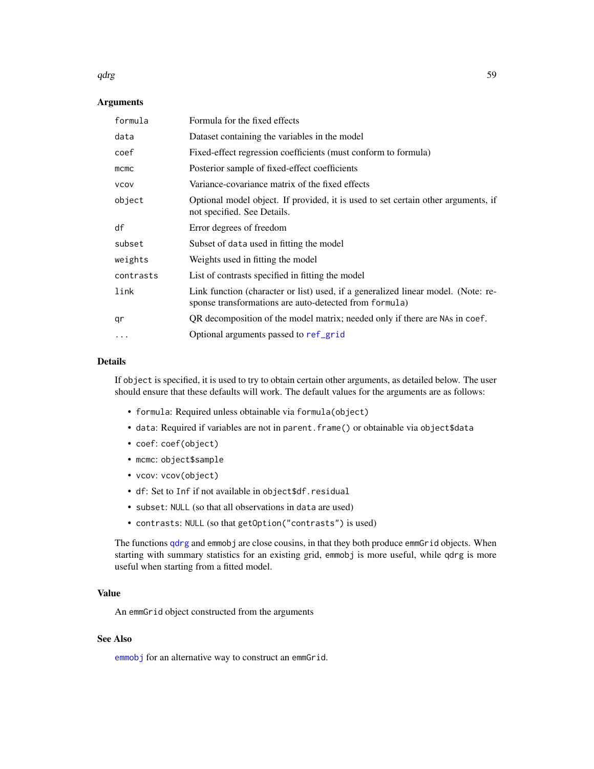### Arguments

| | |
|---|---|
| `formula` | Formula for the fixed effects |
| `data` | Dataset containing the variables in the model |
| `coef` | Fixed-effect regression coefficients (must conform to formula) |
| `mcmc` | Posterior sample of fixed-effect coefficients |
| `vcov` | Variance-covariance matrix of the fixed effects |
| `object` | Optional model object. If provided, it is used to set certain other arguments, if not specified. See Details. |
| `df` | Error degrees of freedom |
| `subset` | Subset of `data` used in fitting the model |
| `weights` | Weights used in fitting the model |
| `contrasts` | List of contrasts specified in fitting the model |
| `link` | Link function (character or list) used, if a generalized linear model. (Note: response transformations are auto-detected from `formula`) |
| `qr` | QR decomposition of the model matrix; needed only if there are `NA`s in `coef`. |
| `...` | Optional arguments passed to `ref_grid` |

### Details

If `object` is specified, it is used to try to obtain certain other arguments, as detailed below. The user should ensure that these defaults will work. The default values for the arguments are as follows:

- `formula`: Required unless obtainable via `formula(object)`
- `data`: Required if variables are not in `parent.frame()` or obtainable via `object$data`
- `coef`: `coef(object)`
- `mcmc`: `object$sample`
- `vcov`: `vcov(object)`
- `df`: Set to `Inf` if not available in `object$df.residual`
- `subset`: `NULL` (so that all observations in `data` are used)
- `contrasts`: `NULL` (so that `getOption("contrasts")` is used)

The functions `qdrg` and `emmobj` are close cousins, in that they both produce `emmGrid` objects. When starting with summary statistics for an existing grid, `emmobj` is more useful, while `qdrg` is more useful when starting from a fitted model.

### Value

An `emmGrid` object constructed from the arguments

### See Also

`emmobj` for an alternative way to construct an `emmGrid`.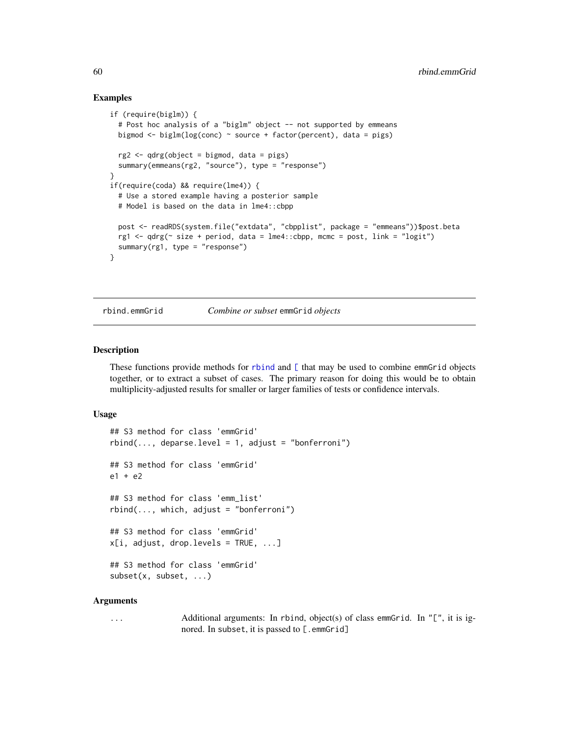## Examples

```
if (require(biglm)) {
  # Post hoc analysis of a "biglm" object -- not supported by emmeans
  bigmod <- biglm(log(conc) ~ source + factor(percent), data = pigs)

  rg2 <- qdrg(object = bigmod, data = pigs)
  summary(emmeans(rg2, "source"), type = "response")
}
if(require(coda) && require(lme4)) {
  # Use a stored example having a posterior sample
  # Model is based on the data in lme4::cbpp

  post <- readRDS(system.file("extdata", "cbpplist", package = "emmeans"))$post.beta
  rg1 <- qdrg(~ size + period, data = lme4::cbpp, mcmc = post, link = "logit")
  summary(rg1, type = "response")
}
```

---

# rbind.emmGrid — *Combine or subset* emmGrid *objects*

## Description

These functions provide methods for rbind and [ that may be used to combine emmGrid objects together, or to extract a subset of cases. The primary reason for doing this would be to obtain multiplicity-adjusted results for smaller or larger families of tests or confidence intervals.

## Usage

```
## S3 method for class 'emmGrid'
rbind(..., deparse.level = 1, adjust = "bonferroni")

## S3 method for class 'emmGrid'
e1 + e2

## S3 method for class 'emm_list'
rbind(..., which, adjust = "bonferroni")

## S3 method for class 'emmGrid'
x[i, adjust, drop.levels = TRUE, ...]

## S3 method for class 'emmGrid'
subset(x, subset, ...)
```

## Arguments

| | |
|---|---|
| ... | Additional arguments: In rbind, object(s) of class emmGrid. In "[", it is ignored. In subset, it is passed to [.emmGrid] |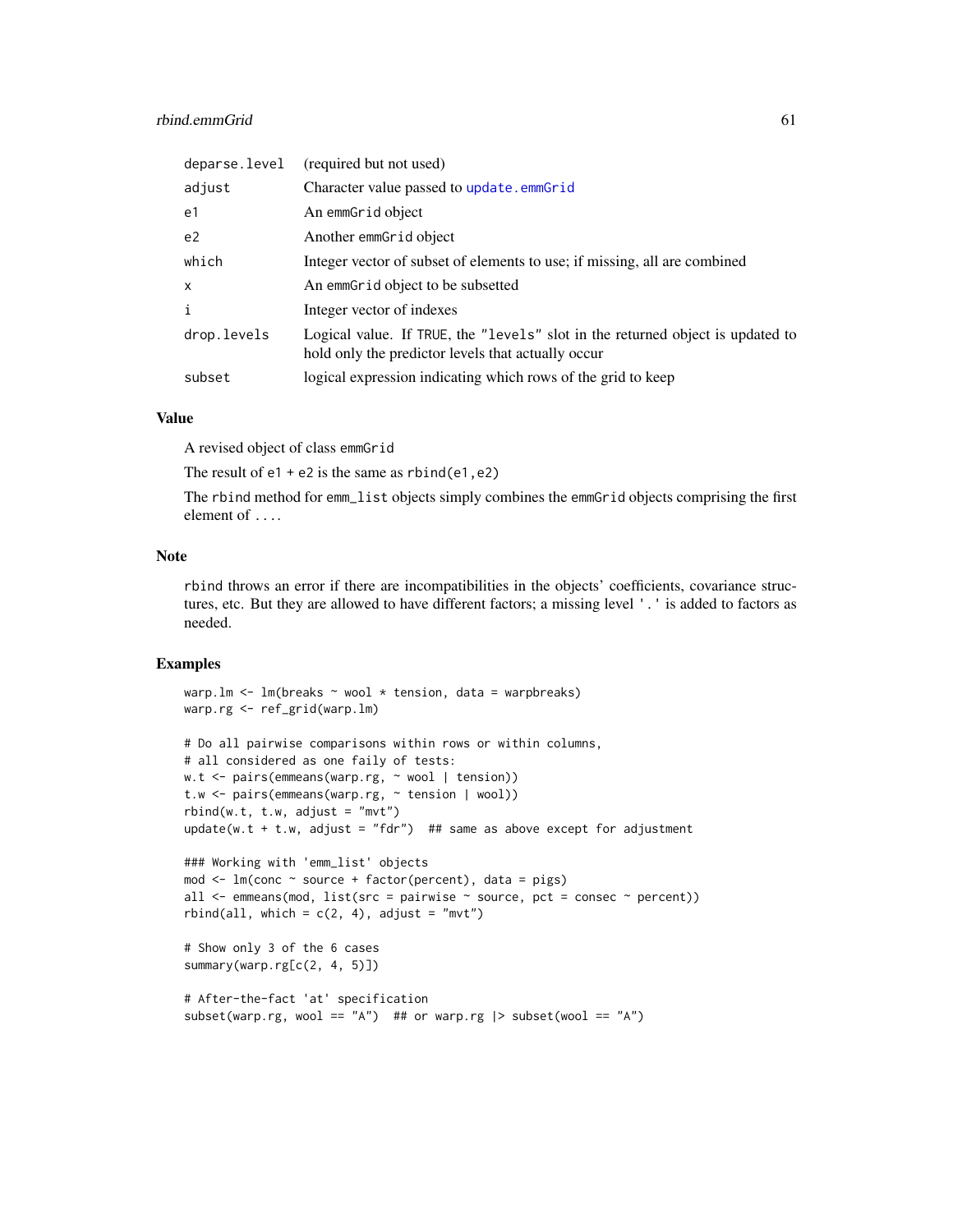| | |
|---|---|
| `deparse.level` | (required but not used) |
| `adjust` | Character value passed to `update.emmGrid` |
| `e1` | An `emmGrid` object |
| `e2` | Another `emmGrid` object |
| `which` | Integer vector of subset of elements to use; if missing, all are combined |
| `x` | An `emmGrid` object to be subsetted |
| `i` | Integer vector of indexes |
| `drop.levels` | Logical value. If `TRUE`, the `"levels"` slot in the returned object is updated to hold only the predictor levels that actually occur |
| `subset` | logical expression indicating which rows of the grid to keep |

## Value

A revised object of class `emmGrid`

The result of `e1 + e2` is the same as `rbind(e1,e2)`

The `rbind` method for `emm_list` objects simply combines the `emmGrid` objects comprising the first element of `...`.

## Note

`rbind` throws an error if there are incompatibilities in the objects' coefficients, covariance structures, etc. But they are allowed to have different factors; a missing level `'.'` is added to factors as needed.

## Examples

```
warp.lm <- lm(breaks ~ wool * tension, data = warpbreaks)
warp.rg <- ref_grid(warp.lm)

# Do all pairwise comparisons within rows or within columns,
# all considered as one faily of tests:
w.t <- pairs(emmeans(warp.rg, ~ wool | tension))
t.w <- pairs(emmeans(warp.rg, ~ tension | wool))
rbind(w.t, t.w, adjust = "mvt")
update(w.t + t.w, adjust = "fdr")  ## same as above except for adjustment

### Working with 'emm_list' objects
mod <- lm(conc ~ source + factor(percent), data = pigs)
all <- emmeans(mod, list(src = pairwise ~ source, pct = consec ~ percent))
rbind(all, which = c(2, 4), adjust = "mvt")

# Show only 3 of the 6 cases
summary(warp.rg[c(2, 4, 5)])

# After-the-fact 'at' specification
subset(warp.rg, wool == "A")  ## or warp.rg |> subset(wool == "A")
```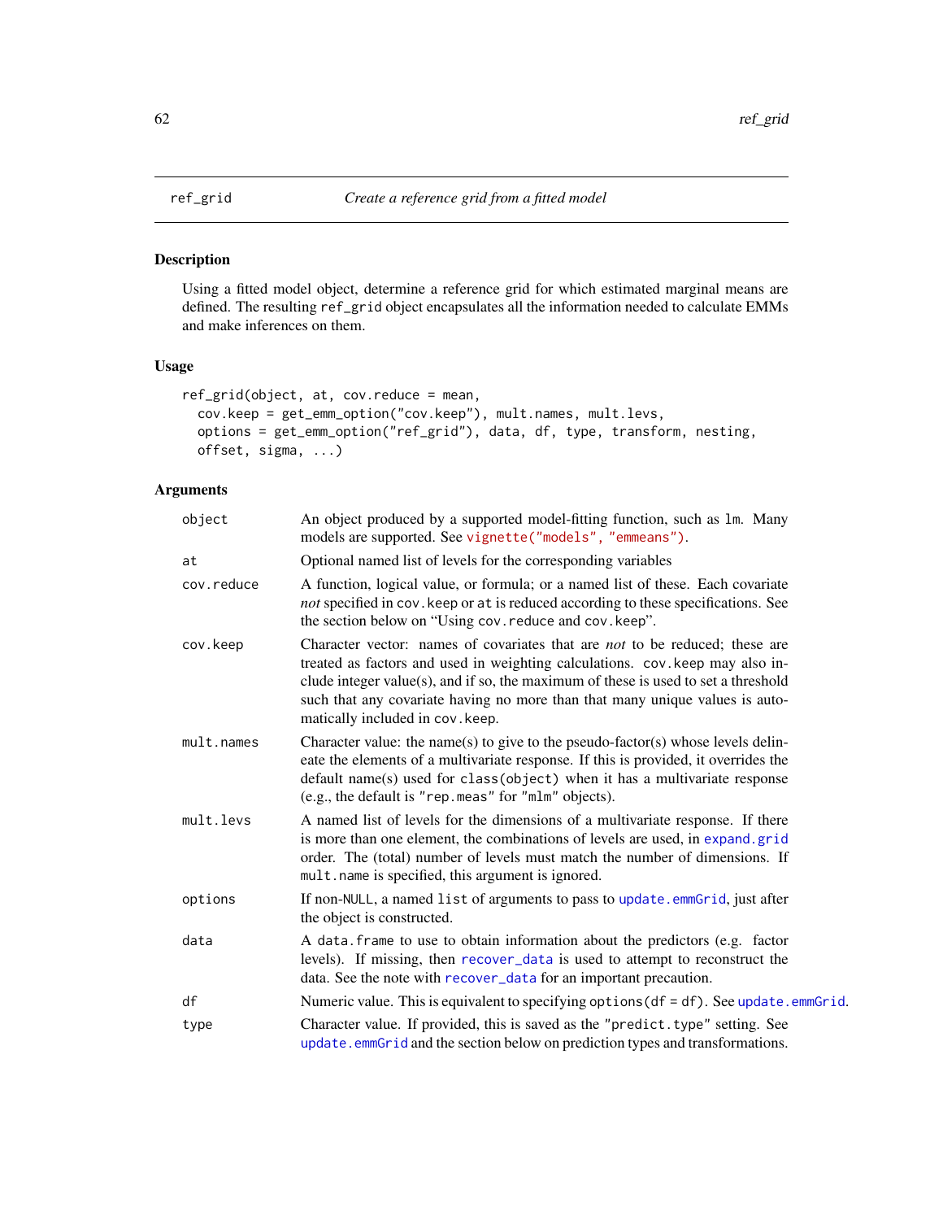## ref_grid — *Create a reference grid from a fitted model*

### Description

Using a fitted model object, determine a reference grid for which estimated marginal means are defined. The resulting `ref_grid` object encapsulates all the information needed to calculate EMMs and make inferences on them.

### Usage

```
ref_grid(object, at, cov.reduce = mean,
  cov.keep = get_emm_option("cov.keep"), mult.names, mult.levs,
  options = get_emm_option("ref_grid"), data, df, type, transform, nesting,
  offset, sigma, ...)
```

### Arguments

| | |
|---|---|
| `object` | An object produced by a supported model-fitting function, such as `lm`. Many models are supported. See `vignette("models", "emmeans")`. |
| `at` | Optional named list of levels for the corresponding variables |
| `cov.reduce` | A function, logical value, or formula; or a named list of these. Each covariate *not* specified in `cov.keep` or `at` is reduced according to these specifications. See the section below on "Using `cov.reduce` and `cov.keep`". |
| `cov.keep` | Character vector: names of covariates that are *not* to be reduced; these are treated as factors and used in weighting calculations. `cov.keep` may also include integer value(s), and if so, the maximum of these is used to set a threshold such that any covariate having no more than that many unique values is automatically included in `cov.keep`. |
| `mult.names` | Character value: the name(s) to give to the pseudo-factor(s) whose levels delineate the elements of a multivariate response. If this is provided, it overrides the default name(s) used for `class(object)` when it has a multivariate response (e.g., the default is `"rep.meas"` for `"mlm"` objects). |
| `mult.levs` | A named list of levels for the dimensions of a multivariate response. If there is more than one element, the combinations of levels are used, in `expand.grid` order. The (total) number of levels must match the number of dimensions. If `mult.name` is specified, this argument is ignored. |
| `options` | If non-`NULL`, a named `list` of arguments to pass to `update.emmGrid`, just after the object is constructed. |
| `data` | A `data.frame` to use to obtain information about the predictors (e.g. factor levels). If missing, then `recover_data` is used to attempt to reconstruct the data. See the note with `recover_data` for an important precaution. |
| `df` | Numeric value. This is equivalent to specifying `options(df = df)`. See `update.emmGrid`. |
| `type` | Character value. If provided, this is saved as the `"predict.type"` setting. See `update.emmGrid` and the section below on prediction types and transformations. |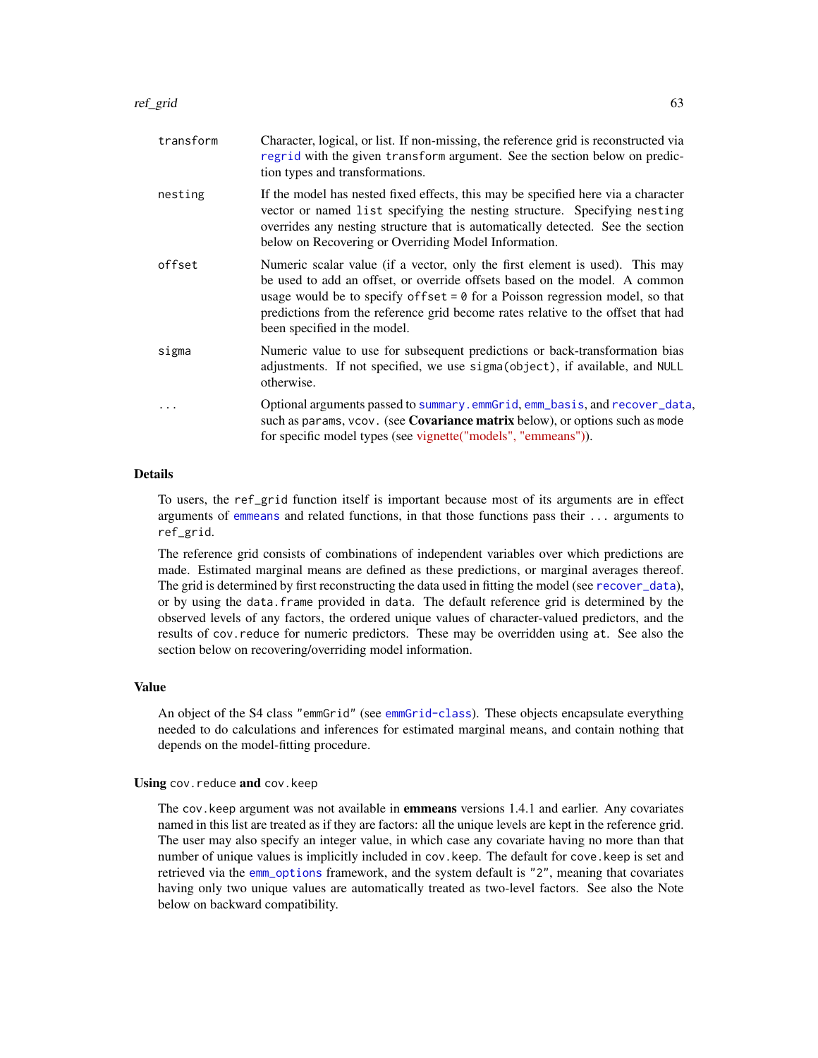| | |
|---|---|
| `transform` | Character, logical, or list. If non-missing, the reference grid is reconstructed via `regrid` with the given `transform` argument. See the section below on prediction types and transformations. |
| `nesting` | If the model has nested fixed effects, this may be specified here via a character vector or named `list` specifying the nesting structure. Specifying `nesting` overrides any nesting structure that is automatically detected. See the section below on Recovering or Overriding Model Information. |
| `offset` | Numeric scalar value (if a vector, only the first element is used). This may be used to add an offset, or override offsets based on the model. A common usage would be to specify `offset = 0` for a Poisson regression model, so that predictions from the reference grid become rates relative to the offset that had been specified in the model. |
| `sigma` | Numeric value to use for subsequent predictions or back-transformation bias adjustments. If not specified, we use `sigma(object)`, if available, and `NULL` otherwise. |
| `...` | Optional arguments passed to `summary.emmGrid`, `emm_basis`, and `recover_data`, such as `params`, `vcov.` (see **Covariance matrix** below), or options such as `mode` for specific model types (see vignette("models", "emmeans")). |

## Details

To users, the `ref_grid` function itself is important because most of its arguments are in effect arguments of `emmeans` and related functions, in that those functions pass their `...` arguments to `ref_grid`.

The reference grid consists of combinations of independent variables over which predictions are made. Estimated marginal means are defined as these predictions, or marginal averages thereof. The grid is determined by first reconstructing the data used in fitting the model (see `recover_data`), or by using the `data.frame` provided in `data`. The default reference grid is determined by the observed levels of any factors, the ordered unique values of character-valued predictors, and the results of `cov.reduce` for numeric predictors. These may be overridden using `at`. See also the section below on recovering/overriding model information.

## Value

An object of the S4 class `"emmGrid"` (see `emmGrid-class`). These objects encapsulate everything needed to do calculations and inferences for estimated marginal means, and contain nothing that depends on the model-fitting procedure.

## Using `cov.reduce` and `cov.keep`

The `cov.keep` argument was not available in **emmeans** versions 1.4.1 and earlier. Any covariates named in this list are treated as if they are factors: all the unique levels are kept in the reference grid. The user may also specify an integer value, in which case any covariate having no more than that number of unique values is implicitly included in `cov.keep`. The default for `cove.keep` is set and retrieved via the `emm_options` framework, and the system default is `"2"`, meaning that covariates having only two unique values are automatically treated as two-level factors. See also the Note below on backward compatibility.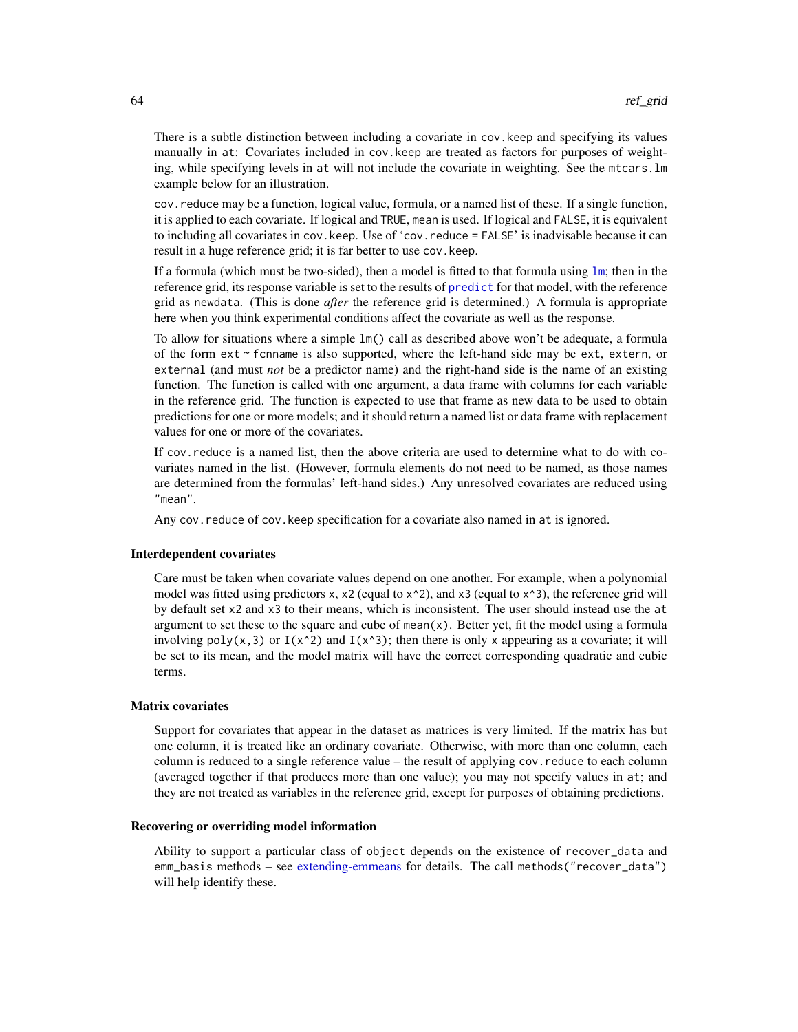There is a subtle distinction between including a covariate in `cov.keep` and specifying its values manually in `at`: Covariates included in `cov.keep` are treated as factors for purposes of weighting, while specifying levels in `at` will not include the covariate in weighting. See the `mtcars.lm` example below for an illustration.

`cov.reduce` may be a function, logical value, formula, or a named list of these. If a single function, it is applied to each covariate. If logical and `TRUE`, `mean` is used. If logical and `FALSE`, it is equivalent to including all covariates in `cov.keep`. Use of '`cov.reduce = FALSE`' is inadvisable because it can result in a huge reference grid; it is far better to use `cov.keep`.

If a formula (which must be two-sided), then a model is fitted to that formula using `lm`; then in the reference grid, its response variable is set to the results of `predict` for that model, with the reference grid as `newdata`. (This is done *after* the reference grid is determined.) A formula is appropriate here when you think experimental conditions affect the covariate as well as the response.

To allow for situations where a simple `lm()` call as described above won't be adequate, a formula of the form `ext ~ fcnname` is also supported, where the left-hand side may be `ext`, `extern`, or `external` (and must *not* be a predictor name) and the right-hand side is the name of an existing function. The function is called with one argument, a data frame with columns for each variable in the reference grid. The function is expected to use that frame as new data to be used to obtain predictions for one or more models; and it should return a named list or data frame with replacement values for one or more of the covariates.

If `cov.reduce` is a named list, then the above criteria are used to determine what to do with covariates named in the list. (However, formula elements do not need to be named, as those names are determined from the formulas' left-hand sides.) Any unresolved covariates are reduced using `"mean"`.

Any `cov.reduce` of `cov.keep` specification for a covariate also named in `at` is ignored.

### Interdependent covariates

Care must be taken when covariate values depend on one another. For example, when a polynomial model was fitted using predictors `x`, `x2` (equal to `x^2`), and `x3` (equal to `x^3`), the reference grid will by default set `x2` and `x3` to their means, which is inconsistent. The user should instead use the `at` argument to set these to the square and cube of `mean(x)`. Better yet, fit the model using a formula involving `poly(x,3)` or `I(x^2)` and `I(x^3)`; then there is only `x` appearing as a covariate; it will be set to its mean, and the model matrix will have the correct corresponding quadratic and cubic terms.

### Matrix covariates

Support for covariates that appear in the dataset as matrices is very limited. If the matrix has but one column, it is treated like an ordinary covariate. Otherwise, with more than one column, each column is reduced to a single reference value – the result of applying `cov.reduce` to each column (averaged together if that produces more than one value); you may not specify values in `at`; and they are not treated as variables in the reference grid, except for purposes of obtaining predictions.

### Recovering or overriding model information

Ability to support a particular class of `object` depends on the existence of `recover_data` and `emm_basis` methods – see extending-emmeans for details. The call `methods("recover_data")` will help identify these.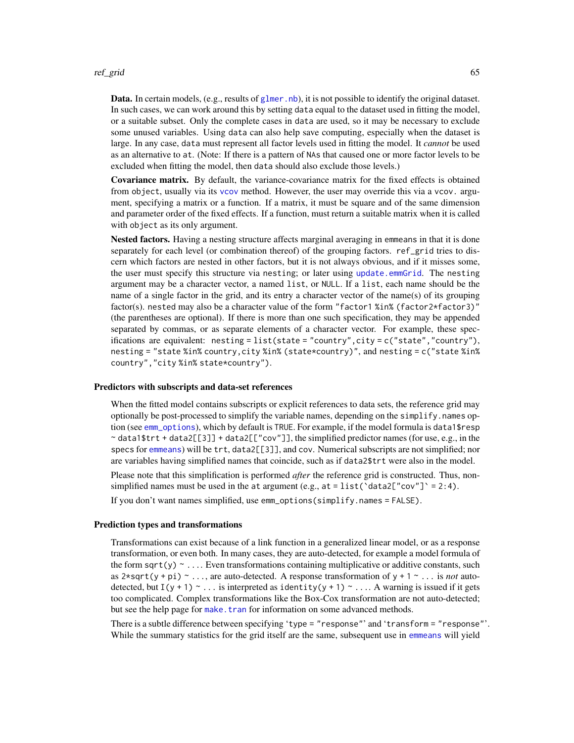**Data.** In certain models, (e.g., results of `glmer.nb`), it is not possible to identify the original dataset. In such cases, we can work around this by setting `data` equal to the dataset used in fitting the model, or a suitable subset. Only the complete cases in `data` are used, so it may be necessary to exclude some unused variables. Using `data` can also help save computing, especially when the dataset is large. In any case, `data` must represent all factor levels used in fitting the model. It *cannot* be used as an alternative to `at`. (Note: If there is a pattern of `NA`s that caused one or more factor levels to be excluded when fitting the model, then `data` should also exclude those levels.)

**Covariance matrix.** By default, the variance-covariance matrix for the fixed effects is obtained from `object`, usually via its `vcov` method. However, the user may override this via a `vcov.` argument, specifying a matrix or a function. If a matrix, it must be square and of the same dimension and parameter order of the fixed effects. If a function, must return a suitable matrix when it is called with `object` as its only argument.

**Nested factors.** Having a nesting structure affects marginal averaging in `emmeans` in that it is done separately for each level (or combination thereof) of the grouping factors. `ref_grid` tries to discern which factors are nested in other factors, but it is not always obvious, and if it misses some, the user must specify this structure via `nesting`; or later using `update.emmGrid`. The `nesting` argument may be a character vector, a named `list`, or `NULL`. If a `list`, each name should be the name of a single factor in the grid, and its entry a character vector of the name(s) of its grouping factor(s). `nested` may also be a character value of the form `"factor1 %in% (factor2*factor3)"` (the parentheses are optional). If there is more than one such specification, they may be appended separated by commas, or as separate elements of a character vector. For example, these specifications are equivalent: `nesting = list(state = "country", city = c("state", "country")`, `nesting = "state %in% country, city %in% (state*country)"`, and `nesting = c("state %in% country", "city %in% state*country")`.

### Predictors with subscripts and data-set references

When the fitted model contains subscripts or explicit references to data sets, the reference grid may optionally be post-processed to simplify the variable names, depending on the `simplify.names` option (see `emm_options`), which by default is `TRUE`. For example, if the model formula is `data1$resp ~ data1$trt + data2[[3]] + data2[["cov"]]`, the simplified predictor names (for use, e.g., in the `specs` for `emmeans`) will be `trt`, `data2[[3]]`, and `cov`. Numerical subscripts are not simplified; nor are variables having simplified names that coincide, such as if `data2$trt` were also in the model.

Please note that this simplification is performed *after* the reference grid is constructed. Thus, non-simplified names must be used in the `at` argument (e.g., ``at = list(`data2["cov"]` = 2:4)``).

If you don't want names simplified, use `emm_options(simplify.names = FALSE)`.

### Prediction types and transformations

Transformations can exist because of a link function in a generalized linear model, or as a response transformation, or even both. In many cases, they are auto-detected, for example a model formula of the form `sqrt(y) ~ ...`. Even transformations containing multiplicative or additive constants, such as `2*sqrt(y + pi) ~ ...`, are auto-detected. A response transformation of `y + 1 ~ ...` is *not* auto-detected, but `I(y + 1) ~ ...` is interpreted as `identity(y + 1) ~ ...`. A warning is issued if it gets too complicated. Complex transformations like the Box-Cox transformation are not auto-detected; but see the help page for `make.tran` for information on some advanced methods.

There is a subtle difference between specifying '`type = "response"`' and '`transform = "response"`'. While the summary statistics for the grid itself are the same, subsequent use in `emmeans` will yield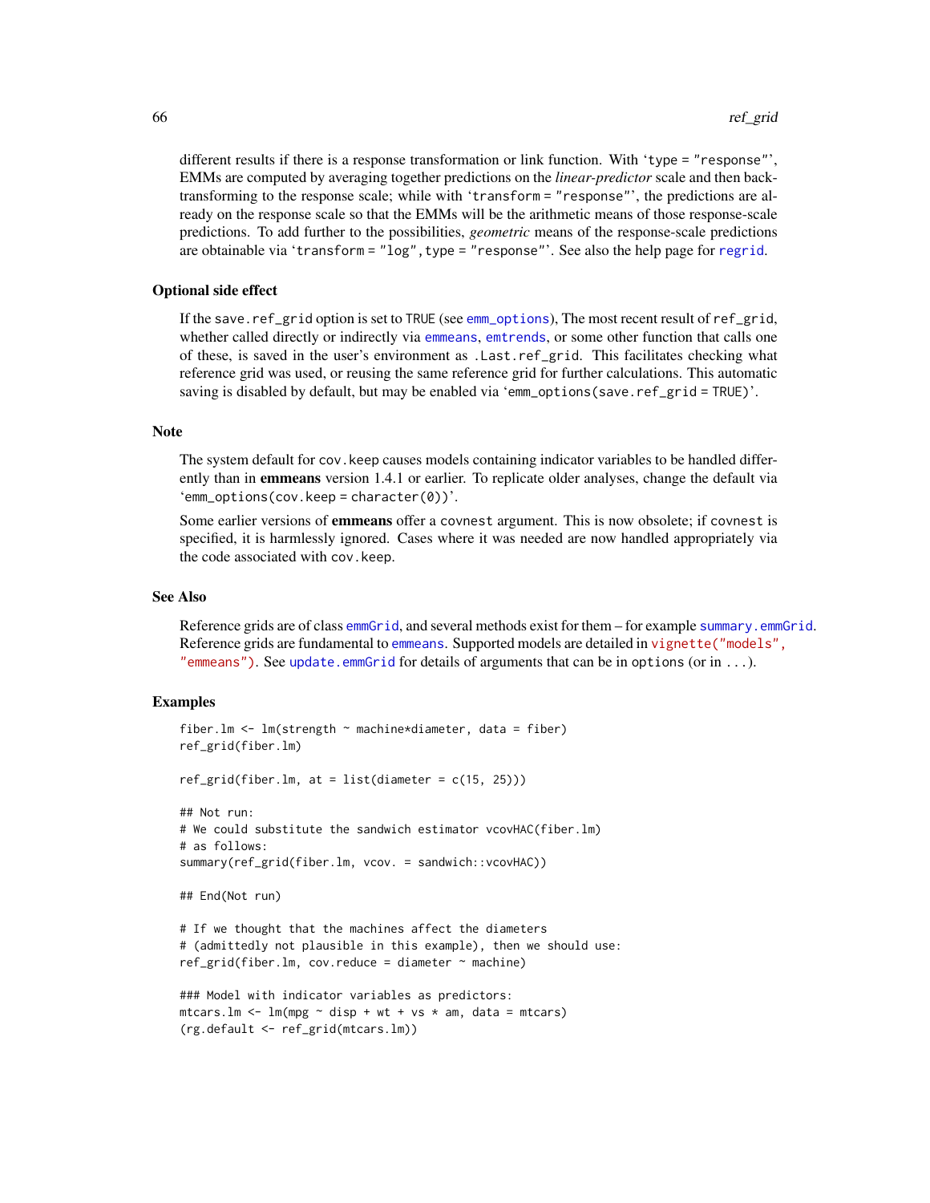different results if there is a response transformation or link function. With 'type = "response"', EMMs are computed by averaging together predictions on the *linear-predictor* scale and then back-transforming to the response scale; while with 'transform = "response"', the predictions are already on the response scale so that the EMMs will be the arithmetic means of those response-scale predictions. To add further to the possibilities, *geometric* means of the response-scale predictions are obtainable via 'transform = "log", type = "response"'. See also the help page for regrid.

## Optional side effect

If the save.ref_grid option is set to TRUE (see emm_options), The most recent result of ref_grid, whether called directly or indirectly via emmeans, emtrends, or some other function that calls one of these, is saved in the user's environment as .Last.ref_grid. This facilitates checking what reference grid was used, or reusing the same reference grid for further calculations. This automatic saving is disabled by default, but may be enabled via 'emm_options(save.ref_grid = TRUE)'.

## Note

The system default for cov.keep causes models containing indicator variables to be handled differently than in **emmeans** version 1.4.1 or earlier. To replicate older analyses, change the default via 'emm_options(cov.keep = character(0))'.

Some earlier versions of **emmeans** offer a covnest argument. This is now obsolete; if covnest is specified, it is harmlessly ignored. Cases where it was needed are now handled appropriately via the code associated with cov.keep.

## See Also

Reference grids are of class emmGrid, and several methods exist for them – for example summary.emmGrid. Reference grids are fundamental to emmeans. Supported models are detailed in vignette("models", "emmeans"). See update.emmGrid for details of arguments that can be in options (or in ...).

## Examples

```
fiber.lm <- lm(strength ~ machine*diameter, data = fiber)
ref_grid(fiber.lm)

ref_grid(fiber.lm, at = list(diameter = c(15, 25)))

## Not run:
# We could substitute the sandwich estimator vcovHAC(fiber.lm)
# as follows:
summary(ref_grid(fiber.lm, vcov. = sandwich::vcovHAC))

## End(Not run)

# If we thought that the machines affect the diameters
# (admittedly not plausible in this example), then we should use:
ref_grid(fiber.lm, cov.reduce = diameter ~ machine)

### Model with indicator variables as predictors:
mtcars.lm <- lm(mpg ~ disp + wt + vs * am, data = mtcars)
(rg.default <- ref_grid(mtcars.lm))
```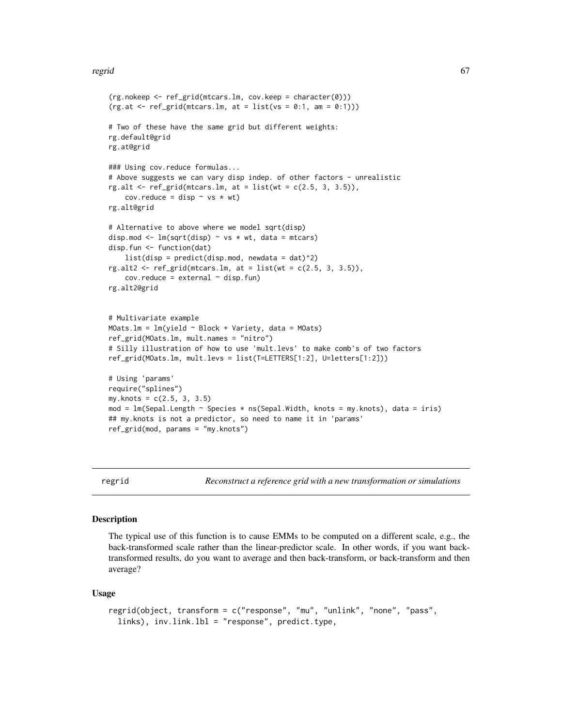```
(rg.nokeep <- ref_grid(mtcars.lm, cov.keep = character(0)))
(rg.at <- ref_grid(mtcars.lm, at = list(vs = 0:1, am = 0:1)))

# Two of these have the same grid but different weights:
rg.default@grid
rg.at@grid

### Using cov.reduce formulas...
# Above suggests we can vary disp indep. of other factors - unrealistic
rg.alt <- ref_grid(mtcars.lm, at = list(wt = c(2.5, 3, 3.5)),
    cov.reduce = disp ~ vs * wt)
rg.alt@grid

# Alternative to above where we model sqrt(disp)
disp.mod <- lm(sqrt(disp) ~ vs * wt, data = mtcars)
disp.fun <- function(dat)
    list(disp = predict(disp.mod, newdata = dat)^2)
rg.alt2 <- ref_grid(mtcars.lm, at = list(wt = c(2.5, 3, 3.5)),
    cov.reduce = external ~ disp.fun)
rg.alt2@grid


# Multivariate example
MOats.lm = lm(yield ~ Block + Variety, data = MOats)
ref_grid(MOats.lm, mult.names = "nitro")
# Silly illustration of how to use 'mult.levs' to make comb's of two factors
ref_grid(MOats.lm, mult.levs = list(T=LETTERS[1:2], U=letters[1:2]))

# Using 'params'
require("splines")
my.knots = c(2.5, 3, 3.5)
mod = lm(Sepal.Length ~ Species * ns(Sepal.Width, knots = my.knots), data = iris)
## my.knots is not a predictor, so need to name it in 'params'
ref_grid(mod, params = "my.knots")
```

---

## regrid — *Reconstruct a reference grid with a new transformation or simulations*

### Description

The typical use of this function is to cause EMMs to be computed on a different scale, e.g., the back-transformed scale rather than the linear-predictor scale. In other words, if you want back-transformed results, do you want to average and then back-transform, or back-transform and then average?

### Usage

```
regrid(object, transform = c("response", "mu", "unlink", "none", "pass",
  links), inv.link.lbl = "response", predict.type,
```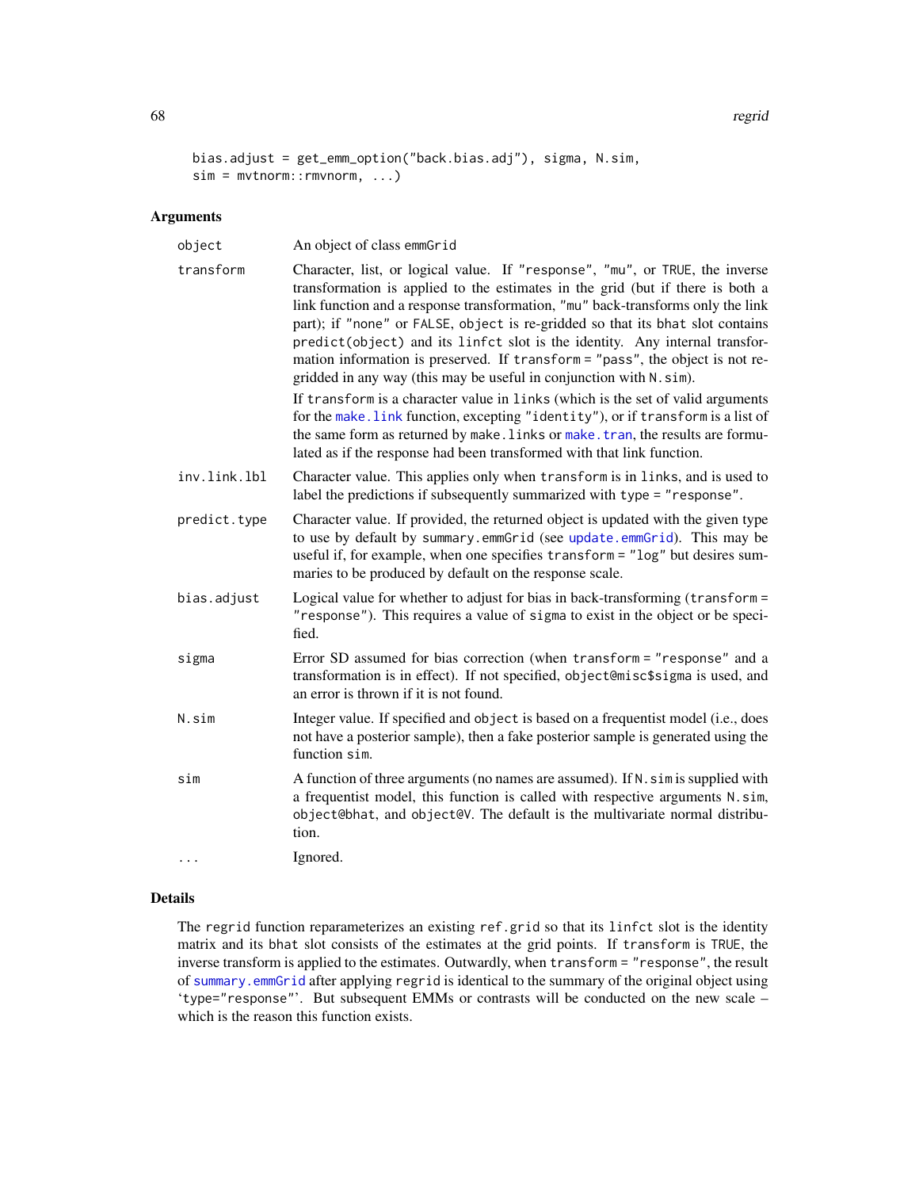```
bias.adjust = get_emm_option("back.bias.adj"), sigma, N.sim,
sim = mvtnorm::rmvnorm, ...)
```

## Arguments

| | |
|---|---|
| object | An object of class emmGrid |
| transform | Character, list, or logical value. If "response", "mu", or TRUE, the inverse transformation is applied to the estimates in the grid (but if there is both a link function and a response transformation, "mu" back-transforms only the link part); if "none" or FALSE, object is re-gridded so that its bhat slot contains predict(object) and its linfct slot is the identity. Any internal transformation information is preserved. If transform = "pass", the object is not re-gridded in any way (this may be useful in conjunction with N.sim).<br><br>If transform is a character value in links (which is the set of valid arguments for the make.link function, excepting "identity"), or if transform is a list of the same form as returned by make.links or make.tran, the results are formulated as if the response had been transformed with that link function. |
| inv.link.lbl | Character value. This applies only when transform is in links, and is used to label the predictions if subsequently summarized with type = "response". |
| predict.type | Character value. If provided, the returned object is updated with the given type to use by default by summary.emmGrid (see update.emmGrid). This may be useful if, for example, when one specifies transform = "log" but desires summaries to be produced by default on the response scale. |
| bias.adjust | Logical value for whether to adjust for bias in back-transforming (transform = "response"). This requires a value of sigma to exist in the object or be specified. |
| sigma | Error SD assumed for bias correction (when transform = "response" and a transformation is in effect). If not specified, object@misc$sigma is used, and an error is thrown if it is not found. |
| N.sim | Integer value. If specified and object is based on a frequentist model (i.e., does not have a posterior sample), then a fake posterior sample is generated using the function sim. |
| sim | A function of three arguments (no names are assumed). If N.sim is supplied with a frequentist model, this function is called with respective arguments N.sim, object@bhat, and object@V. The default is the multivariate normal distribution. |
| ... | Ignored. |

## Details

The regrid function reparameterizes an existing ref.grid so that its linfct slot is the identity matrix and its bhat slot consists of the estimates at the grid points. If transform is TRUE, the inverse transform is applied to the estimates. Outwardly, when transform = "response", the result of summary.emmGrid after applying regrid is identical to the summary of the original object using 'type="response"'. But subsequent EMMs or contrasts will be conducted on the new scale – which is the reason this function exists.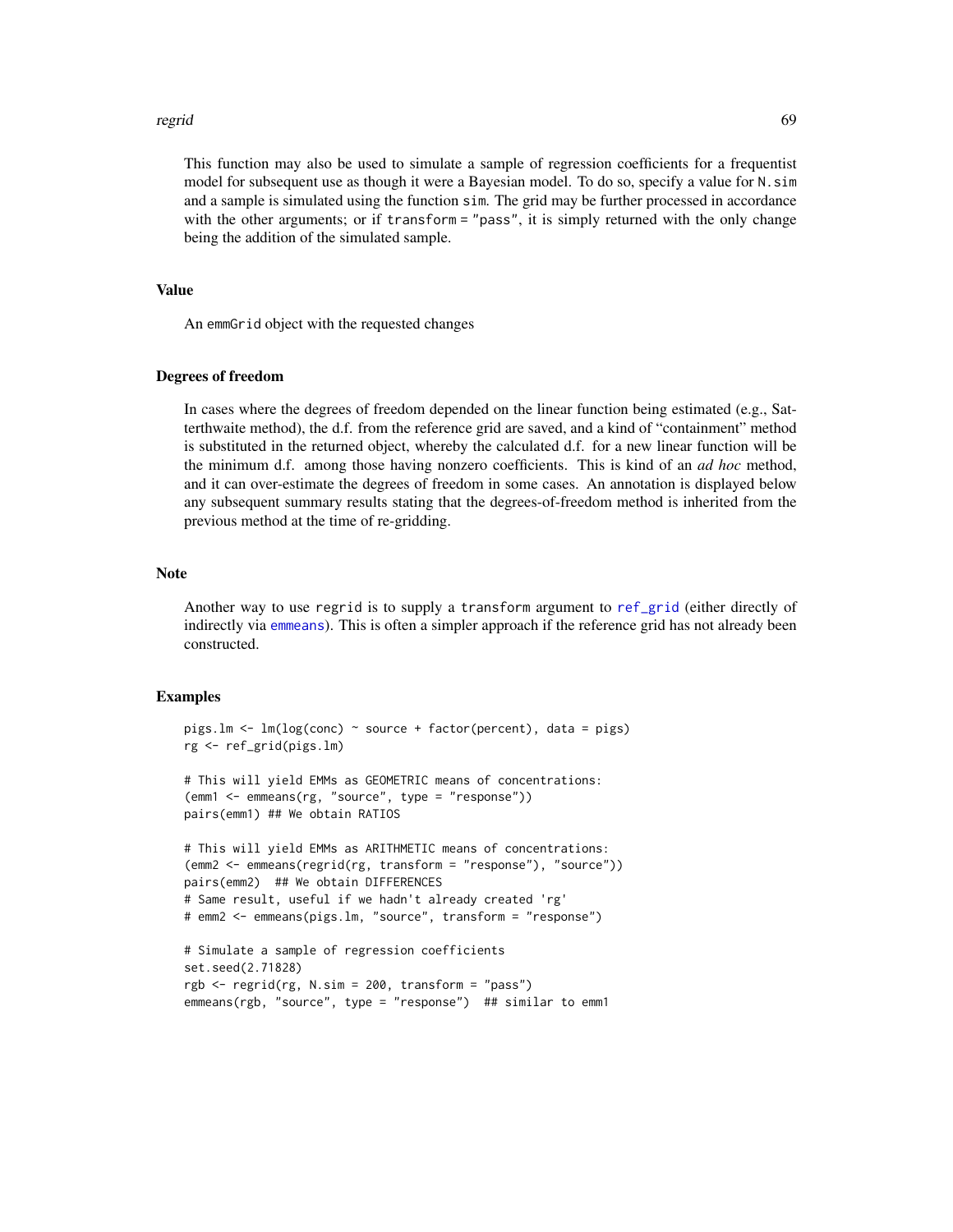This function may also be used to simulate a sample of regression coefficients for a frequentist model for subsequent use as though it were a Bayesian model. To do so, specify a value for `N.sim` and a sample is simulated using the function `sim`. The grid may be further processed in accordance with the other arguments; or if `transform = "pass"`, it is simply returned with the only change being the addition of the simulated sample.

## Value

An `emmGrid` object with the requested changes

## Degrees of freedom

In cases where the degrees of freedom depended on the linear function being estimated (e.g., Satterthwaite method), the d.f. from the reference grid are saved, and a kind of "containment" method is substituted in the returned object, whereby the calculated d.f. for a new linear function will be the minimum d.f. among those having nonzero coefficients. This is kind of an *ad hoc* method, and it can over-estimate the degrees of freedom in some cases. An annotation is displayed below any subsequent summary results stating that the degrees-of-freedom method is inherited from the previous method at the time of re-gridding.

## Note

Another way to use `regrid` is to supply a `transform` argument to `ref_grid` (either directly of indirectly via `emmeans`). This is often a simpler approach if the reference grid has not already been constructed.

## Examples

```
pigs.lm <- lm(log(conc) ~ source + factor(percent), data = pigs)
rg <- ref_grid(pigs.lm)

# This will yield EMMs as GEOMETRIC means of concentrations:
(emm1 <- emmeans(rg, "source", type = "response"))
pairs(emm1) ## We obtain RATIOS

# This will yield EMMs as ARITHMETIC means of concentrations:
(emm2 <- emmeans(regrid(rg, transform = "response"), "source"))
pairs(emm2)  ## We obtain DIFFERENCES
# Same result, useful if we hadn't already created 'rg'
# emm2 <- emmeans(pigs.lm, "source", transform = "response")

# Simulate a sample of regression coefficients
set.seed(2.71828)
rgb <- regrid(rg, N.sim = 200, transform = "pass")
emmeans(rgb, "source", type = "response")  ## similar to emm1
```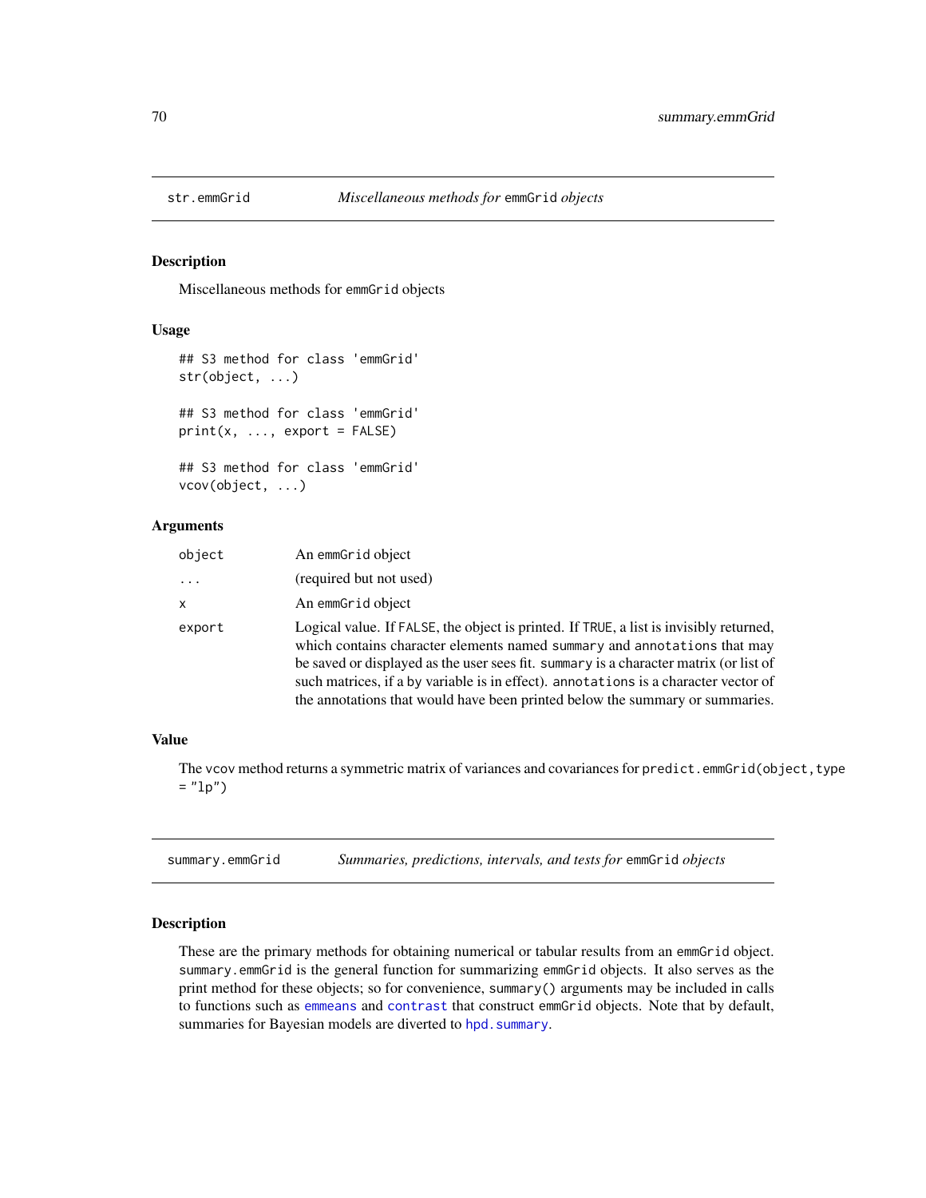## str.emmGrid — *Miscellaneous methods for* emmGrid *objects*

### Description

Miscellaneous methods for emmGrid objects

### Usage

```
## S3 method for class 'emmGrid'
str(object, ...)

## S3 method for class 'emmGrid'
print(x, ..., export = FALSE)

## S3 method for class 'emmGrid'
vcov(object, ...)
```

### Arguments

| | |
|---|---|
| object | An emmGrid object |
| ... | (required but not used) |
| x | An emmGrid object |
| export | Logical value. If FALSE, the object is printed. If TRUE, a list is invisibly returned, which contains character elements named summary and annotations that may be saved or displayed as the user sees fit. summary is a character matrix (or list of such matrices, if a by variable is in effect). annotations is a character vector of the annotations that would have been printed below the summary or summaries. |

### Value

The vcov method returns a symmetric matrix of variances and covariances for predict.emmGrid(object,type = "lp")

## summary.emmGrid — *Summaries, predictions, intervals, and tests for* emmGrid *objects*

### Description

These are the primary methods for obtaining numerical or tabular results from an emmGrid object. summary.emmGrid is the general function for summarizing emmGrid objects. It also serves as the print method for these objects; so for convenience, summary() arguments may be included in calls to functions such as emmeans and contrast that construct emmGrid objects. Note that by default, summaries for Bayesian models are diverted to hpd.summary.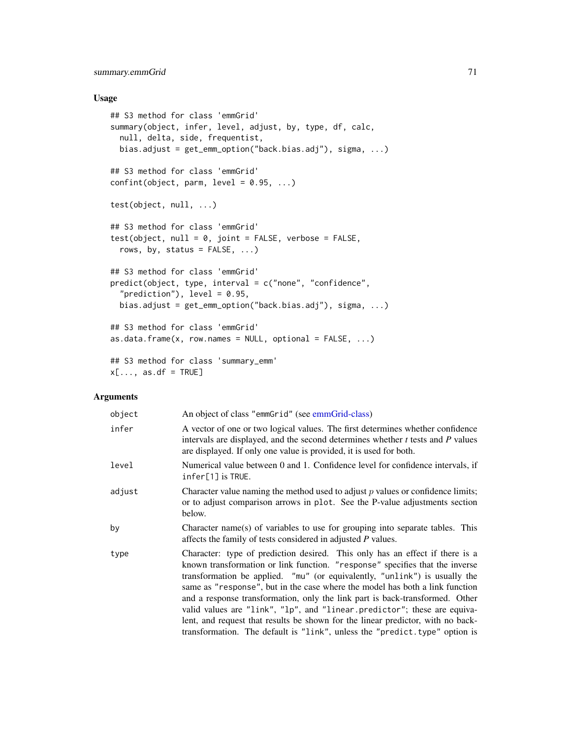### Usage

```
## S3 method for class 'emmGrid'
summary(object, infer, level, adjust, by, type, df, calc,
  null, delta, side, frequentist,
  bias.adjust = get_emm_option("back.bias.adj"), sigma, ...)

## S3 method for class 'emmGrid'
confint(object, parm, level = 0.95, ...)

test(object, null, ...)

## S3 method for class 'emmGrid'
test(object, null = 0, joint = FALSE, verbose = FALSE,
  rows, by, status = FALSE, ...)

## S3 method for class 'emmGrid'
predict(object, type, interval = c("none", "confidence",
  "prediction"), level = 0.95,
  bias.adjust = get_emm_option("back.bias.adj"), sigma, ...)

## S3 method for class 'emmGrid'
as.data.frame(x, row.names = NULL, optional = FALSE, ...)

## S3 method for class 'summary_emm'
x[..., as.df = TRUE]
```

### Arguments

| | |
|---|---|
| `object` | An object of class "emmGrid" (see emmGrid-class) |
| `infer` | A vector of one or two logical values. The first determines whether confidence intervals are displayed, and the second determines whether *t* tests and *P* values are displayed. If only one value is provided, it is used for both. |
| `level` | Numerical value between 0 and 1. Confidence level for confidence intervals, if `infer[1]` is `TRUE`. |
| `adjust` | Character value naming the method used to adjust $p$ values or confidence limits; or to adjust comparison arrows in `plot`. See the P-value adjustments section below. |
| `by` | Character name(s) of variables to use for grouping into separate tables. This affects the family of tests considered in adjusted *P* values. |
| `type` | Character: type of prediction desired. This only has an effect if there is a known transformation or link function. "response" specifies that the inverse transformation be applied. "mu" (or equivalently, "unlink") is usually the same as "response", but in the case where the model has both a link function and a response transformation, only the link part is back-transformed. Other valid values are "link", "lp", and "linear.predictor"; these are equivalent, and request that results be shown for the linear predictor, with no back-transformation. The default is "link", unless the "predict.type" option is |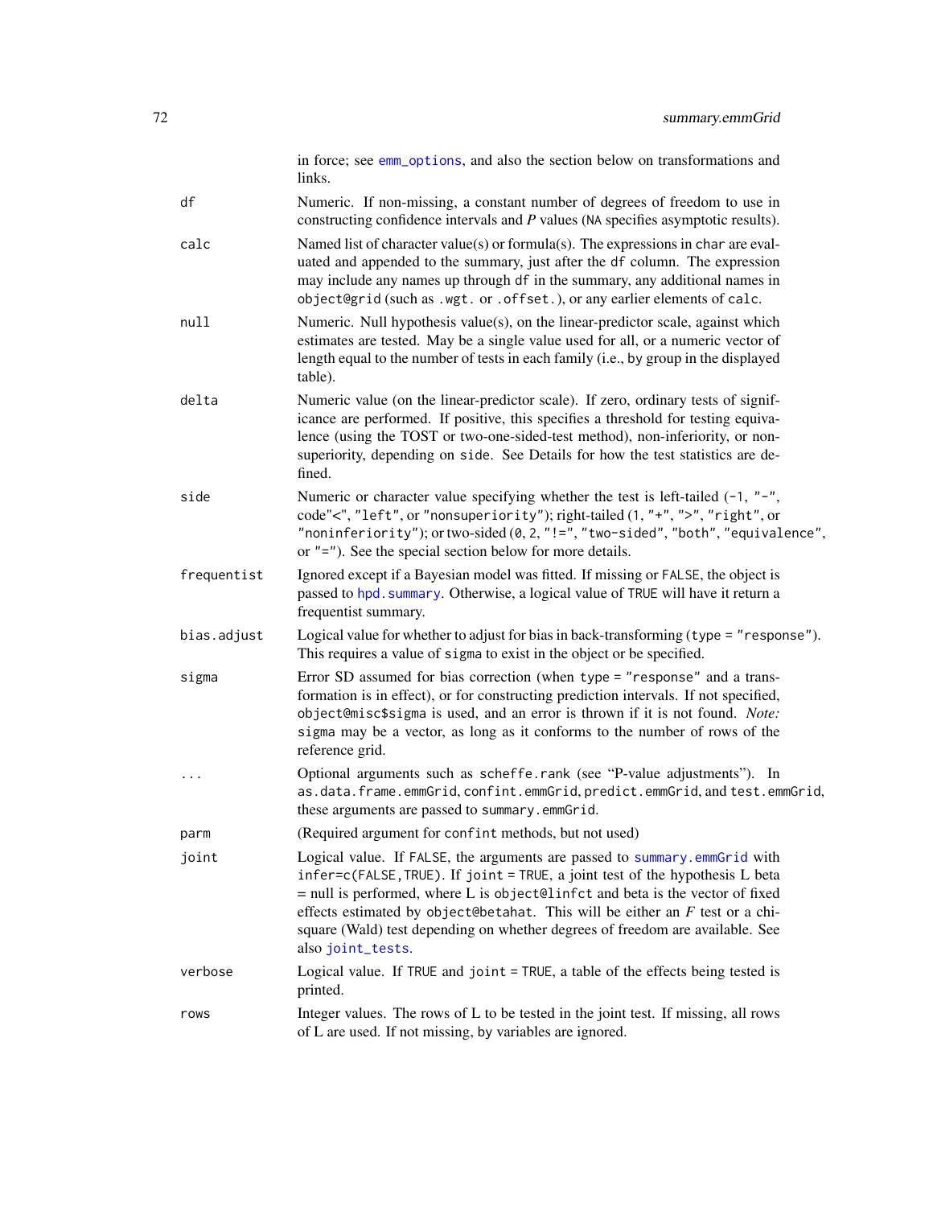in force; see `emm_options`, and also the section below on transformations and links.

**df**
: Numeric. If non-missing, a constant number of degrees of freedom to use in constructing confidence intervals and *P* values (`NA` specifies asymptotic results).

**calc**
: Named list of character value(s) or formula(s). The expressions in `char` are evaluated and appended to the summary, just after the `df` column. The expression may include any names up through `df` in the summary, any additional names in `object@grid` (such as `.wgt.` or `.offset.`), or any earlier elements of `calc`.

**null**
: Numeric. Null hypothesis value(s), on the linear-predictor scale, against which estimates are tested. May be a single value used for all, or a numeric vector of length equal to the number of tests in each family (i.e., by group in the displayed table).

**delta**
: Numeric value (on the linear-predictor scale). If zero, ordinary tests of significance are performed. If positive, this specifies a threshold for testing equivalence (using the TOST or two-one-sided-test method), non-inferiority, or non-superiority, depending on `side`. See Details for how the test statistics are defined.

**side**
: Numeric or character value specifying whether the test is left-tailed (`-1`, `"-"`, code`"<"`, `"left"`, or `"nonsuperiority"`); right-tailed (`1`, `"+"`, `">"`, `"right"`, or `"noninferiority"`); or two-sided (`0`, `2`, `"!="`, `"two-sided"`, `"both"`, `"equivalence"`, or `"="`). See the special section below for more details.

**frequentist**
: Ignored except if a Bayesian model was fitted. If missing or `FALSE`, the object is passed to `hpd.summary`. Otherwise, a logical value of `TRUE` will have it return a frequentist summary.

**bias.adjust**
: Logical value for whether to adjust for bias in back-transforming (`type = "response"`). This requires a value of `sigma` to exist in the object or be specified.

**sigma**
: Error SD assumed for bias correction (when `type = "response"` and a transformation is in effect), or for constructing prediction intervals. If not specified, `object@misc$sigma` is used, and an error is thrown if it is not found. *Note:* `sigma` may be a vector, as long as it conforms to the number of rows of the reference grid.

**...**
: Optional arguments such as `scheffe.rank` (see "P-value adjustments"). In `as.data.frame.emmGrid`, `confint.emmGrid`, `predict.emmGrid`, and `test.emmGrid`, these arguments are passed to `summary.emmGrid`.

**parm**
: (Required argument for `confint` methods, but not used)

**joint**
: Logical value. If `FALSE`, the arguments are passed to `summary.emmGrid` with `infer=c(FALSE,TRUE)`. If `joint = TRUE`, a joint test of the hypothesis L beta = null is performed, where L is `object@linfct` and beta is the vector of fixed effects estimated by `object@betahat`. This will be either an *F* test or a chi-square (Wald) test depending on whether degrees of freedom are available. See also `joint_tests`.

**verbose**
: Logical value. If `TRUE` and `joint = TRUE`, a table of the effects being tested is printed.

**rows**
: Integer values. The rows of L to be tested in the joint test. If missing, all rows of L are used. If not missing, by variables are ignored.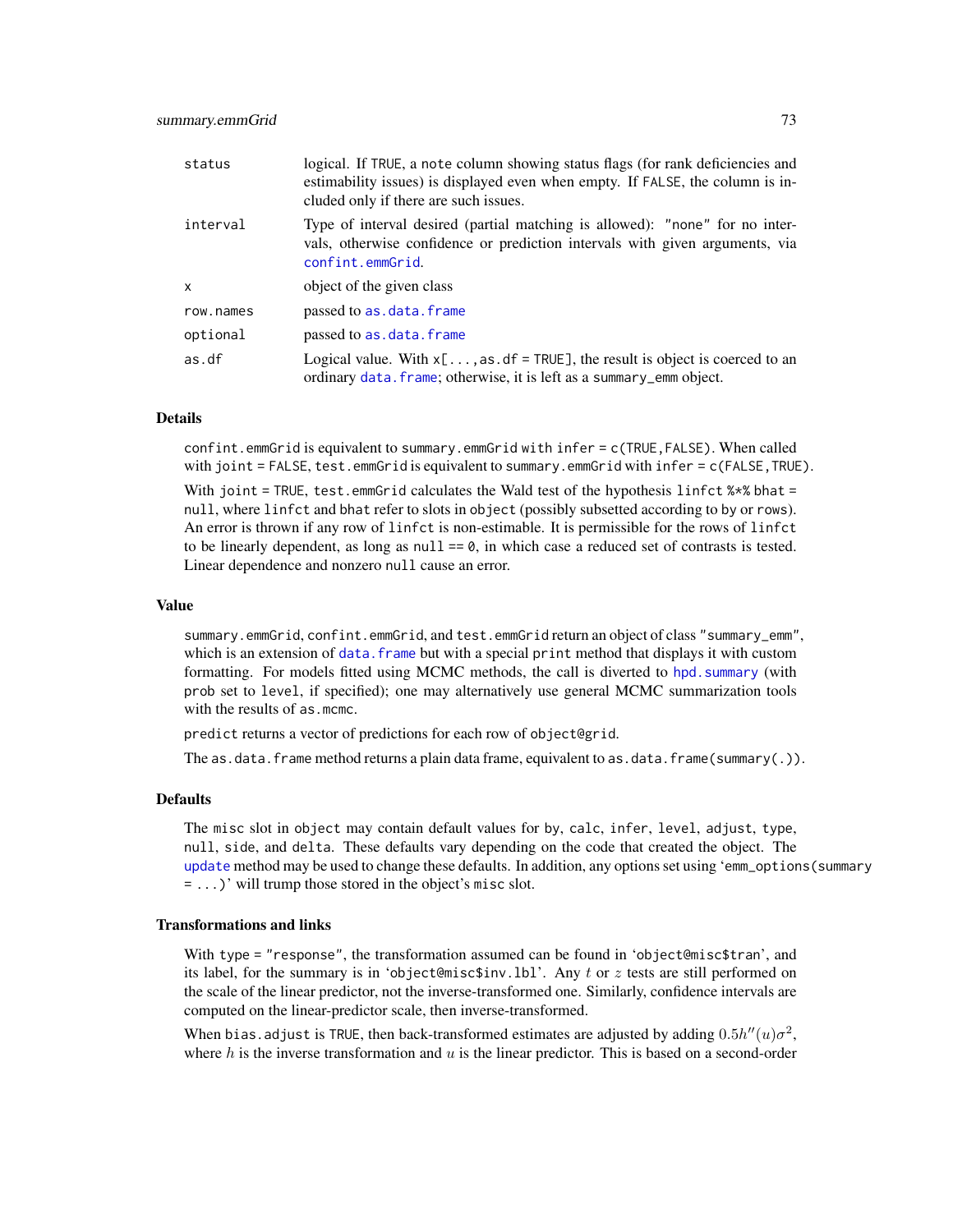| | |
|---|---|
| `status` | logical. If `TRUE`, a `note` column showing status flags (for rank deficiencies and estimability issues) is displayed even when empty. If `FALSE`, the column is included only if there are such issues. |
| `interval` | Type of interval desired (partial matching is allowed): `"none"` for no intervals, otherwise confidence or prediction intervals with given arguments, via `confint.emmGrid`. |
| `x` | object of the given class |
| `row.names` | passed to `as.data.frame` |
| `optional` | passed to `as.data.frame` |
| `as.df` | Logical value. With `x[...,as.df = TRUE]`, the result is object is coerced to an ordinary `data.frame`; otherwise, it is left as a `summary_emm` object. |

### Details

`confint.emmGrid` is equivalent to `summary.emmGrid` with `infer = c(TRUE,FALSE)`. When called with `joint = FALSE`, `test.emmGrid` is equivalent to `summary.emmGrid` with `infer = c(FALSE,TRUE)`.

With `joint = TRUE`, `test.emmGrid` calculates the Wald test of the hypothesis `linfct %*% bhat = null`, where `linfct` and `bhat` refer to slots in `object` (possibly subsetted according to `by` or `rows`). An error is thrown if any row of `linfct` is non-estimable. It is permissible for the rows of `linfct` to be linearly dependent, as long as `null == 0`, in which case a reduced set of contrasts is tested. Linear dependence and nonzero `null` cause an error.

### Value

`summary.emmGrid`, `confint.emmGrid`, and `test.emmGrid` return an object of class `"summary_emm"`, which is an extension of `data.frame` but with a special `print` method that displays it with custom formatting. For models fitted using MCMC methods, the call is diverted to `hpd.summary` (with `prob` set to `level`, if specified); one may alternatively use general MCMC summarization tools with the results of `as.mcmc`.

`predict` returns a vector of predictions for each row of `object@grid`.

The `as.data.frame` method returns a plain data frame, equivalent to `as.data.frame(summary(.))`.

### Defaults

The `misc` slot in `object` may contain default values for `by`, `calc`, `infer`, `level`, `adjust`, `type`, `null`, `side`, and `delta`. These defaults vary depending on the code that created the object. The `update` method may be used to change these defaults. In addition, any options set using '`emm_options(summary = ...)`' will trump those stored in the object's `misc` slot.

### Transformations and links

With `type = "response"`, the transformation assumed can be found in '`object@misc$tran`', and its label, for the summary is in '`object@misc$inv.lbl`'. Any $t$ or $z$ tests are still performed on the scale of the linear predictor, not the inverse-transformed one. Similarly, confidence intervals are computed on the linear-predictor scale, then inverse-transformed.

When `bias.adjust` is `TRUE`, then back-transformed estimates are adjusted by adding $0.5h''(u)\sigma^2$, where $h$ is the inverse transformation and $u$ is the linear predictor. This is based on a second-order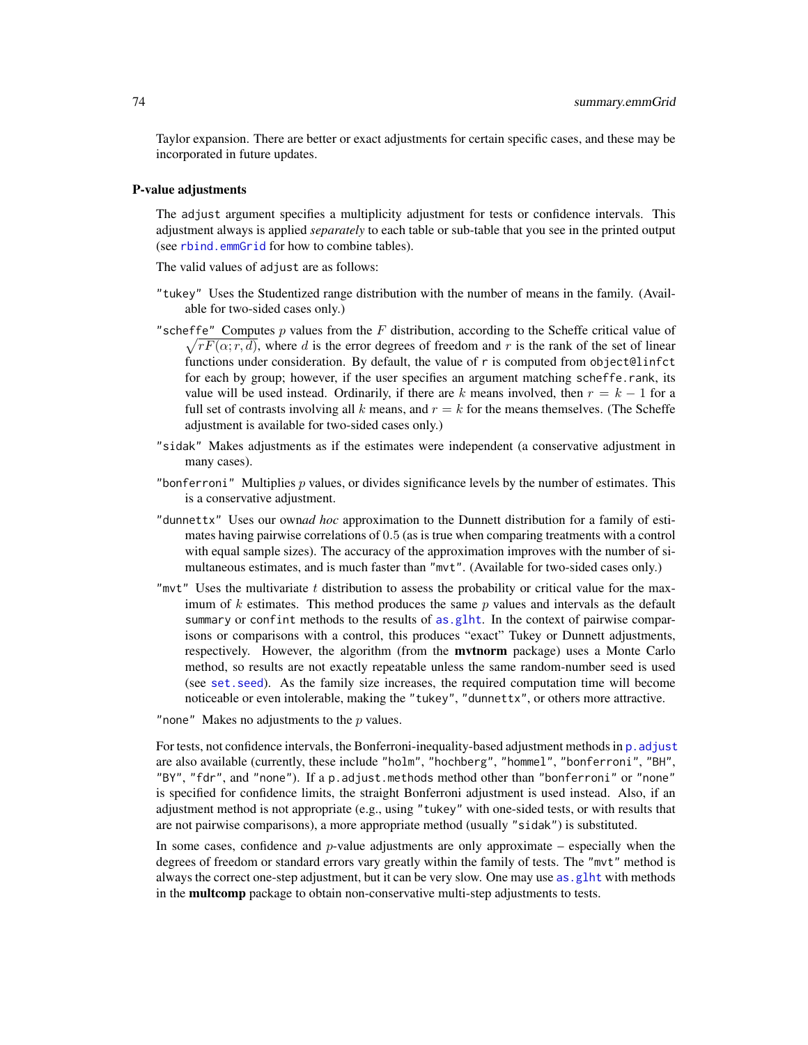Taylor expansion. There are better or exact adjustments for certain specific cases, and these may be incorporated in future updates.

### P-value adjustments

The `adjust` argument specifies a multiplicity adjustment for tests or confidence intervals. This adjustment always is applied *separately* to each table or sub-table that you see in the printed output (see `rbind.emmGrid` for how to combine tables).

The valid values of `adjust` are as follows:

- `"tukey"` Uses the Studentized range distribution with the number of means in the family. (Available for two-sided cases only.)
- `"scheffe"` Computes $p$ values from the $F$ distribution, according to the Scheffe critical value of $\sqrt{rF(\alpha; r, d)}$, where $d$ is the error degrees of freedom and $r$ is the rank of the set of linear functions under consideration. By default, the value of `r` is computed from `object@linfct` for each by group; however, if the user specifies an argument matching `scheffe.rank`, its value will be used instead. Ordinarily, if there are $k$ means involved, then $r = k - 1$ for a full set of contrasts involving all $k$ means, and $r = k$ for the means themselves. (The Scheffe adjustment is available for two-sided cases only.)
- `"sidak"` Makes adjustments as if the estimates were independent (a conservative adjustment in many cases).
- `"bonferroni"` Multiplies $p$ values, or divides significance levels by the number of estimates. This is a conservative adjustment.
- `"dunnettx"` Uses our own *ad hoc* approximation to the Dunnett distribution for a family of estimates having pairwise correlations of $0.5$ (as is true when comparing treatments with a control with equal sample sizes). The accuracy of the approximation improves with the number of simultaneous estimates, and is much faster than `"mvt"`. (Available for two-sided cases only.)
- `"mvt"` Uses the multivariate $t$ distribution to assess the probability or critical value for the maximum of $k$ estimates. This method produces the same $p$ values and intervals as the default `summary` or `confint` methods to the results of `as.glht`. In the context of pairwise comparisons or comparisons with a control, this produces "exact" Tukey or Dunnett adjustments, respectively. However, the algorithm (from the **mvtnorm** package) uses a Monte Carlo method, so results are not exactly repeatable unless the same random-number seed is used (see `set.seed`). As the family size increases, the required computation time will become noticeable or even intolerable, making the `"tukey"`, `"dunnettx"`, or others more attractive.
- `"none"` Makes no adjustments to the $p$ values.

For tests, not confidence intervals, the Bonferroni-inequality-based adjustment methods in `p.adjust` are also available (currently, these include `"holm"`, `"hochberg"`, `"hommel"`, `"bonferroni"`, `"BH"`, `"BY"`, `"fdr"`, and `"none"`). If a `p.adjust.methods` method other than `"bonferroni"` or `"none"` is specified for confidence limits, the straight Bonferroni adjustment is used instead. Also, if an adjustment method is not appropriate (e.g., using `"tukey"` with one-sided tests, or with results that are not pairwise comparisons), a more appropriate method (usually `"sidak"`) is substituted.

In some cases, confidence and $p$-value adjustments are only approximate – especially when the degrees of freedom or standard errors vary greatly within the family of tests. The `"mvt"` method is always the correct one-step adjustment, but it can be very slow. One may use `as.glht` with methods in the **multcomp** package to obtain non-conservative multi-step adjustments to tests.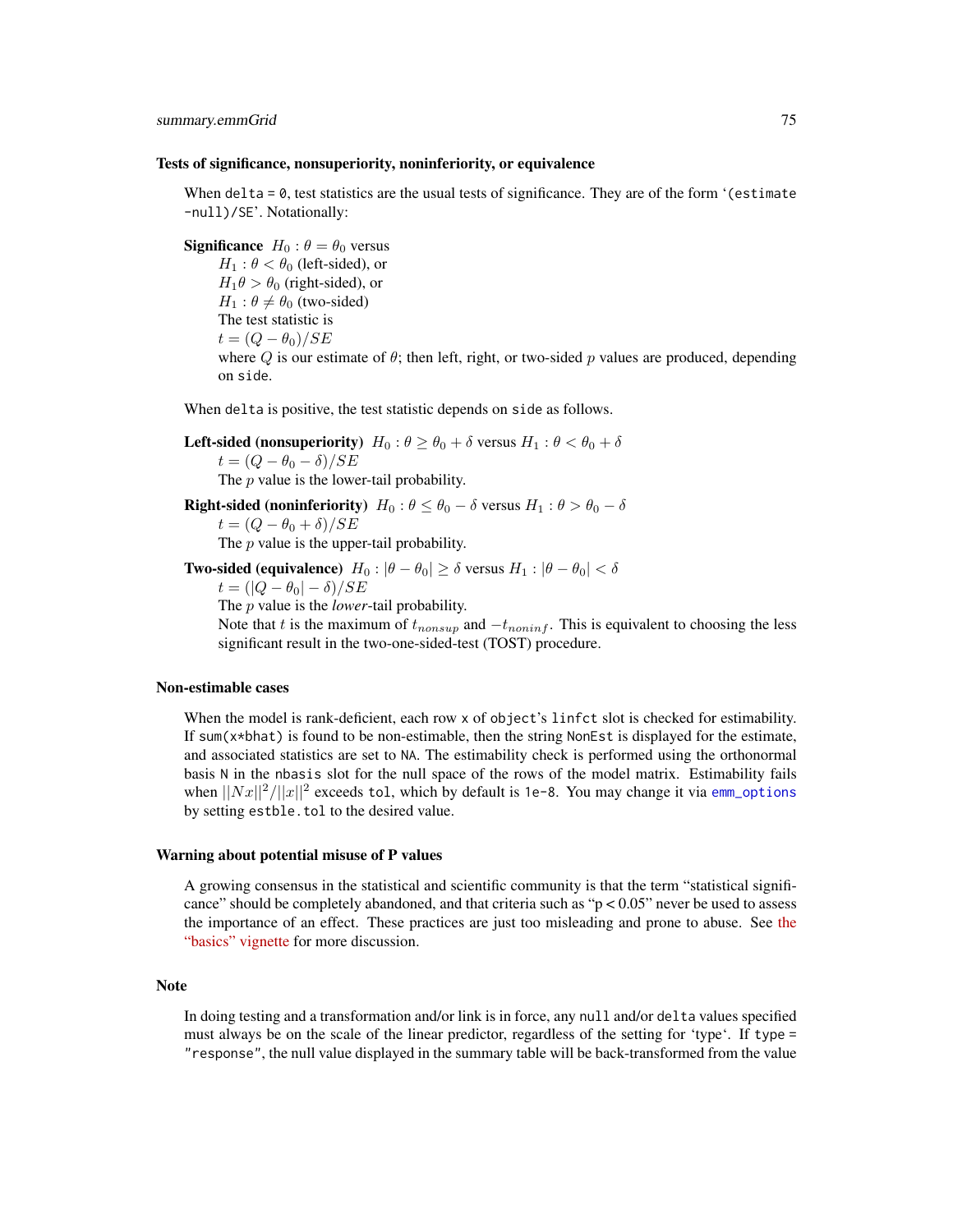### Tests of significance, nonsuperiority, noninferiority, or equivalence

When `delta = 0`, test statistics are the usual tests of significance. They are of the form '`(estimate -null)/SE`'. Notationally:

**Significance** $H_0 : \theta = \theta_0$ versus
$H_1 : \theta < \theta_0$ (left-sided), or
$H_1 \theta > \theta_0$ (right-sided), or
$H_1 : \theta \neq \theta_0$ (two-sided)
The test statistic is
$t = (Q - \theta_0)/SE$
where $Q$ is our estimate of $\theta$; then left, right, or two-sided $p$ values are produced, depending on `side`.

When `delta` is positive, the test statistic depends on `side` as follows.

**Left-sided (nonsuperiority)** $H_0 : \theta \geq \theta_0 + \delta$ versus $H_1 : \theta < \theta_0 + \delta$
$t = (Q - \theta_0 - \delta)/SE$
The $p$ value is the lower-tail probability.

**Right-sided (noninferiority)** $H_0 : \theta \leq \theta_0 - \delta$ versus $H_1 : \theta > \theta_0 - \delta$
$t = (Q - \theta_0 + \delta)/SE$
The $p$ value is the upper-tail probability.

**Two-sided (equivalence)** $H_0 : |\theta - \theta_0| \geq \delta$ versus $H_1 : |\theta - \theta_0| < \delta$
$t = (|Q - \theta_0| - \delta)/SE$
The $p$ value is the *lower*-tail probability.
Note that $t$ is the maximum of $t_{nonsup}$ and $-t_{noninf}$. This is equivalent to choosing the less significant result in the two-one-sided-test (TOST) procedure.

### Non-estimable cases

When the model is rank-deficient, each row `x` of `object`'s `linfct` slot is checked for estimability. If `sum(x*bhat)` is found to be non-estimable, then the string `NonEst` is displayed for the estimate, and associated statistics are set to `NA`. The estimability check is performed using the orthonormal basis `N` in the `nbasis` slot for the null space of the rows of the model matrix. Estimability fails when $||Nx||^2/||x||^2$ exceeds `tol`, which by default is `1e-8`. You may change it via `emm_options` by setting `estble.tol` to the desired value.

### Warning about potential misuse of P values

A growing consensus in the statistical and scientific community is that the term "statistical significance" should be completely abandoned, and that criteria such as "p < 0.05" never be used to assess the importance of an effect. These practices are just too misleading and prone to abuse. See the "basics" vignette for more discussion.

### Note

In doing testing and a transformation and/or link is in force, any `null` and/or `delta` values specified must always be on the scale of the linear predictor, regardless of the setting for 'type'. If `type = "response"`, the null value displayed in the summary table will be back-transformed from the value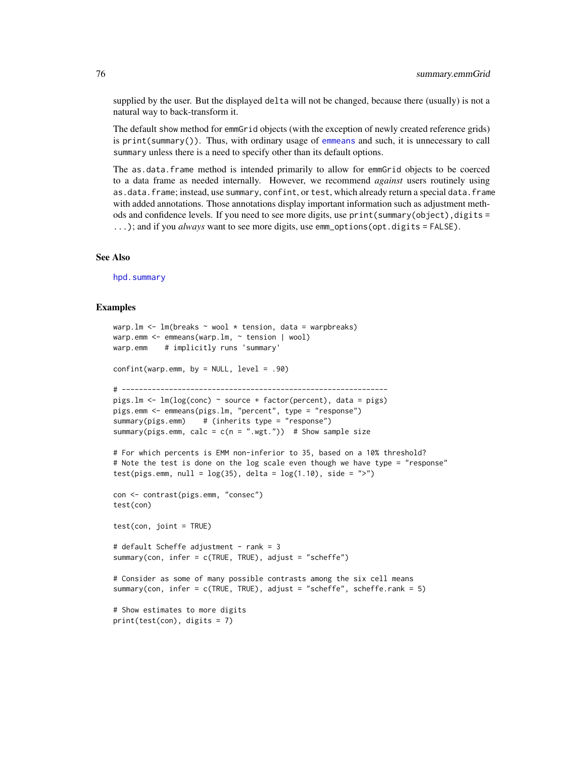supplied by the user. But the displayed `delta` will not be changed, because there (usually) is not a natural way to back-transform it.

The default show method for `emmGrid` objects (with the exception of newly created reference grids) is `print(summary())`. Thus, with ordinary usage of `emmeans` and such, it is unnecessary to call `summary` unless there is a need to specify other than its default options.

The `as.data.frame` method is intended primarily to allow for `emmGrid` objects to be coerced to a data frame as needed internally. However, we recommend *against* users routinely using `as.data.frame`; instead, use `summary`, `confint`, or `test`, which already return a special `data.frame` with added annotations. Those annotations display important information such as adjustment methods and confidence levels. If you need to see more digits, use `print(summary(object),digits = ...)`; and if you *always* want to see more digits, use `emm_options(opt.digits = FALSE)`.

## See Also

`hpd.summary`

## Examples

```
warp.lm <- lm(breaks ~ wool * tension, data = warpbreaks)
warp.emm <- emmeans(warp.lm, ~ tension | wool)
warp.emm    # implicitly runs 'summary'

confint(warp.emm, by = NULL, level = .90)

# --------------------------------------------------------------
pigs.lm <- lm(log(conc) ~ source + factor(percent), data = pigs)
pigs.emm <- emmeans(pigs.lm, "percent", type = "response")
summary(pigs.emm)    # (inherits type = "response")
summary(pigs.emm, calc = c(n = ".wgt."))  # Show sample size

# For which percents is EMM non-inferior to 35, based on a 10% threshold?
# Note the test is done on the log scale even though we have type = "response"
test(pigs.emm, null = log(35), delta = log(1.10), side = ">")

con <- contrast(pigs.emm, "consec")
test(con)

test(con, joint = TRUE)

# default Scheffe adjustment - rank = 3
summary(con, infer = c(TRUE, TRUE), adjust = "scheffe")

# Consider as some of many possible contrasts among the six cell means
summary(con, infer = c(TRUE, TRUE), adjust = "scheffe", scheffe.rank = 5)

# Show estimates to more digits
print(test(con), digits = 7)
```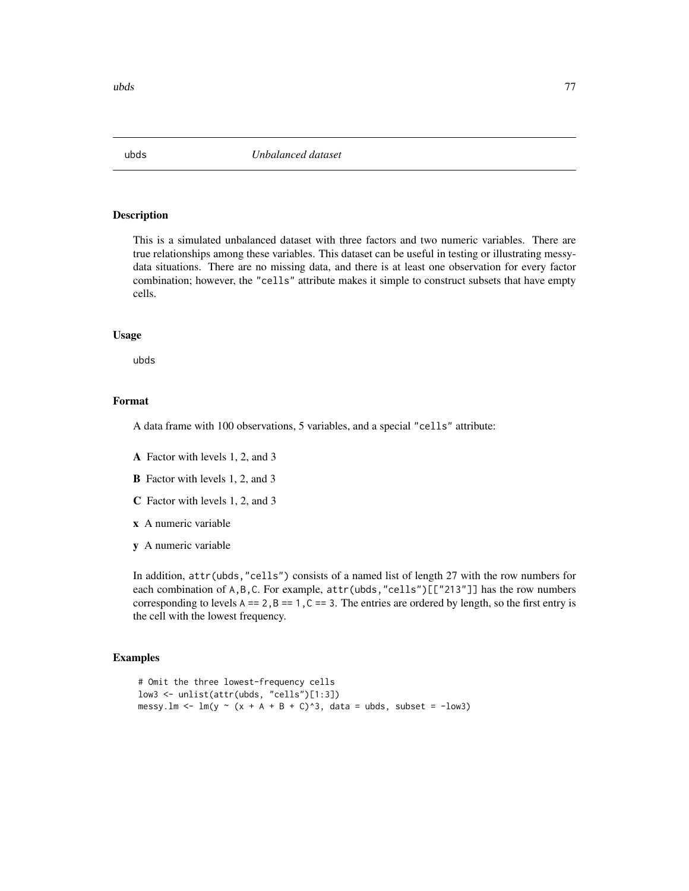# ubds — *Unbalanced dataset*

## Description

This is a simulated unbalanced dataset with three factors and two numeric variables. There are true relationships among these variables. This dataset can be useful in testing or illustrating messy-data situations. There are no missing data, and there is at least one observation for every factor combination; however, the "cells" attribute makes it simple to construct subsets that have empty cells.

## Usage

```
ubds
```

## Format

A data frame with 100 observations, 5 variables, and a special "cells" attribute:

- **A** Factor with levels 1, 2, and 3
- **B** Factor with levels 1, 2, and 3
- **C** Factor with levels 1, 2, and 3
- **x** A numeric variable
- **y** A numeric variable

In addition, `attr(ubds,"cells")` consists of a named list of length 27 with the row numbers for each combination of `A,B,C`. For example, `attr(ubds,"cells")[["213"]]` has the row numbers corresponding to levels `A == 2,B == 1,C == 3`. The entries are ordered by length, so the first entry is the cell with the lowest frequency.

## Examples

```
# Omit the three lowest-frequency cells
low3 <- unlist(attr(ubds, "cells")[1:3])
messy.lm <- lm(y ~ (x + A + B + C)^3, data = ubds, subset = -low3)
```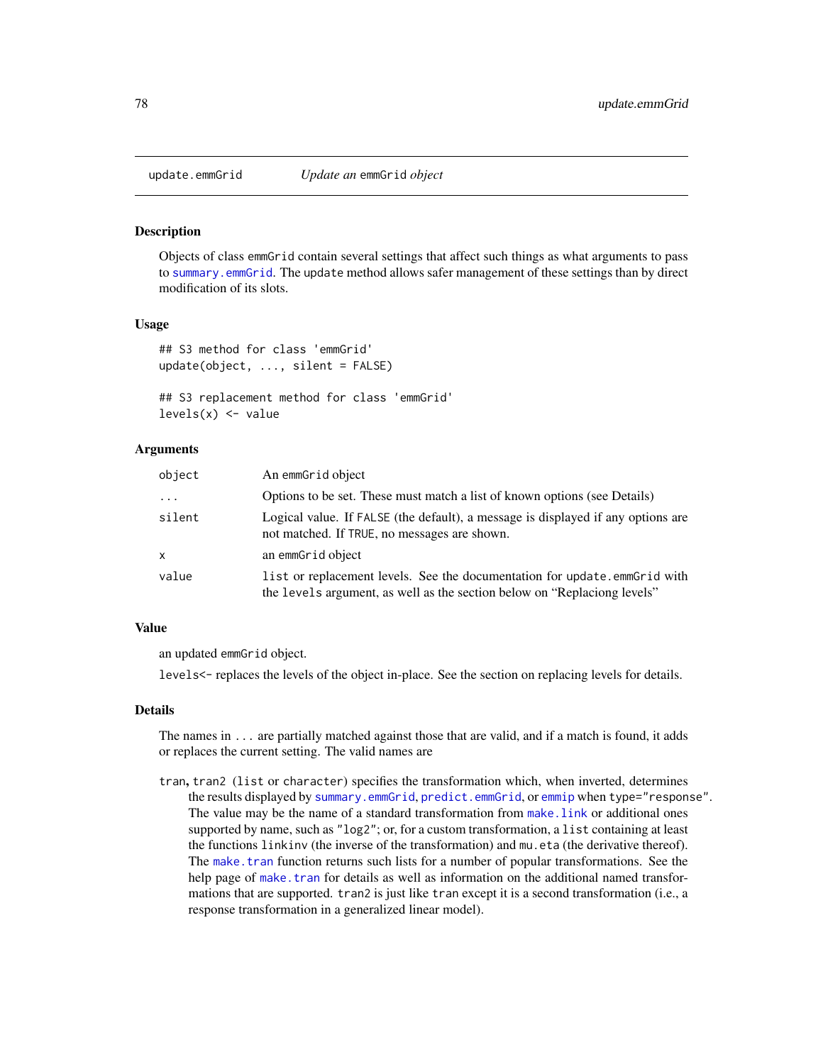## update.emmGrid &emsp; *Update an* `emmGrid` *object*

### Description

Objects of class `emmGrid` contain several settings that affect such things as what arguments to pass to `summary.emmGrid`. The `update` method allows safer management of these settings than by direct modification of its slots.

### Usage

```
## S3 method for class 'emmGrid'
update(object, ..., silent = FALSE)

## S3 replacement method for class 'emmGrid'
levels(x) <- value
```

### Arguments

| | |
|---|---|
| `object` | An `emmGrid` object |
| `...` | Options to be set. These must match a list of known options (see Details) |
| `silent` | Logical value. If `FALSE` (the default), a message is displayed if any options are not matched. If `TRUE`, no messages are shown. |
| `x` | an `emmGrid` object |
| `value` | `list` or replacement levels. See the documentation for `update.emmGrid` with the `levels` argument, as well as the section below on "Replaciong levels" |

### Value

an updated `emmGrid` object.

`levels<-` replaces the levels of the object in-place. See the section on replacing levels for details.

### Details

The names in `...` are partially matched against those that are valid, and if a match is found, it adds or replaces the current setting. The valid names are

`tran`, `tran2` (`list` or `character`) specifies the transformation which, when inverted, determines the results displayed by `summary.emmGrid`, `predict.emmGrid`, or `emmip` when `type="response"`. The value may be the name of a standard transformation from `make.link` or additional ones supported by name, such as `"log2"`; or, for a custom transformation, a `list` containing at least the functions `linkinv` (the inverse of the transformation) and `mu.eta` (the derivative thereof). The `make.tran` function returns such lists for a number of popular transformations. See the help page of `make.tran` for details as well as information on the additional named transformations that are supported. `tran2` is just like `tran` except it is a second transformation (i.e., a response transformation in a generalized linear model).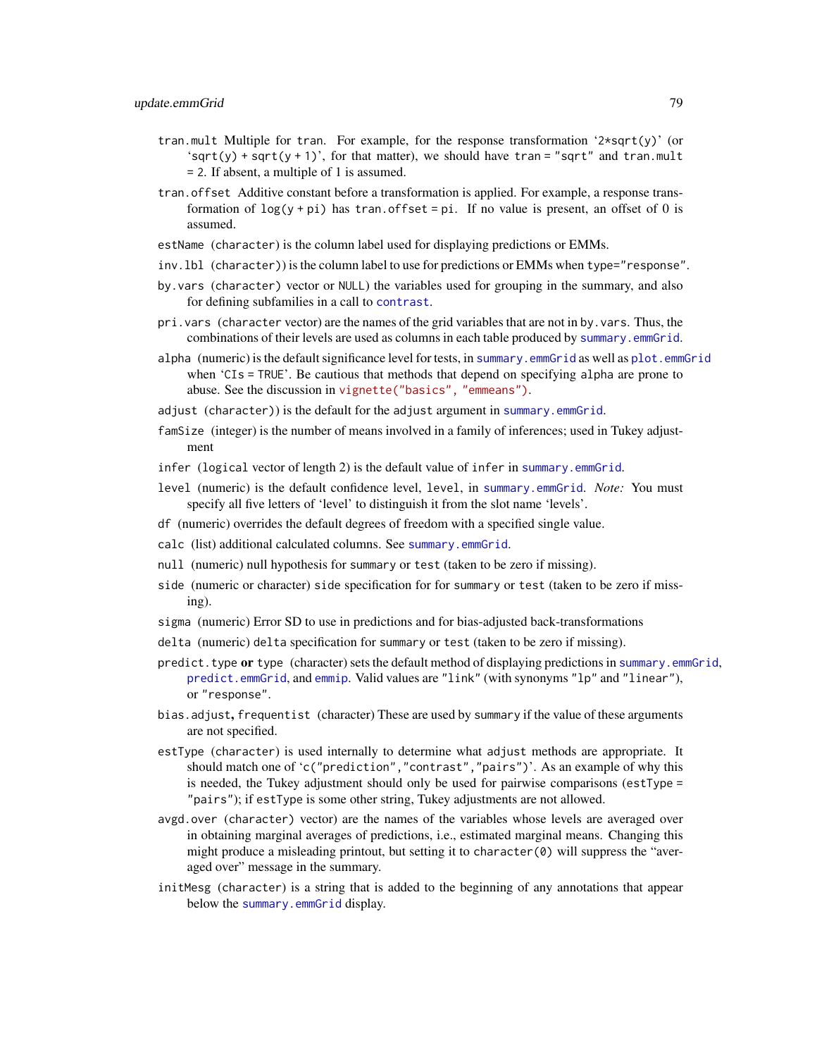`tran.mult` Multiple for `tran`. For example, for the response transformation '`2*sqrt(y)`' (or '`sqrt(y) + sqrt(y + 1)`', for that matter), we should have `tran = "sqrt"` and `tran.mult = 2`. If absent, a multiple of 1 is assumed.

`tran.offset` Additive constant before a transformation is applied. For example, a response transformation of `log(y + pi)` has `tran.offset = pi`. If no value is present, an offset of 0 is assumed.

`estName` (`character`) is the column label used for displaying predictions or EMMs.

`inv.lbl` (`character`)) is the column label to use for predictions or EMMs when `type="response"`.

`by.vars` (`character`) vector or `NULL`) the variables used for grouping in the summary, and also for defining subfamilies in a call to `contrast`.

`pri.vars` (`character` vector) are the names of the grid variables that are not in `by.vars`. Thus, the combinations of their levels are used as columns in each table produced by `summary.emmGrid`.

`alpha` (numeric) is the default significance level for tests, in `summary.emmGrid` as well as `plot.emmGrid` when '`CIs = TRUE`'. Be cautious that methods that depend on specifying `alpha` are prone to abuse. See the discussion in `vignette("basics", "emmeans")`.

`adjust` (`character`)) is the default for the `adjust` argument in `summary.emmGrid`.

`famSize` (integer) is the number of means involved in a family of inferences; used in Tukey adjustment

`infer` (`logical` vector of length 2) is the default value of `infer` in `summary.emmGrid`.

`level` (numeric) is the default confidence level, `level`, in `summary.emmGrid`. *Note:* You must specify all five letters of 'level' to distinguish it from the slot name 'levels'.

`df` (numeric) overrides the default degrees of freedom with a specified single value.

`calc` (list) additional calculated columns. See `summary.emmGrid`.

`null` (numeric) null hypothesis for `summary` or `test` (taken to be zero if missing).

`side` (numeric or character) `side` specification for for `summary` or `test` (taken to be zero if missing).

`sigma` (numeric) Error SD to use in predictions and for bias-adjusted back-transformations

`delta` (numeric) `delta` specification for `summary` or `test` (taken to be zero if missing).

`predict.type` **or** `type` (character) sets the default method of displaying predictions in `summary.emmGrid`, `predict.emmGrid`, and `emmip`. Valid values are `"link"` (with synonyms `"lp"` and `"linear"`), or `"response"`.

`bias.adjust`**,** `frequentist` (character) These are used by `summary` if the value of these arguments are not specified.

`estType` (`character`) is used internally to determine what `adjust` methods are appropriate. It should match one of '`c("prediction","contrast","pairs")`'. As an example of why this is needed, the Tukey adjustment should only be used for pairwise comparisons (`estType = "pairs"`); if `estType` is some other string, Tukey adjustments are not allowed.

`avgd.over` (`character`) vector) are the names of the variables whose levels are averaged over in obtaining marginal averages of predictions, i.e., estimated marginal means. Changing this might produce a misleading printout, but setting it to `character(0)` will suppress the "averaged over" message in the summary.

`initMesg` (`character`) is a string that is added to the beginning of any annotations that appear below the `summary.emmGrid` display.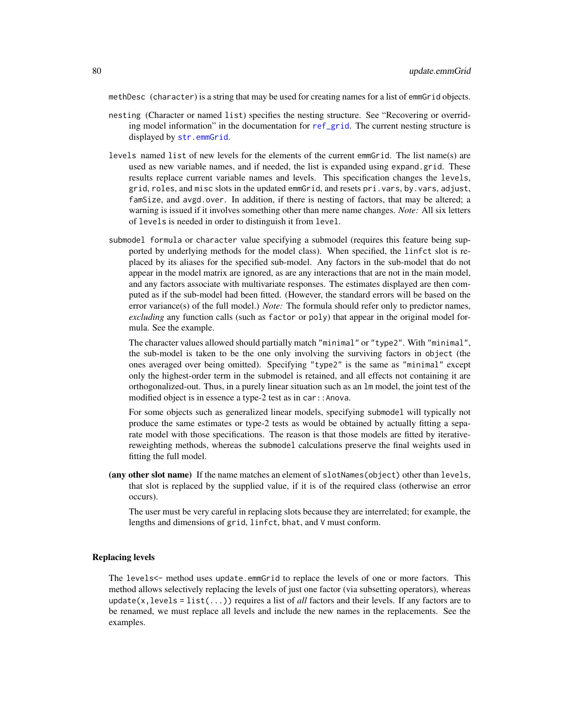`methDesc` (character) is a string that may be used for creating names for a list of `emmGrid` objects.

`nesting` (Character or named `list`) specifies the nesting structure. See "Recovering or overriding model information" in the documentation for `ref_grid`. The current nesting structure is displayed by `str.emmGrid`.

`levels` named `list` of new levels for the elements of the current `emmGrid`. The list name(s) are used as new variable names, and if needed, the list is expanded using `expand.grid`. These results replace current variable names and levels. This specification changes the `levels`, `grid`, `roles`, and `misc` slots in the updated `emmGrid`, and resets `pri.vars`, `by.vars`, `adjust`, `famSize`, and `avgd.over`. In addition, if there is nesting of factors, that may be altered; a warning is issued if it involves something other than mere name changes. *Note:* All six letters of `levels` is needed in order to distinguish it from `level`.

`submodel` `formula` or `character` value specifying a submodel (requires this feature being supported by underlying methods for the model class). When specified, the `linfct` slot is replaced by its aliases for the specified sub-model. Any factors in the sub-model that do not appear in the model matrix are ignored, as are any interactions that are not in the main model, and any factors associate with multivariate responses. The estimates displayed are then computed as if the sub-model had been fitted. (However, the standard errors will be based on the error variance(s) of the full model.) *Note:* The formula should refer only to predictor names, *excluding* any function calls (such as `factor` or `poly`) that appear in the original model formula. See the example.

The character values allowed should partially match `"minimal"` or `"type2"`. With `"minimal"`, the sub-model is taken to be the one only involving the surviving factors in `object` (the ones averaged over being omitted). Specifying `"type2"` is the same as `"minimal"` except only the highest-order term in the submodel is retained, and all effects not containing it are orthogonalized-out. Thus, in a purely linear situation such as an `lm` model, the joint test of the modified object is in essence a type-2 test as in `car::Anova`.

For some objects such as generalized linear models, specifying `submodel` will typically not produce the same estimates or type-2 tests as would be obtained by actually fitting a separate model with those specifications. The reason is that those models are fitted by iterative-reweighting methods, whereas the `submodel` calculations preserve the final weights used in fitting the full model.

**(any other slot name)** If the name matches an element of `slotNames(object)` other than `levels`, that slot is replaced by the supplied value, if it is of the required class (otherwise an error occurs).

The user must be very careful in replacing slots because they are interrelated; for example, the lengths and dimensions of `grid`, `linfct`, `bhat`, and `V` must conform.

## Replacing levels

The `levels<-` method uses `update.emmGrid` to replace the levels of one or more factors. This method allows selectively replacing the levels of just one factor (via subsetting operators), whereas `update(x,levels = list(...))` requires a list of *all* factors and their levels. If any factors are to be renamed, we must replace all levels and include the new names in the replacements. See the examples.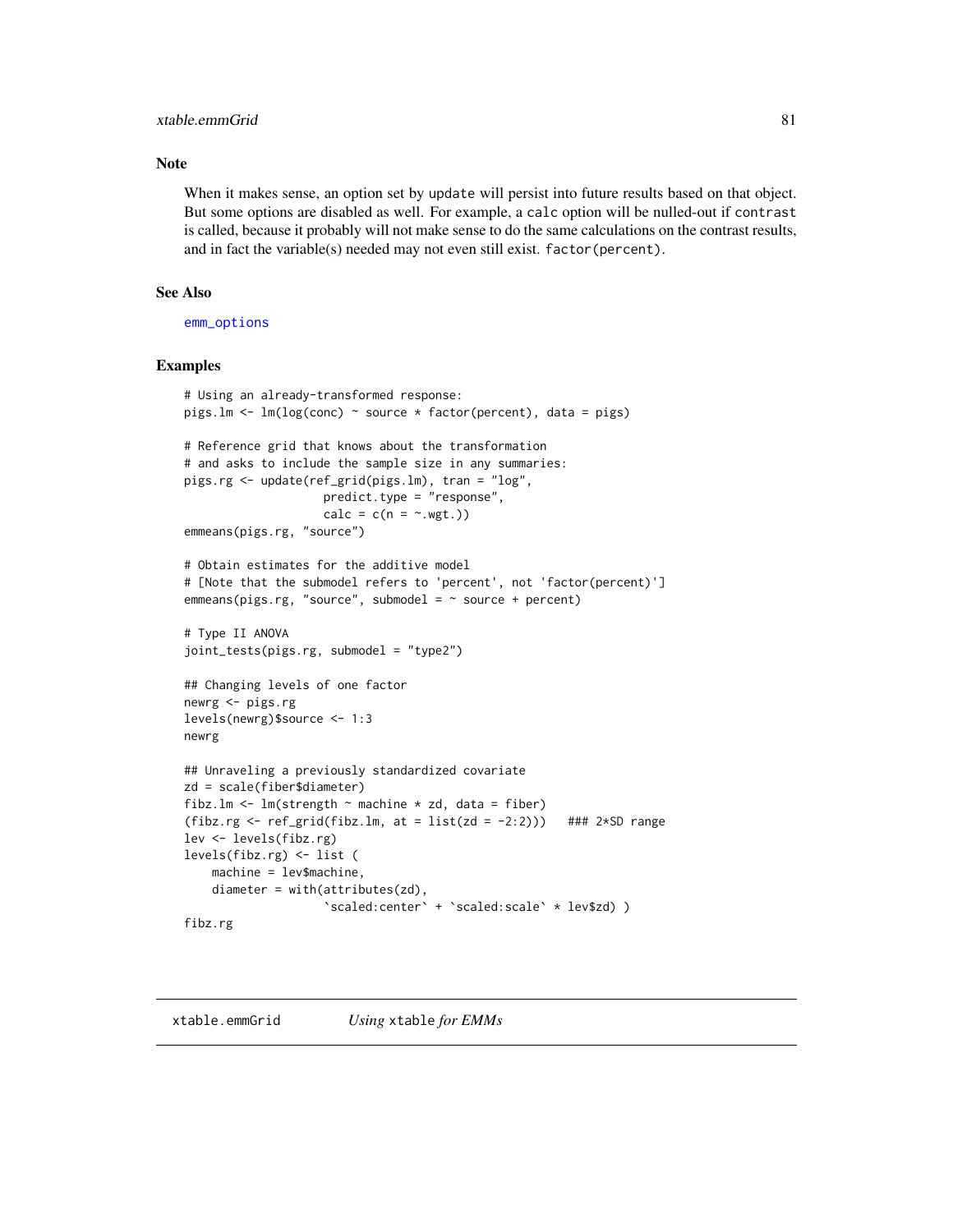## Note

When it makes sense, an option set by `update` will persist into future results based on that object. But some options are disabled as well. For example, a `calc` option will be nulled-out if `contrast` is called, because it probably will not make sense to do the same calculations on the contrast results, and in fact the variable(s) needed may not even still exist. `factor(percent)`.

## See Also

`emm_options`

## Examples

```
# Using an already-transformed response:
pigs.lm <- lm(log(conc) ~ source * factor(percent), data = pigs)

# Reference grid that knows about the transformation
# and asks to include the sample size in any summaries:
pigs.rg <- update(ref_grid(pigs.lm), tran = "log",
                    predict.type = "response",
                    calc = c(n = ~.wgt.))
emmeans(pigs.rg, "source")

# Obtain estimates for the additive model
# [Note that the submodel refers to 'percent', not 'factor(percent)']
emmeans(pigs.rg, "source", submodel = ~ source + percent)

# Type II ANOVA
joint_tests(pigs.rg, submodel = "type2")

## Changing levels of one factor
newrg <- pigs.rg
levels(newrg)$source <- 1:3
newrg

## Unraveling a previously standardized covariate
zd = scale(fiber$diameter)
fibz.lm <- lm(strength ~ machine * zd, data = fiber)
(fibz.rg <- ref_grid(fibz.lm, at = list(zd = -2:2)))   ### 2*SD range
lev <- levels(fibz.rg)
levels(fibz.rg) <- list (
    machine = lev$machine,
    diameter = with(attributes(zd),
                    `scaled:center` + `scaled:scale` * lev$zd) )
fibz.rg
```

---

# xtable.emmGrid — *Using* `xtable` *for EMMs*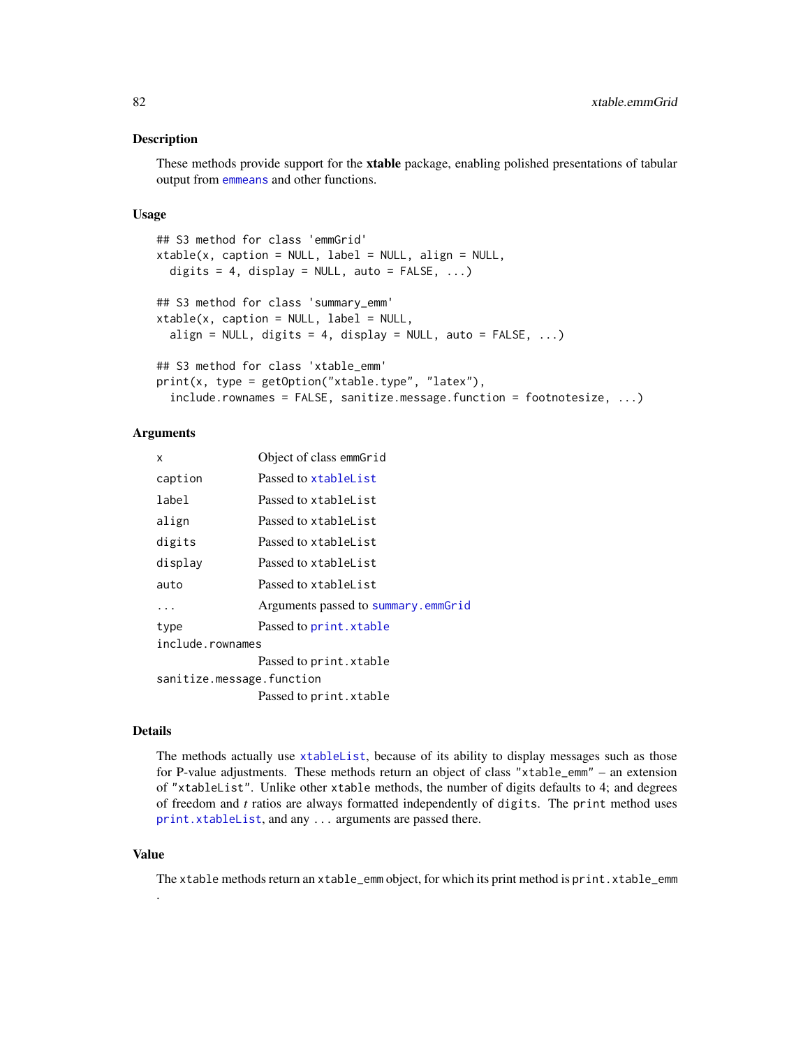### Description

These methods provide support for the **xtable** package, enabling polished presentations of tabular output from emmeans and other functions.

### Usage

```
## S3 method for class 'emmGrid'
xtable(x, caption = NULL, label = NULL, align = NULL,
  digits = 4, display = NULL, auto = FALSE, ...)

## S3 method for class 'summary_emm'
xtable(x, caption = NULL, label = NULL,
  align = NULL, digits = 4, display = NULL, auto = FALSE, ...)

## S3 method for class 'xtable_emm'
print(x, type = getOption("xtable.type", "latex"),
  include.rownames = FALSE, sanitize.message.function = footnotesize, ...)
```

### Arguments

| Argument | Description |
|---|---|
| `x` | Object of class emmGrid |
| `caption` | Passed to xtableList |
| `label` | Passed to xtableList |
| `align` | Passed to xtableList |
| `digits` | Passed to xtableList |
| `display` | Passed to xtableList |
| `auto` | Passed to xtableList |
| `...` | Arguments passed to summary.emmGrid |
| `type` | Passed to print.xtable |
| `include.rownames` | Passed to print.xtable |
| `sanitize.message.function` | Passed to print.xtable |

### Details

The methods actually use xtableList, because of its ability to display messages such as those for P-value adjustments. These methods return an object of class "xtable_emm" – an extension of "xtableList". Unlike other xtable methods, the number of digits defaults to 4; and degrees of freedom and *t* ratios are always formatted independently of digits. The print method uses print.xtableList, and any ... arguments are passed there.

### Value

The xtable methods return an xtable_emm object, for which its print method is print.xtable_emm .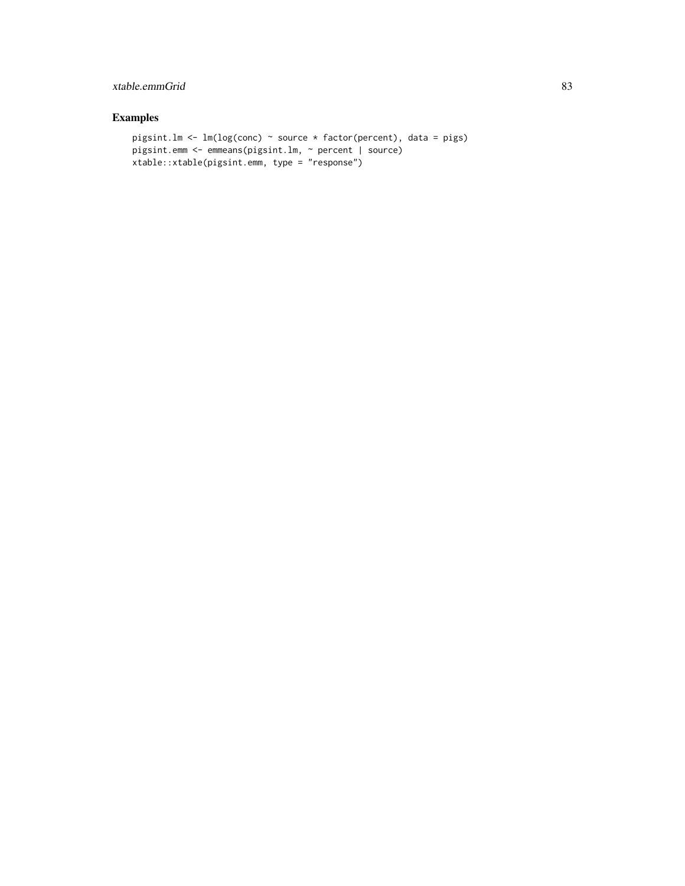## Examples

```
pigsint.lm <- lm(log(conc) ~ source * factor(percent), data = pigs)
pigsint.emm <- emmeans(pigsint.lm, ~ percent | source)
xtable::xtable(pigsint.emm, type = "response")
```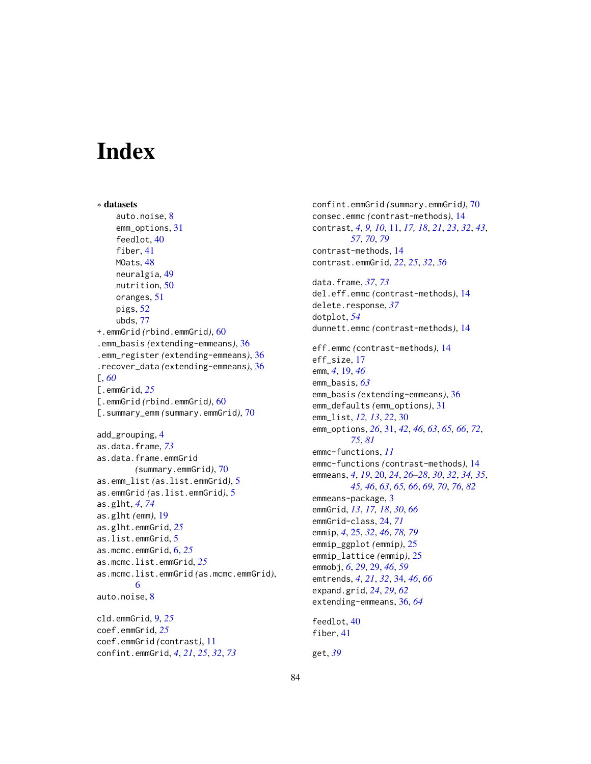# Index

∗ **datasets**

auto.noise, 8
emm_options, 31
feedlot, 40
fiber, 41
MOats, 48
neuralgia, 49
nutrition, 50
oranges, 51
pigs, 52
ubds, 77

+.emmGrid *(*rbind.emmGrid*)*, 60
.emm_basis *(*extending-emmeans*)*, 36
.emm_register *(*extending-emmeans*)*, 36
.recover_data *(*extending-emmeans*)*, 36
[, *60*
[.emmGrid, *25*
[.emmGrid *(*rbind.emmGrid*)*, 60
[.summary_emm *(*summary.emmGrid*)*, 70

add_grouping, 4
as.data.frame, *73*
as.data.frame.emmGrid *(*summary.emmGrid*)*, 70
as.emm_list *(*as.list.emmGrid*)*, 5
as.emmGrid *(*as.list.emmGrid*)*, 5
as.glht, *4*, *74*
as.glht *(*emm*)*, 19
as.glht.emmGrid, *25*
as.list.emmGrid, 5
as.mcmc.emmGrid, 6, *25*
as.mcmc.list.emmGrid, *25*
as.mcmc.list.emmGrid *(*as.mcmc.emmGrid*)*, 6
auto.noise, 8

cld.emmGrid, 9, *25*
coef.emmGrid, *25*
coef.emmGrid *(*contrast*)*, 11
confint.emmGrid, *4*, *21*, *25*, *32*, *73*
confint.emmGrid *(*summary.emmGrid*)*, 70
consec.emmc *(*contrast-methods*)*, 14
contrast, *4*, *9, 10*, 11, *17, 18*, *21*, *23*, *32*, *43*, *57*, *70*, *79*
contrast-methods, 14
contrast.emmGrid, *22*, *25*, *32*, *56*

data.frame, *37*, *73*
del.eff.emmc *(*contrast-methods*)*, 14
delete.response, *37*
dotplot, *54*
dunnett.emmc *(*contrast-methods*)*, 14

eff.emmc *(*contrast-methods*)*, 14
eff_size, 17
emm, *4*, 19, *46*
emm_basis, *63*
emm_basis *(*extending-emmeans*)*, 36
emm_defaults *(*emm_options*)*, 31
emm_list, *12, 13*, *22*, 30
emm_options, *26*, 31, *42*, *46*, *63*, *65, 66*, *72*, *75*, *81*
emmc-functions, *11*
emmc-functions *(*contrast-methods*)*, 14
emmeans, *4*, *19*, 20, *24*, *26–28*, *30*, *32*, *34, 35*, *45, 46*, *63*, *65, 66*, *69, 70*, *76*, *82*
emmeans-package, 3
emmGrid, *13*, *17, 18*, *30*, *66*
emmGrid-class, 24, *71*
emmip, *4*, 25, *32*, *46*, *78, 79*
emmip_ggplot *(*emmip*)*, 25
emmip_lattice *(*emmip*)*, 25
emmobj, *6*, *29*, 29, *46*, *59*
emtrends, *4*, *21*, *32*, 34, *46*, *66*
expand.grid, *24*, *29*, *62*
extending-emmeans, 36, *64*

feedlot, 40
fiber, 41

get, *39*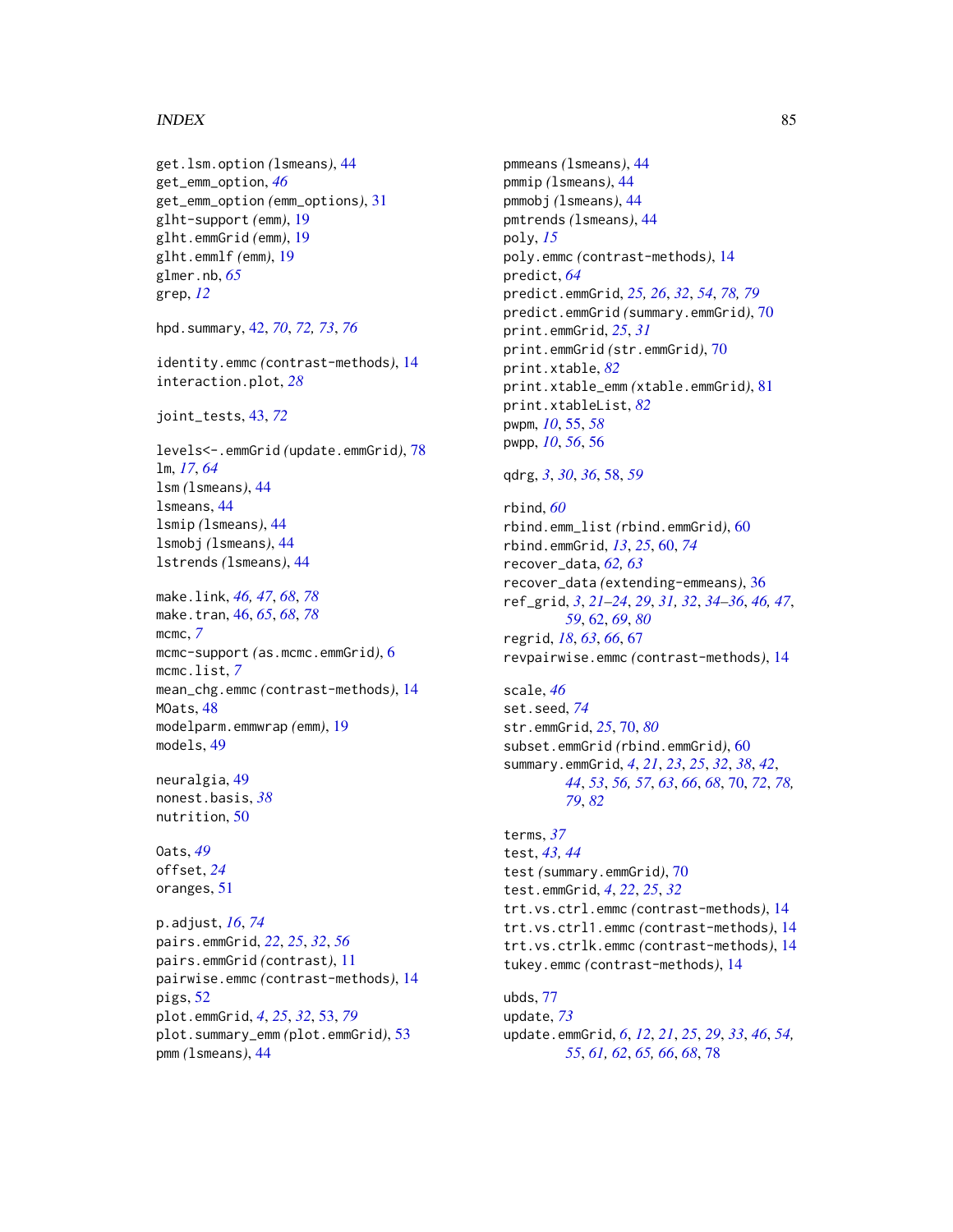get.lsm.option *(lsmeans)*, 44
get_emm_option, *46*
get_emm_option *(emm_options)*, 31
glht-support *(emm)*, 19
glht.emmGrid *(emm)*, 19
glht.emmlf *(emm)*, 19
glmer.nb, *65*
grep, *12*

hpd.summary, 42, *70*, *72, 73*, *76*

identity.emmc *(contrast-methods)*, 14
interaction.plot, *28*

joint_tests, 43, *72*

levels<-.emmGrid *(update.emmGrid)*, 78
lm, *17*, *64*
lsm *(lsmeans)*, 44
lsmeans, 44
lsmip *(lsmeans)*, 44
lsmobj *(lsmeans)*, 44
lstrends *(lsmeans)*, 44

make.link, *46, 47*, *68*, *78*
make.tran, 46, *65*, *68*, *78*
mcmc, *7*
mcmc-support *(as.mcmc.emmGrid)*, 6
mcmc.list, *7*
mean_chg.emmc *(contrast-methods)*, 14
MOats, 48
modelparm.emmwrap *(emm)*, 19
models, 49

neuralgia, 49
nonest.basis, *38*
nutrition, 50

Oats, *49*
offset, *24*
oranges, 51

p.adjust, *16*, *74*
pairs.emmGrid, *22*, *25*, *32*, *56*
pairs.emmGrid *(contrast)*, 11
pairwise.emmc *(contrast-methods)*, 14
pigs, 52
plot.emmGrid, *4*, *25*, *32*, 53, *79*
plot.summary_emm *(plot.emmGrid)*, 53
pmm *(lsmeans)*, 44
pmmeans *(lsmeans)*, 44
pmmip *(lsmeans)*, 44
pmmobj *(lsmeans)*, 44
pmtrends *(lsmeans)*, 44
poly, *15*
poly.emmc *(contrast-methods)*, 14
predict, *64*
predict.emmGrid, *25, 26*, *32*, *54*, *78, 79*
predict.emmGrid *(summary.emmGrid)*, 70
print.emmGrid, *25*, *31*
print.emmGrid *(str.emmGrid)*, 70
print.xtable, *82*
print.xtable_emm *(xtable.emmGrid)*, 81
print.xtableList, *82*
pwpm, *10*, 55, *58*
pwpp, *10*, *56*, 56

qdrg, *3*, *30*, *36*, 58, *59*

rbind, *60*
rbind.emm_list *(rbind.emmGrid)*, 60
rbind.emmGrid, *13*, *25*, 60, *74*
recover_data, *62, 63*
recover_data *(extending-emmeans)*, 36
ref_grid, *3*, *21–24*, *29*, *31, 32*, *34–36*, *46, 47*, *59*, 62, *69*, *80*
regrid, *18*, *63*, *66*, 67
revpairwise.emmc *(contrast-methods)*, 14

scale, *46*
set.seed, *74*
str.emmGrid, *25*, 70, *80*
subset.emmGrid *(rbind.emmGrid)*, 60
summary.emmGrid, *4*, *21*, *23*, *25*, *32*, *38*, *42*, *44*, *53*, *56, 57*, *63*, *66*, *68*, 70, *72*, *78, 79*, *82*

terms, *37*
test, *43, 44*
test *(summary.emmGrid)*, 70
test.emmGrid, *4*, *22*, *25*, *32*
trt.vs.ctrl.emmc *(contrast-methods)*, 14
trt.vs.ctrl1.emmc *(contrast-methods)*, 14
trt.vs.ctrlk.emmc *(contrast-methods)*, 14
tukey.emmc *(contrast-methods)*, 14

ubds, 77
update, *73*
update.emmGrid, *6*, *12*, *21*, *25*, *29*, *33*, *46*, *54, 55*, *61, 62*, *65, 66*, *68*, 78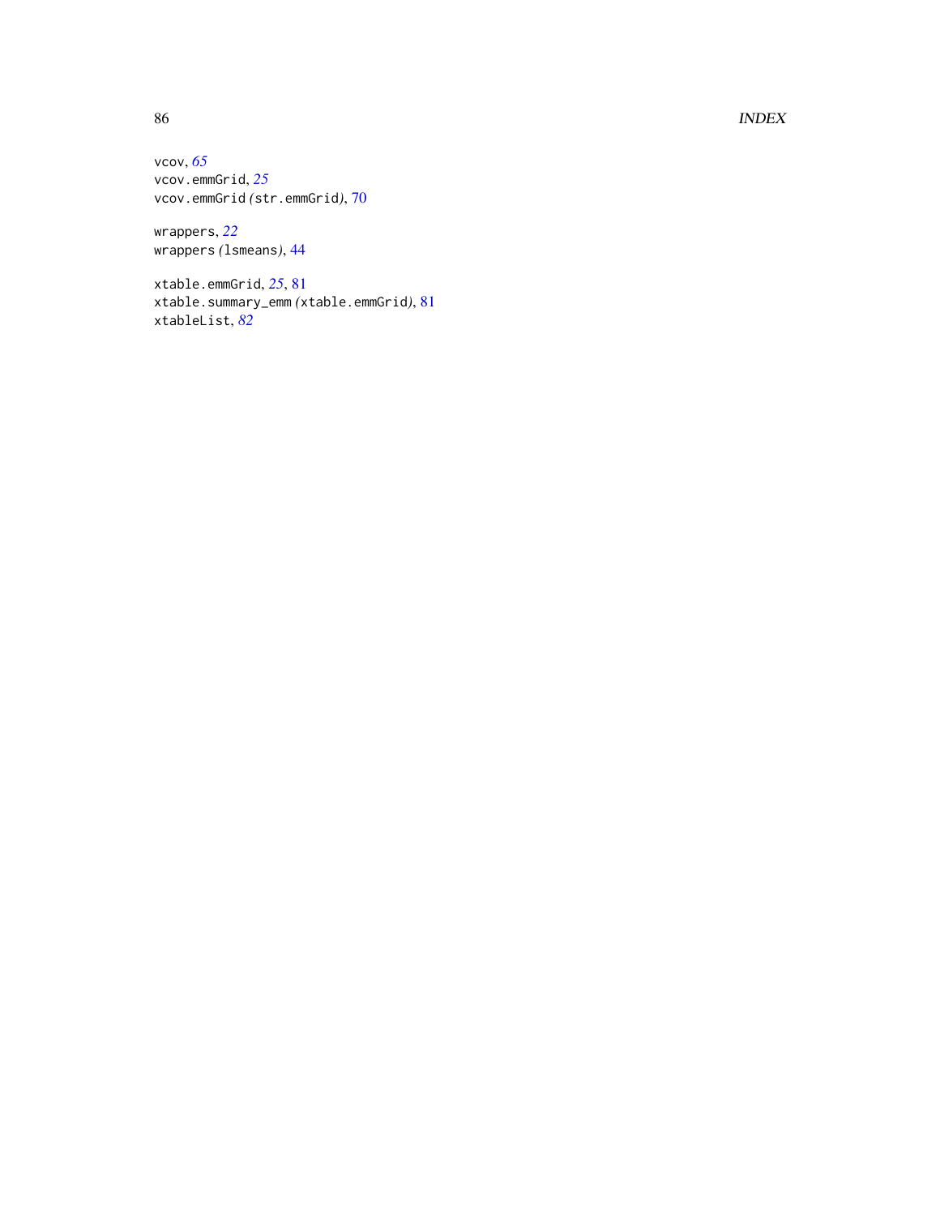vcov, *65*
vcov.emmGrid, *25*
vcov.emmGrid *(*str.emmGrid*)*, 70

wrappers, *22*
wrappers *(*lsmeans*)*, 44

xtable.emmGrid, *25*, 81
xtable.summary_emm *(*xtable.emmGrid*)*, 81
xtableList, *82*